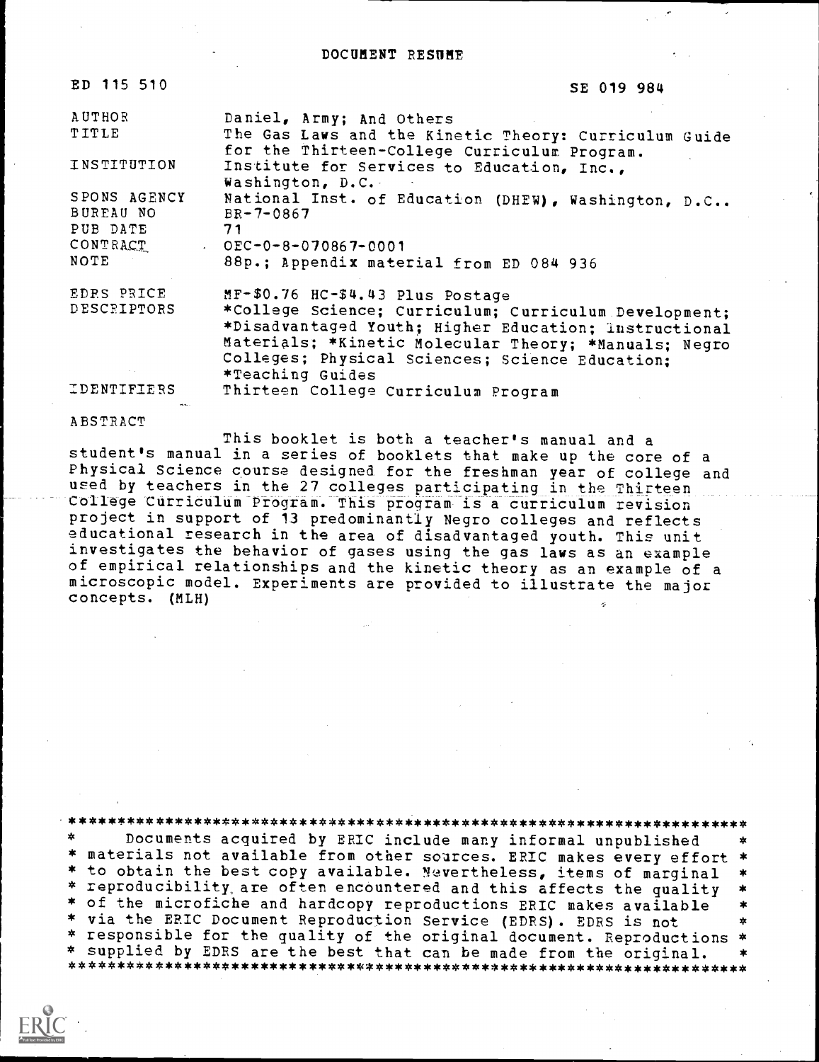# DOCUMENT RESUME

| | |
|---|---|
| ED 115 510 | SE 019 984 |
| AUTHOR | Daniel, Army; And Others |
| TITLE | The Gas Laws and the Kinetic Theory: Curriculum Guide for the Thirteen-College Curriculum Program. |
| INSTITUTION | Institute for Services to Education, Inc., Washington, D.C. |
| SPONS AGENCY | National Inst. of Education (DHEW), Washington, D.C.. |
| BUREAU NO | BR-7-0867 |
| PUB DATE | 71 |
| CONTRACT | OEC-0-8-070867-0001 |
| NOTE | 88p.; Appendix material from ED 084 936 |
| EDRS PRICE | MF-$0.76 HC-$4.43 Plus Postage |
| DESCRIPTORS | *College Science; Curriculum; Curriculum Development; *Disadvantaged Youth; Higher Education; Instructional Materials; *Kinetic Molecular Theory; *Manuals; Negro Colleges; Physical Sciences; Science Education; *Teaching Guides |
| IDENTIFIERS | Thirteen College Curriculum Program |

ABSTRACT

This booklet is both a teacher's manual and a student's manual in a series of booklets that make up the core of a Physical Science course designed for the freshman year of college and used by teachers in the 27 colleges participating in the Thirteen College Curriculum Program. This program is a curriculum revision project in support of 13 predominantly Negro colleges and reflects educational research in the area of disadvantaged youth. This unit investigates the behavior of gases using the gas laws as an example of empirical relationships and the kinetic theory as an example of a microscopic model. Experiments are provided to illustrate the major concepts. (MLH)

***********************************************************************
* Documents acquired by ERIC include many informal unpublished *
* materials not available from other sources. ERIC makes every effort *
* to obtain the best copy available. Nevertheless, items of marginal *
* reproducibility are often encountered and this affects the quality *
* of the microfiche and hardcopy reproductions ERIC makes available *
* via the ERIC Document Reproduction Service (EDRS). EDRS is not *
* responsible for the quality of the original document. Reproductions *
* supplied by EDRS are the best that can be made from the original. *
***********************************************************************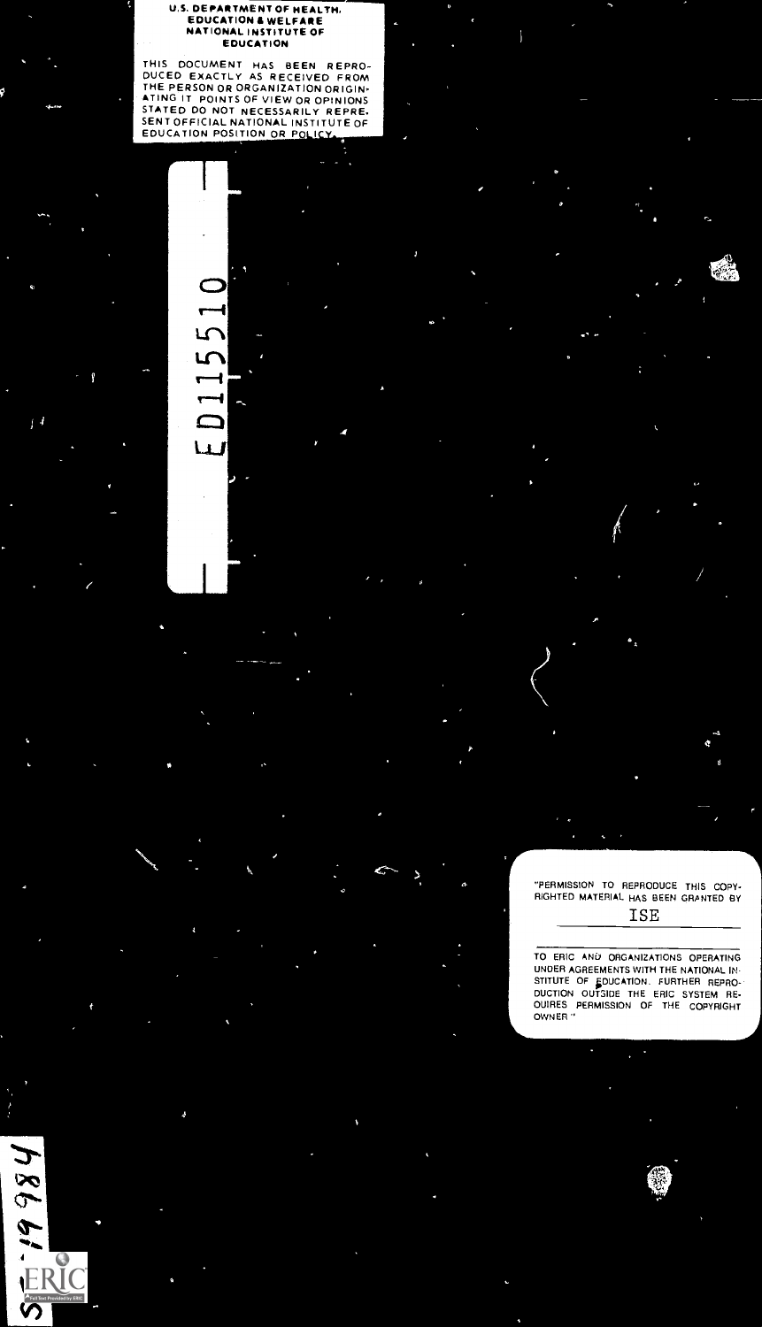U.S. DEPARTMENT OF HEALTH, EDUCATION & WELFARE
NATIONAL INSTITUTE OF EDUCATION

THIS DOCUMENT HAS BEEN REPRODUCED EXACTLY AS RECEIVED FROM THE PERSON OR ORGANIZATION ORIGINATING IT. POINTS OF VIEW OR OPINIONS STATED DO NOT NECESSARILY REPRESENT OFFICIAL NATIONAL INSTITUTE OF EDUCATION POSITION OR POLICY.

ED115510

"PERMISSION TO REPRODUCE THIS COPYRIGHTED MATERIAL HAS BEEN GRANTED BY

ISE

TO ERIC AND ORGANIZATIONS OPERATING UNDER AGREEMENTS WITH THE NATIONAL INSTITUTE OF EDUCATION. FURTHER REPRODUCTION OUTSIDE THE ERIC SYSTEM REQUIRES PERMISSION OF THE COPYRIGHT OWNER."

SE 019 984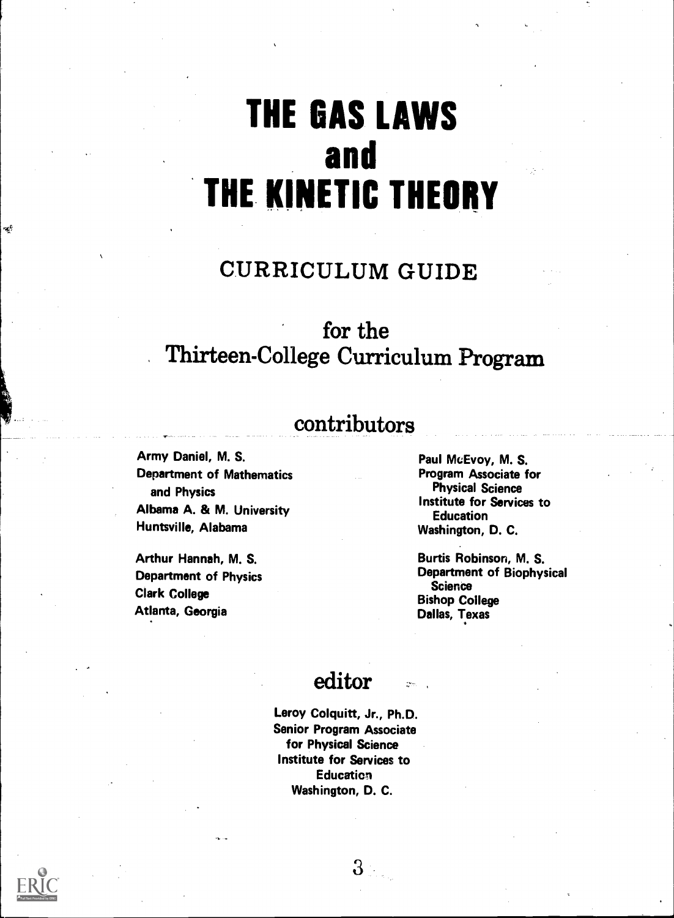# THE GAS LAWS and THE KINETIC THEORY

## CURRICULUM GUIDE

### for the Thirteen-College Curriculum Program

### contributors

Army Daniel, M. S.
Department of Mathematics and Physics
Albama A. & M. University
Huntsville, Alabama

Arthur Hannah, M. S.
Department of Physics
Clark College
Atlanta, Georgia

Paul McEvoy, M. S.
Program Associate for Physical Science
Institute for Services to Education
Washington, D. C.

Burtis Robinson, M. S.
Department of Biophysical Science
Bishop College
Dallas, Texas

### editor

Leroy Colquitt, Jr., Ph.D.
Senior Program Associate for Physical Science
Institute for Services to Education
Washington, D. C.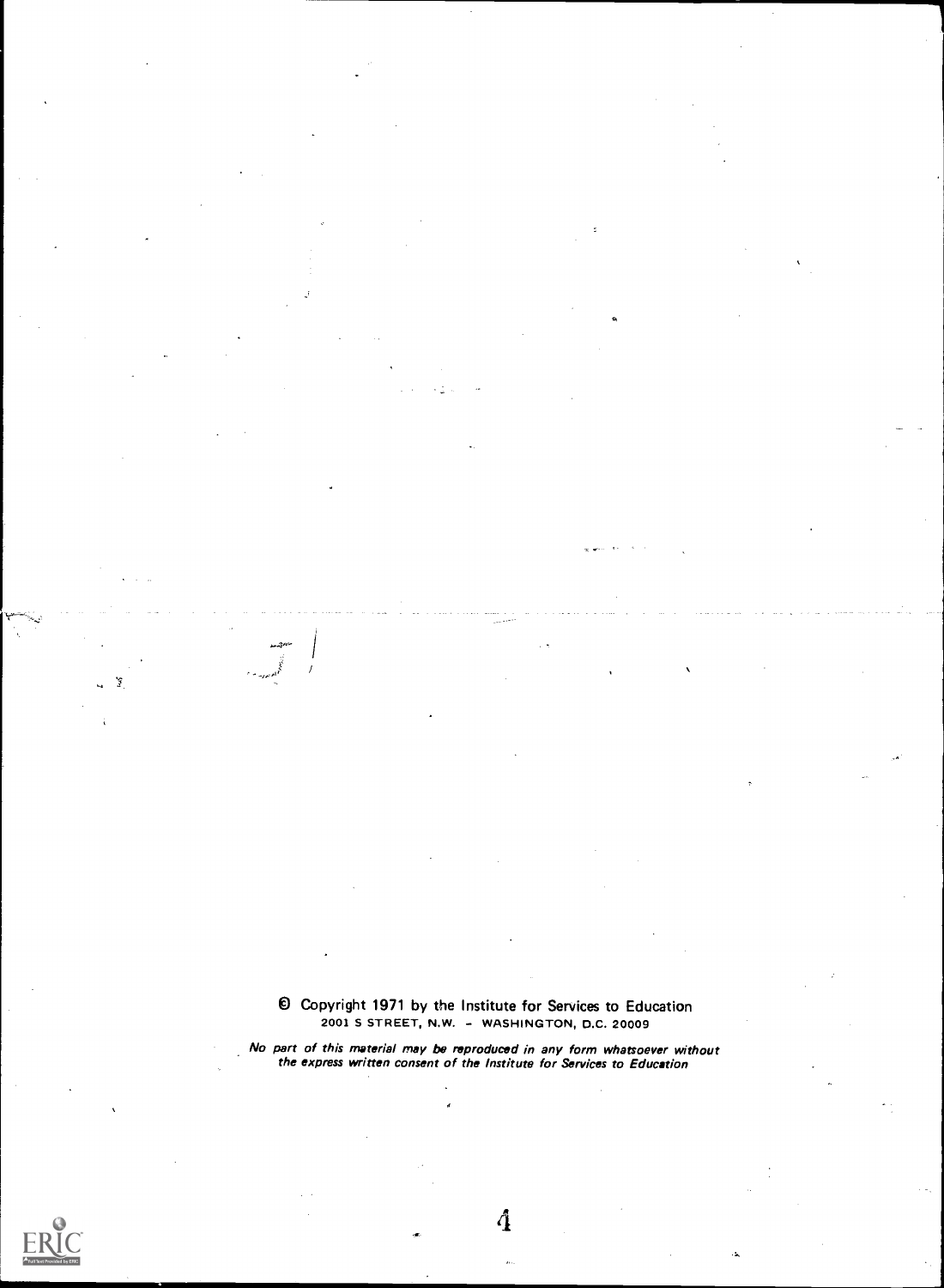© Copyright 1971 by the Institute for Services to Education
2001 S STREET, N.W. - WASHINGTON, D.C. 20009

*No part of this material may be reproduced in any form whatsoever without the express written consent of the Institute for Services to Education*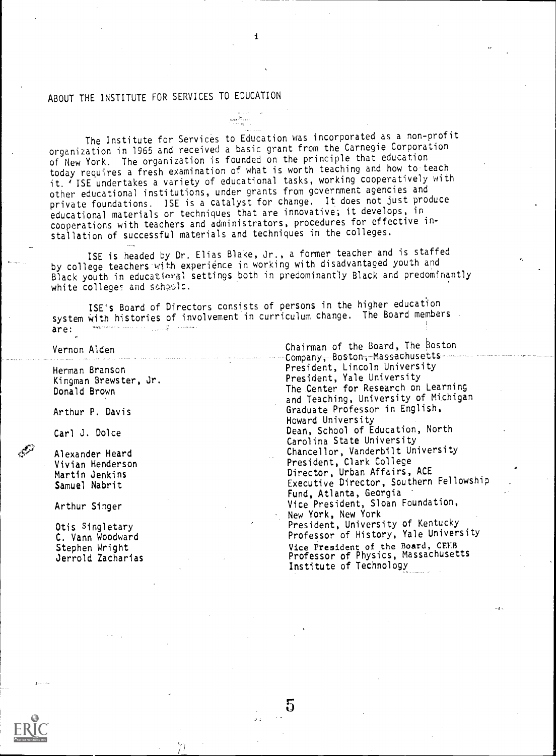## ABOUT THE INSTITUTE FOR SERVICES TO EDUCATION

The Institute for Services to Education was incorporated as a non-profit organization in 1965 and received a basic grant from the Carnegie Corporation of New York. The organization is founded on the principle that education today requires a fresh examination of what is worth teaching and how to teach it. ISE undertakes a variety of educational tasks, working cooperatively with other educational institutions, under grants from government agencies and private foundations. ISE is a catalyst for change. It does not just produce educational materials or techniques that are innovative; it develops, in cooperations with teachers and administrators, procedures for effective installation of successful materials and techniques in the colleges.

ISE is headed by Dr. Elias Blake, Jr., a former teacher and is staffed by college teachers with experience in working with disadvantaged youth and Black youth in educational settings both in predominantly Black and predominantly white colleges and schools.

ISE's Board of Directors consists of persons in the higher education system with histories of involvement in curriculum change. The Board members are:

| | |
|---|---|
| Vernon Alden | Chairman of the Board, The Boston Company, Boston, Massachusetts |
| Herman Branson | President, Lincoln University |
| Kingman Brewster, Jr. | President, Yale University |
| Donald Brown | The Center for Research on Learning and Teaching, University of Michigan |
| Arthur P. Davis | Graduate Professor in English, Howard University |
| Carl J. Dolce | Dean, School of Education, North Carolina State University |
| Alexander Heard | Chancellor, Vanderbilt University |
| Vivian Henderson | President, Clark College |
| Martin Jenkins | Director, Urban Affairs, ACE |
| Samuel Nabrit | Executive Director, Southern Fellowship Fund, Atlanta, Georgia |
| Arthur Singer | Vice President, Sloan Foundation, New York, New York |
| Otis Singletary | President, University of Kentucky |
| C. Vann Woodward | Professor of History, Yale University |
| Stephen Wright | Vice President of the Board, CEEB |
| Jerrold Zacharias | Professor of Physics, Massachusetts Institute of Technology |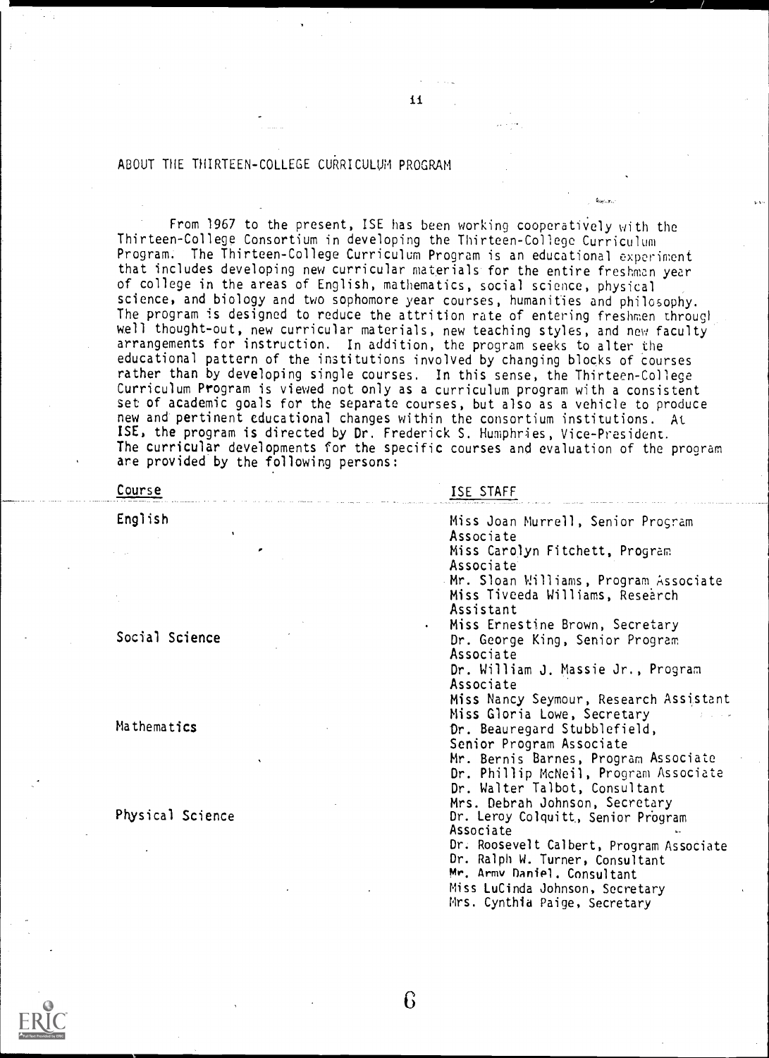## ABOUT THE THIRTEEN-COLLEGE CURRICULUM PROGRAM

From 1967 to the present, ISE has been working cooperatively with the Thirteen-College Consortium in developing the Thirteen-College Curriculum Program. The Thirteen-College Curriculum Program is an educational experiment that includes developing new curricular materials for the entire freshman year of college in the areas of English, mathematics, social science, physical science, and biology and two sophomore year courses, humanities and philosophy. The program is designed to reduce the attrition rate of entering freshmen through well thought-out, new curricular materials, new teaching styles, and new faculty arrangements for instruction. In addition, the program seeks to alter the educational pattern of the institutions involved by changing blocks of courses rather than by developing single courses. In this sense, the Thirteen-College Curriculum Program is viewed not only as a curriculum program with a consistent set of academic goals for the separate courses, but also as a vehicle to produce new and pertinent educational changes within the consortium institutions. At ISE, the program is directed by Dr. Frederick S. Humphries, Vice-President. The curricular developments for the specific courses and evaluation of the program are provided by the following persons:

| Course | ISE STAFF |
|---|---|
| English | Miss Joan Murrell, Senior Program Associate |
| | Miss Carolyn Fitchett, Program Associate |
| | Mr. Sloan Williams, Program Associate |
| | Miss Tiveeda Williams, Research Assistant |
| | Miss Ernestine Brown, Secretary |
| Social Science | Dr. George King, Senior Program Associate |
| | Dr. William J. Massie Jr., Program Associate |
| | Miss Nancy Seymour, Research Assistant |
| | Miss Gloria Lowe, Secretary |
| Mathematics | Dr. Beauregard Stubblefield, Senior Program Associate |
| | Mr. Bernis Barnes, Program Associate |
| | Dr. Phillip McNeil, Program Associate |
| | Dr. Walter Talbot, Consultant |
| | Mrs. Debrah Johnson, Secretary |
| Physical Science | Dr. Leroy Colquitt, Senior Program Associate |
| | Dr. Roosevelt Calbert, Program Associate |
| | Dr. Ralph W. Turner, Consultant |
| | Mr. Army Daniel, Consultant |
| | Miss LuCinda Johnson, Secretary |
| | Mrs. Cynthia Paige, Secretary |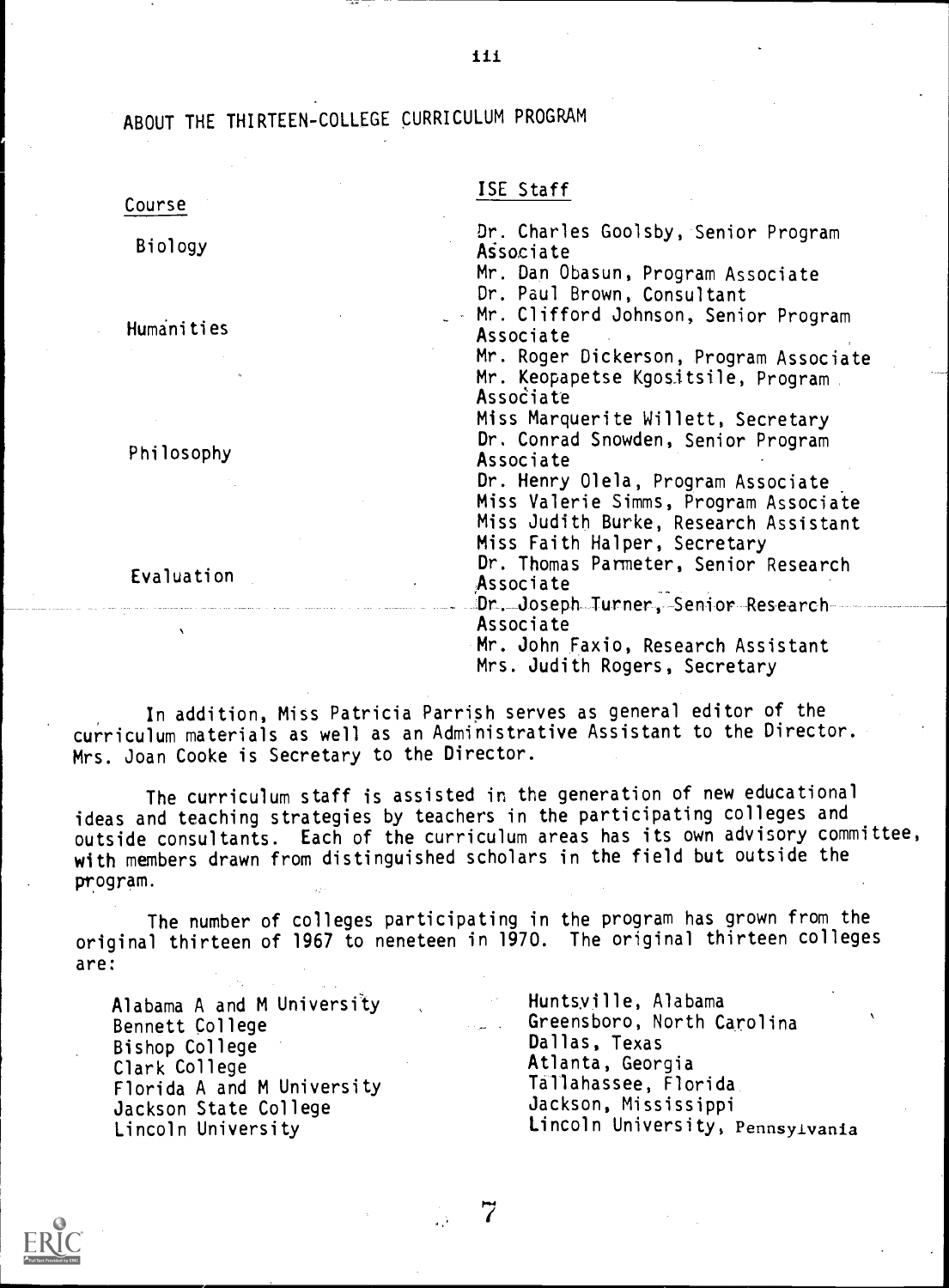## ABOUT THE THIRTEEN-COLLEGE CURRICULUM PROGRAM

| Course | ISE Staff |
|---|---|
| Biology | Dr. Charles Goolsby, Senior Program Associate |
| | Mr. Dan Obasun, Program Associate |
| | Dr. Paul Brown, Consultant |
| Humanities | Mr. Clifford Johnson, Senior Program Associate |
| | Mr. Roger Dickerson, Program Associate |
| | Mr. Keopapetse Kgositsile, Program Associate |
| | Miss Marquerite Willett, Secretary |
| Philosophy | Dr. Conrad Snowden, Senior Program Associate |
| | Dr. Henry Olela, Program Associate |
| | Miss Valerie Simms, Program Associate |
| | Miss Judith Burke, Research Assistant |
| | Miss Faith Halper, Secretary |
| Evaluation | Dr. Thomas Parmeter, Senior Research Associate |
| | Dr. Joseph Turner, Senior Research Associate |
| | Mr. John Faxio, Research Assistant |
| | Mrs. Judith Rogers, Secretary |

In addition, Miss Patricia Parrish serves as general editor of the curriculum materials as well as an Administrative Assistant to the Director. Mrs. Joan Cooke is Secretary to the Director.

The curriculum staff is assisted in the generation of new educational ideas and teaching strategies by teachers in the participating colleges and outside consultants. Each of the curriculum areas has its own advisory committee, with members drawn from distinguished scholars in the field but outside the program.

The number of colleges participating in the program has grown from the original thirteen of 1967 to neneteen in 1970. The original thirteen colleges are:

| | |
|---|---|
| Alabama A and M University | Huntsville, Alabama |
| Bennett College | Greensboro, North Carolina |
| Bishop College | Dallas, Texas |
| Clark College | Atlanta, Georgia |
| Florida A and M University | Tallahassee, Florida |
| Jackson State College | Jackson, Mississippi |
| Lincoln University | Lincoln University, Pennsylvania |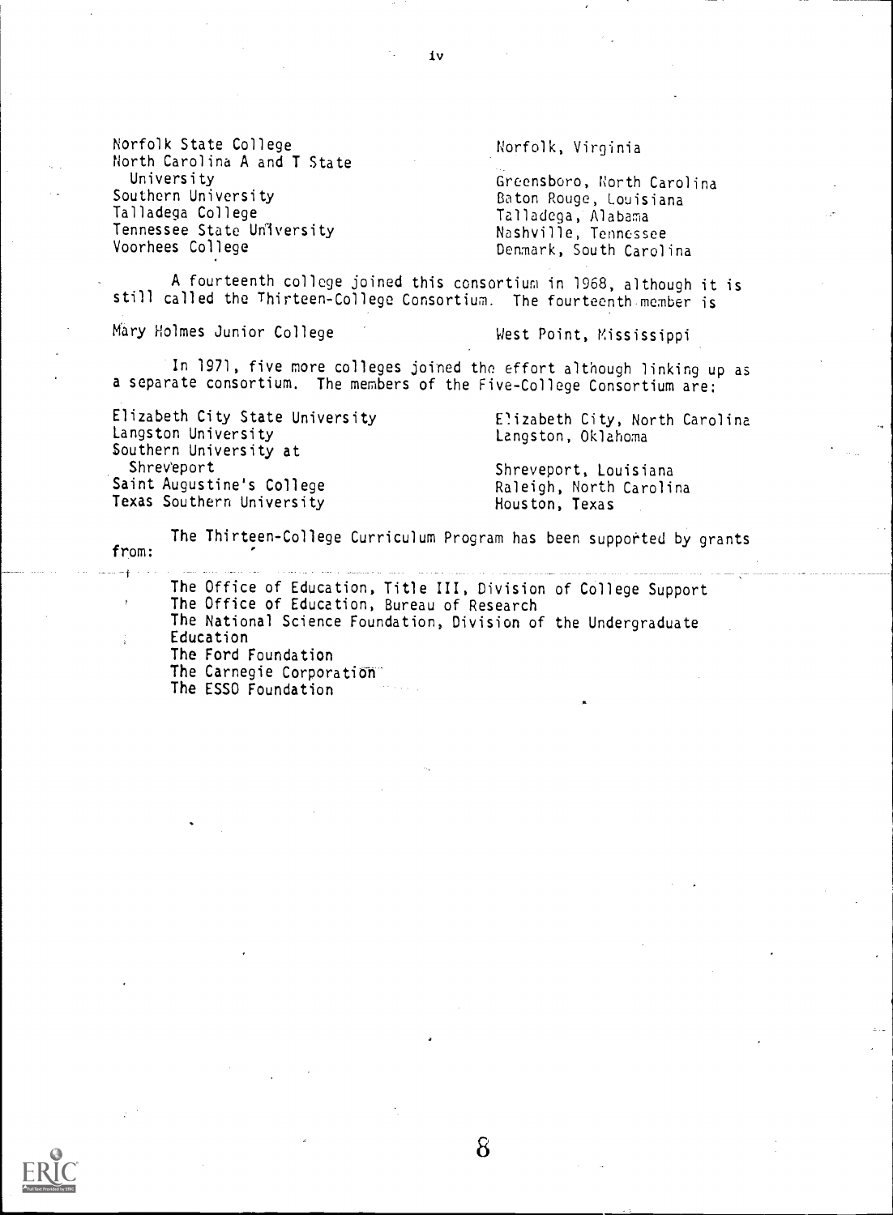| | |
|---|---|
| Norfolk State College | Norfolk, Virginia |
| North Carolina A and T State University | Greensboro, North Carolina |
| Southern University | Baton Rouge, Louisiana |
| Talladega College | Talladega, Alabama |
| Tennessee State University | Nashville, Tennessee |
| Voorhees College | Denmark, South Carolina |

A fourteenth college joined this consortium in 1968, although it is still called the Thirteen-College Consortium. The fourteenth member is

| | |
|---|---|
| Mary Holmes Junior College | West Point, Mississippi |

In 1971, five more colleges joined the effort although linking up as a separate consortium. The members of the Five-College Consortium are:

| | |
|---|---|
| Elizabeth City State University | Elizabeth City, North Carolina |
| Langston University | Langston, Oklahoma |
| Southern University at Shreveport | Shreveport, Louisiana |
| Saint Augustine's College | Raleigh, North Carolina |
| Texas Southern University | Houston, Texas |

The Thirteen-College Curriculum Program has been supported by grants from:

The Office of Education, Title III, Division of College Support
The Office of Education, Bureau of Research
The National Science Foundation, Division of the Undergraduate Education
The Ford Foundation
The Carnegie Corporation
The ESSO Foundation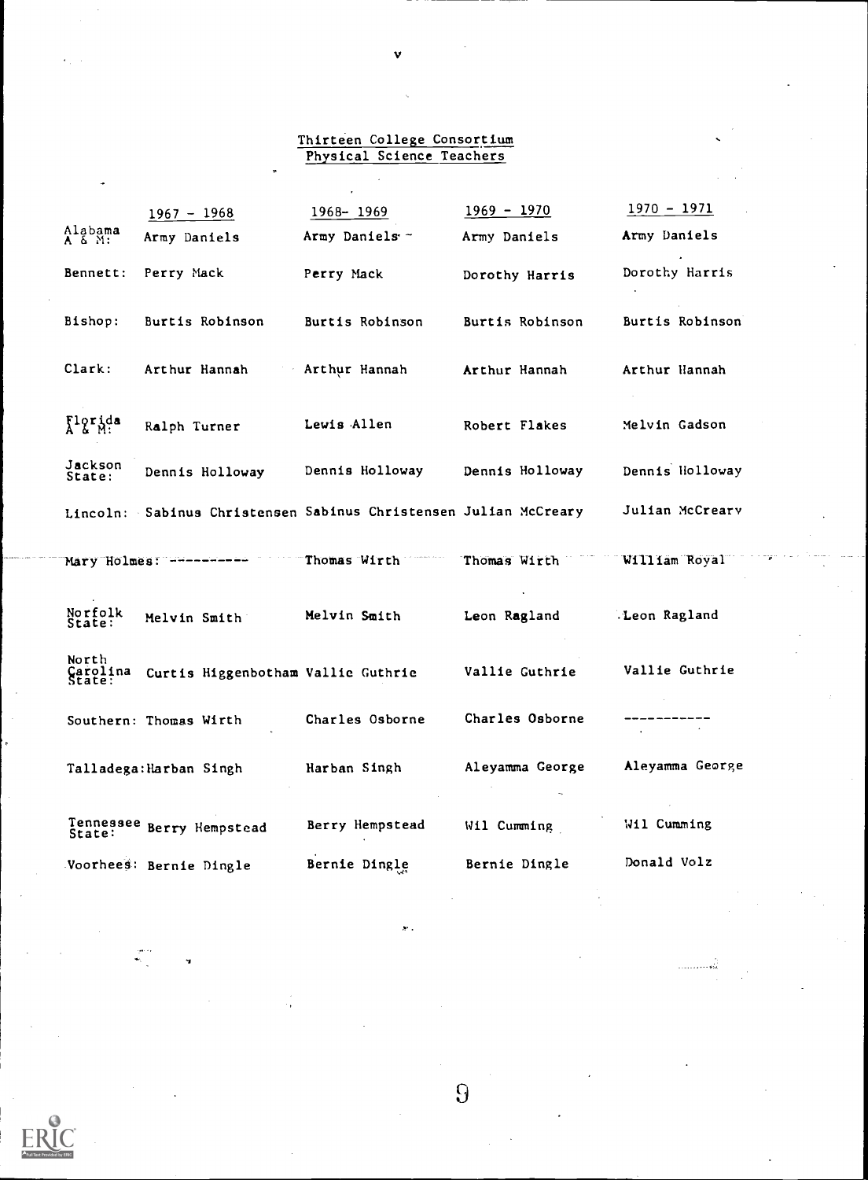## Thirteen College Consortium Physical Science Teachers

| | 1967 - 1968 | 1968- 1969 | 1969 - 1970 | 1970 - 1971 |
|---|---|---|---|---|
| Alabama A & M: | Army Daniels | Army Daniels | Army Daniels | Army Daniels |
| Bennett: | Perry Mack | Perry Mack | Dorothy Harris | Dorothy Harris |
| Bishop: | Burtis Robinson | Burtis Robinson | Burtis Robinson | Burtis Robinson |
| Clark: | Arthur Hannah | Arthur Hannah | Arthur Hannah | Arthur Hannah |
| Florida A & M: | Ralph Turner | Lewis Allen | Robert Flakes | Melvin Gadson |
| Jackson State: | Dennis Holloway | Dennis Holloway | Dennis Holloway | Dennis Holloway |
| Lincoln: | Sabinus Christensen | Sabinus Christensen | Julian McCreary | Julian McCreary |
| Mary Holmes: | ---------- | Thomas Wirth | Thomas Wirth | William Royal |
| Norfolk State: | Melvin Smith | Melvin Smith | Leon Ragland | Leon Ragland |
| North Carolina State: | Curtis Higgenbotham | Vallie Guthrie | Vallie Guthrie | Vallie Guthrie |
| Southern: | Thomas Wirth | Charles Osborne | Charles Osborne | ----------- |
| Talladega: | Harban Singh | Harban Singh | Aleyamma George | Aleyamma George |
| Tennessee State: | Berry Hempstead | Berry Hempstead | Wil Cumming | Wil Cumming |
| Voorhees: | Bernie Dingle | Bernie Dingle | Bernie Dingle | Donald Volz |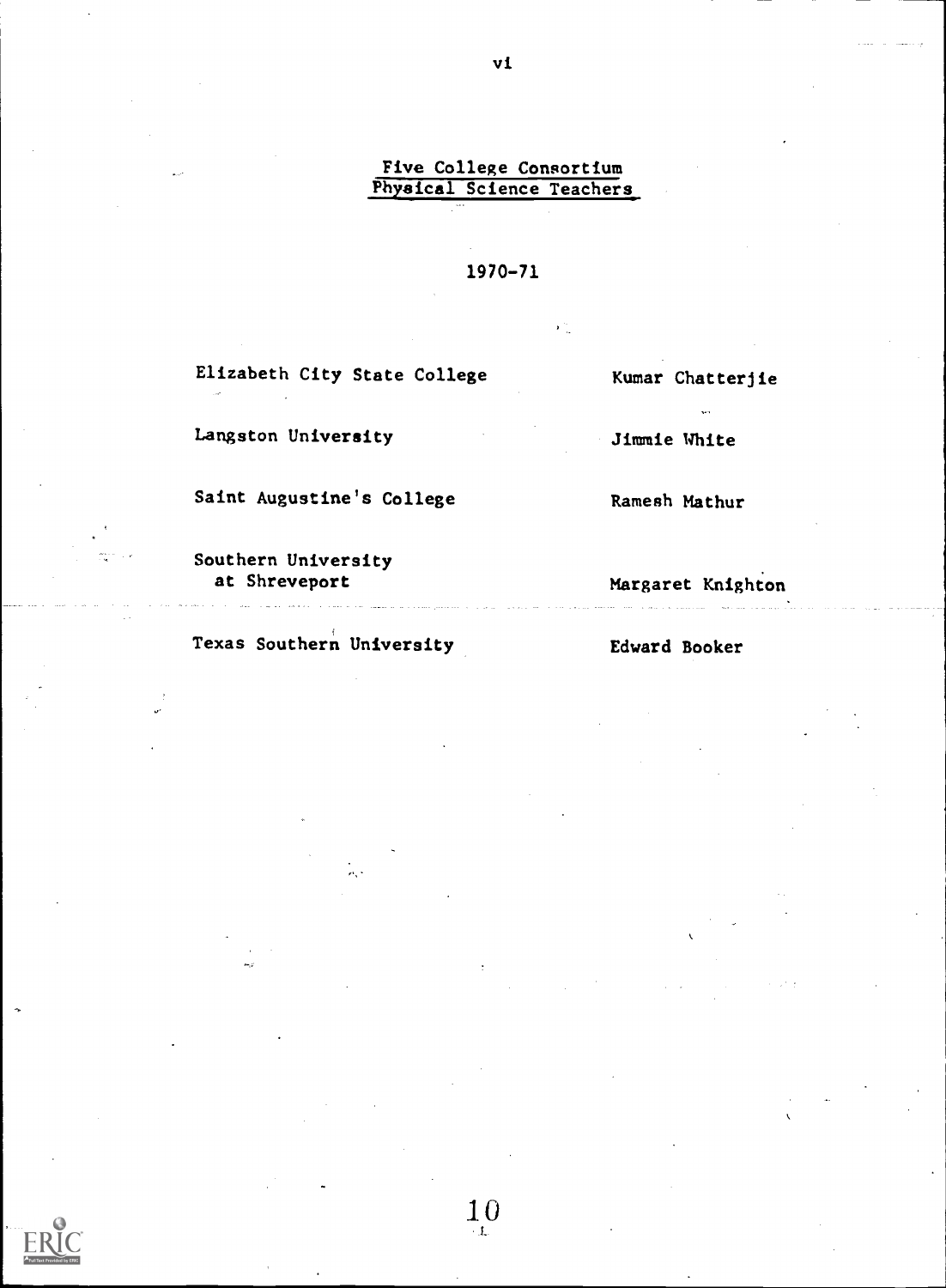## Five College Consortium Physical Science Teachers

1970-71

| | |
|---|---|
| Elizabeth City State College | Kumar Chatterjie |
| Langston University | Jimmie White |
| Saint Augustine's College | Ramesh Mathur |
| Southern University at Shreveport | Margaret Knighton |
| Texas Southern University | Edward Booker |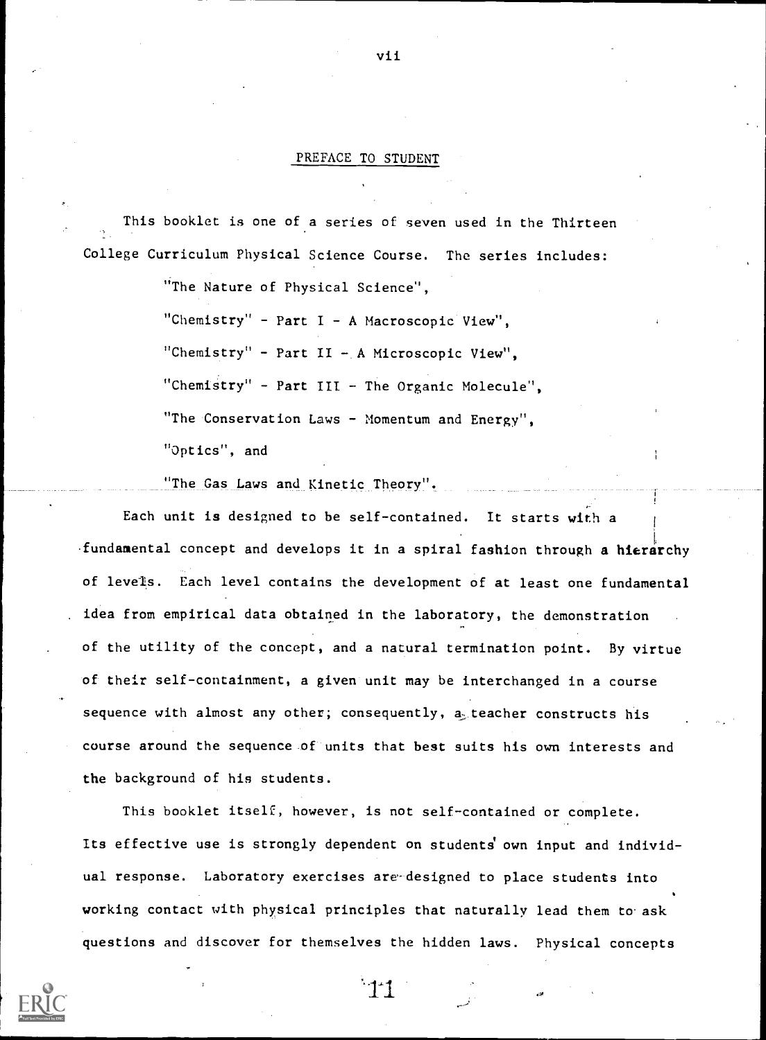## PREFACE TO STUDENT

This booklet is one of a series of seven used in the Thirteen College Curriculum Physical Science Course. The series includes:

"The Nature of Physical Science",

"Chemistry" - Part I - A Macroscopic View",

"Chemistry" - Part II - A Microscopic View",

"Chemistry" - Part III - The Organic Molecule",

"The Conservation Laws - Momentum and Energy",

"Optics", and

"The Gas Laws and Kinetic Theory".

Each unit is designed to be self-contained. It starts with a fundamental concept and develops it in a spiral fashion through a hierarchy of levels. Each level contains the development of at least one fundamental idea from empirical data obtained in the laboratory, the demonstration of the utility of the concept, and a natural termination point. By virtue of their self-containment, a given unit may be interchanged in a course sequence with almost any other; consequently, a teacher constructs his course around the sequence of units that best suits his own interests and the background of his students.

This booklet itself, however, is not self-contained or complete. Its effective use is strongly dependent on students' own input and individual response. Laboratory exercises are designed to place students into working contact with physical principles that naturally lead them to ask questions and discover for themselves the hidden laws. Physical concepts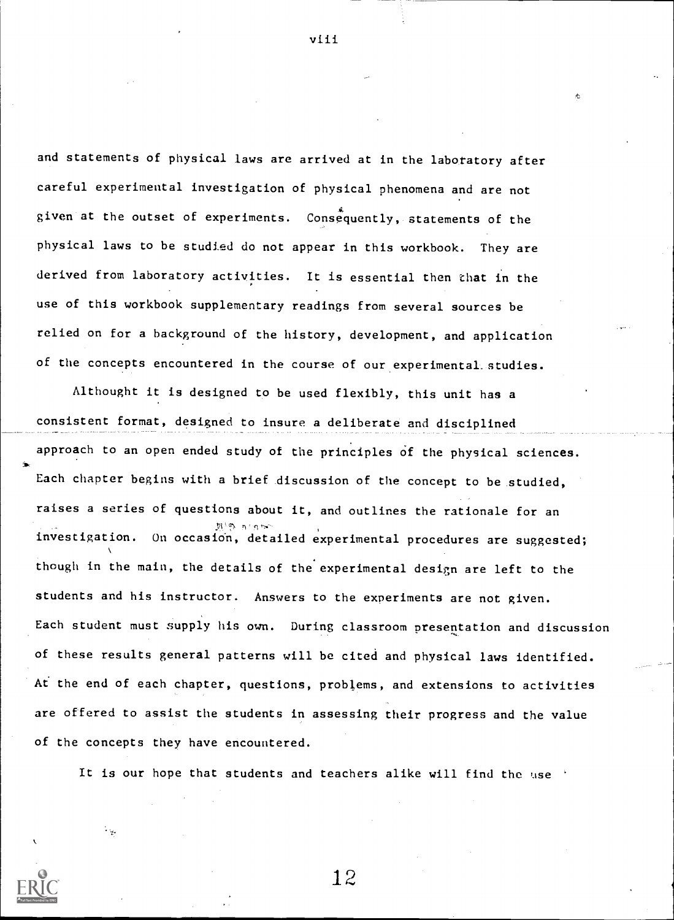and statements of physical laws are arrived at in the laboratory after careful experimental investigation of physical phenomena and are not given at the outset of experiments. Consequently, statements of the physical laws to be studied do not appear in this workbook. They are derived from laboratory activities. It is essential then that in the use of this workbook supplementary readings from several sources be relied on for a background of the history, development, and application of the concepts encountered in the course of our experimental studies.

Althought it is designed to be used flexibly, this unit has a consistent format, designed to insure a deliberate and disciplined approach to an open ended study of the principles of the physical sciences. Each chapter begins with a brief discussion of the concept to be studied, raises a series of questions about it, and outlines the rationale for an investigation. On occasion, detailed experimental procedures are suggested; though in the main, the details of the experimental design are left to the students and his instructor. Answers to the experiments are not given. Each student must supply his own. During classroom presentation and discussion of these results general patterns will be cited and physical laws identified. At the end of each chapter, questions, problems, and extensions to activities are offered to assist the students in assessing their progress and the value of the concepts they have encountered.

It is our hope that students and teachers alike will find the use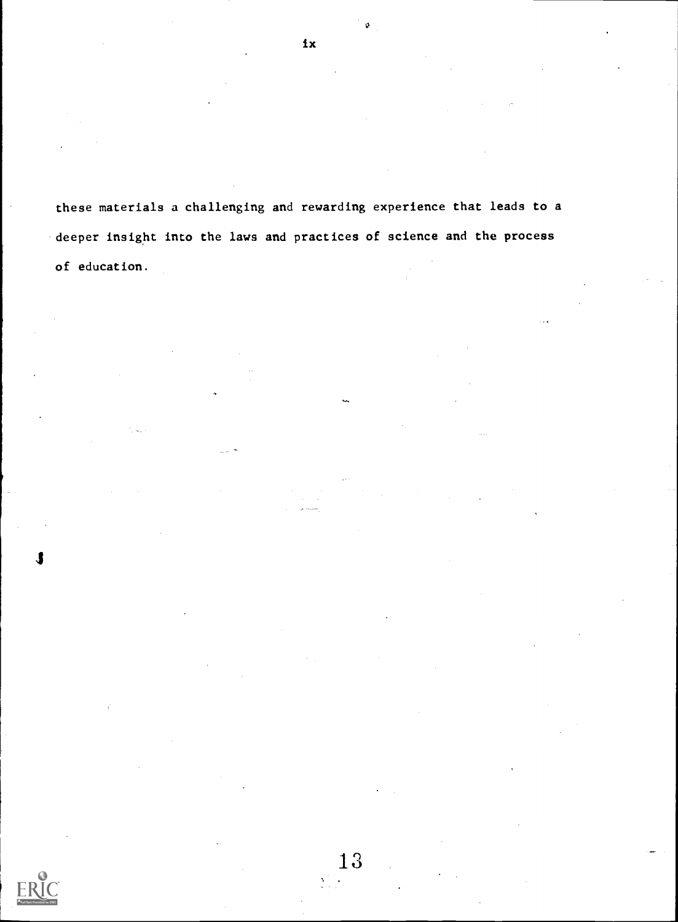these materials a challenging and rewarding experience that leads to a deeper insight into the laws and practices of science and the process of education.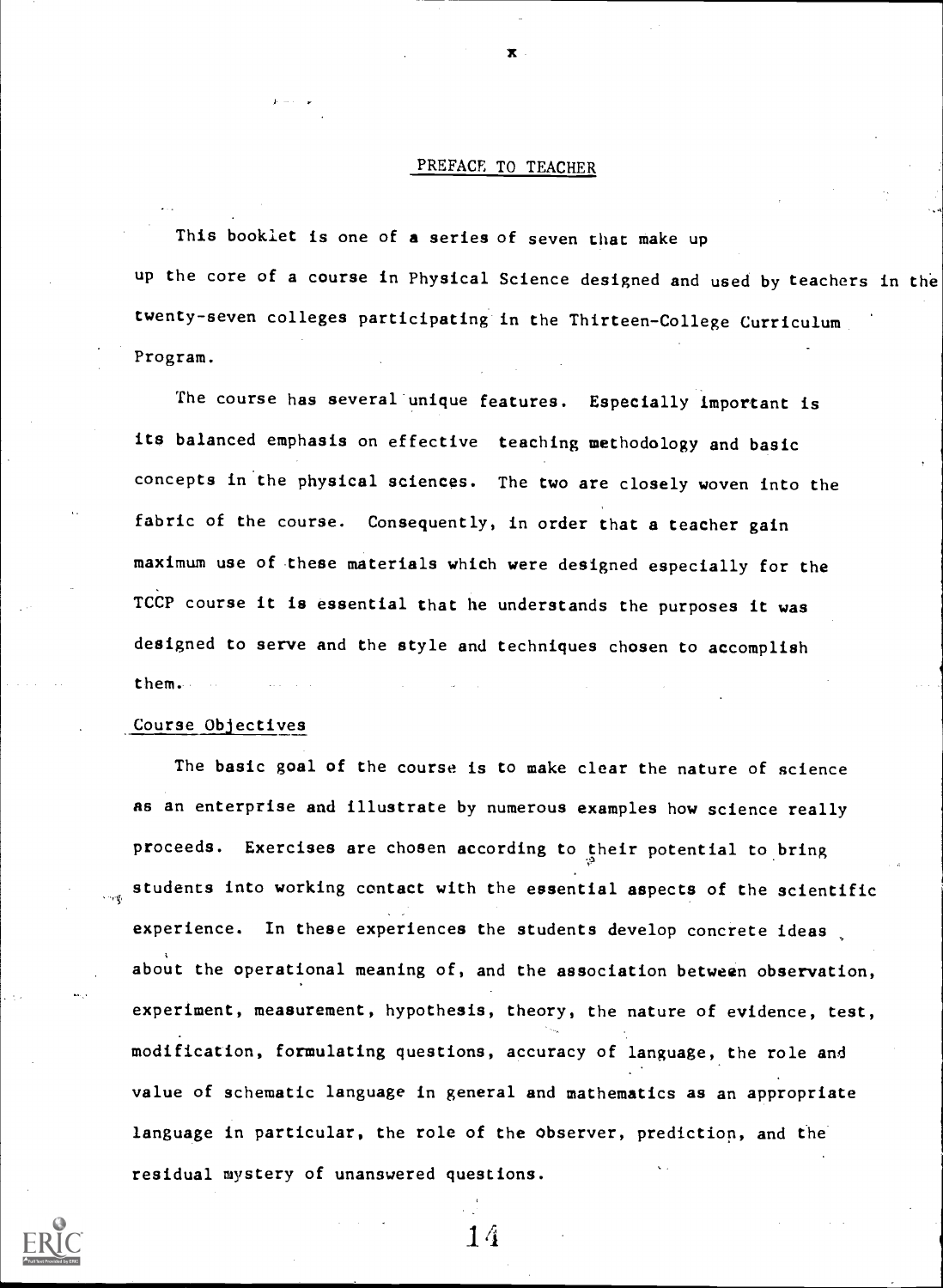## PREFACE TO TEACHER

This booklet is one of a series of seven that make up up the core of a course in Physical Science designed and used by teachers in the twenty-seven colleges participating in the Thirteen-College Curriculum Program.

The course has several unique features. Especially important is its balanced emphasis on effective teaching methodology and basic concepts in the physical sciences. The two are closely woven into the fabric of the course. Consequently, in order that a teacher gain maximum use of these materials which were designed especially for the TCCP course it is essential that he understands the purposes it was designed to serve and the style and techniques chosen to accomplish them.

### Course Objectives

The basic goal of the course is to make clear the nature of science as an enterprise and illustrate by numerous examples how science really proceeds. Exercises are chosen according to their potential to bring students into working contact with the essential aspects of the scientific experience. In these experiences the students develop concrete ideas about the operational meaning of, and the association between observation, experiment, measurement, hypothesis, theory, the nature of evidence, test, modification, formulating questions, accuracy of language, the role and value of schematic language in general and mathematics as an appropriate language in particular, the role of the observer, prediction, and the residual mystery of unanswered questions.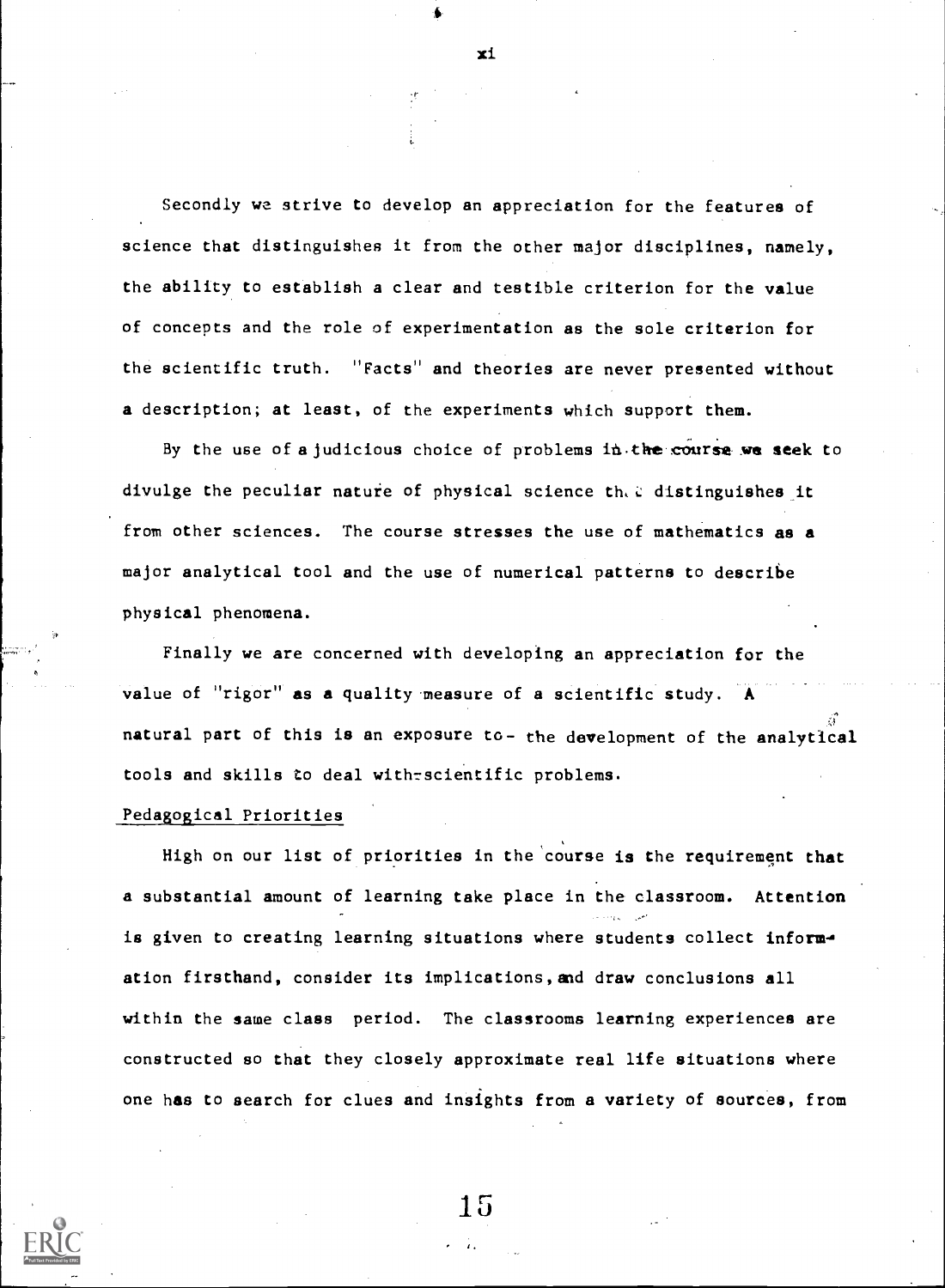Secondly we strive to develop an appreciation for the features of science that distinguishes it from the other major disciplines, namely, the ability to establish a clear and testible criterion for the value of concepts and the role of experimentation as the sole criterion for the scientific truth. "Facts" and theories are never presented without a description; at least, of the experiments which support them.

By the use of a judicious choice of problems in the course we seek to divulge the peculiar nature of physical science that distinguishes it from other sciences. The course stresses the use of mathematics as a major analytical tool and the use of numerical patterns to describe physical phenomena.

Finally we are concerned with developing an appreciation for the value of "rigor" as a quality measure of a scientific study. A natural part of this is an exposure to the development of the analytical tools and skills to deal with scientific problems.

## Pedagogical Priorities

High on our list of priorities in the course is the requirement that a substantial amount of learning take place in the classroom. Attention is given to creating learning situations where students collect information firsthand, consider its implications, and draw conclusions all within the same class period. The classrooms learning experiences are constructed so that they closely approximate real life situations where one has to search for clues and insights from a variety of sources, from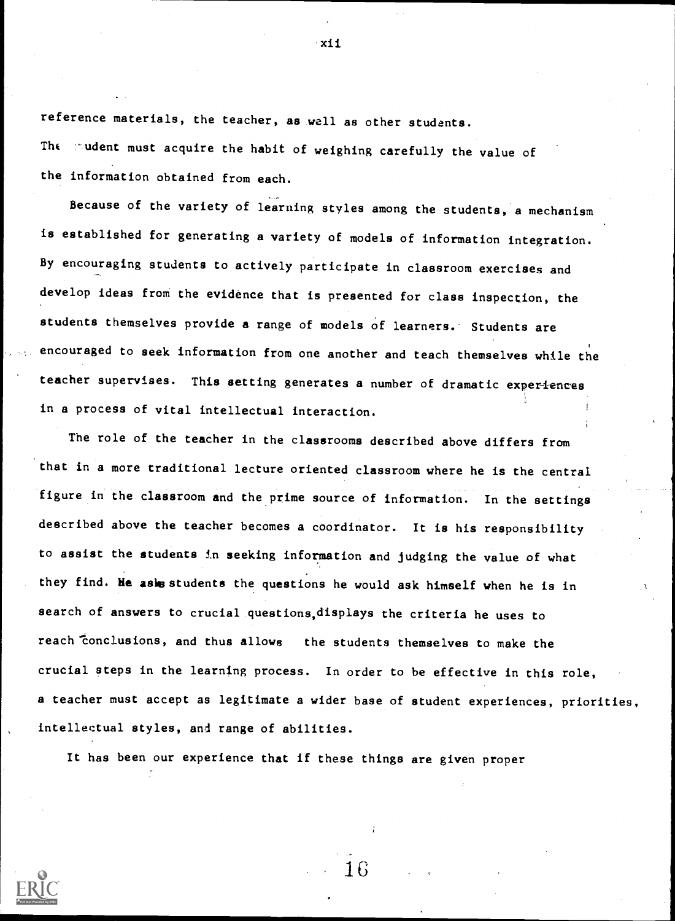reference materials, the teacher, as well as other students. The student must acquire the habit of weighing carefully the value of the information obtained from each.

Because of the variety of learning styles among the students, a mechanism is established for generating a variety of models of information integration. By encouraging students to actively participate in classroom exercises and develop ideas from the evidence that is presented for class inspection, the students themselves provide a range of models of learners. Students are encouraged to seek information from one another and teach themselves while the teacher supervises. This setting generates a number of dramatic experiences in a process of vital intellectual interaction.

The role of the teacher in the classrooms described above differs from that in a more traditional lecture oriented classroom where he is the central figure in the classroom and the prime source of information. In the settings described above the teacher becomes a coordinator. It is his responsibility to assist the students in seeking information and judging the value of what they find. He asks students the questions he would ask himself when he is in search of answers to crucial questions, displays the criteria he uses to reach conclusions, and thus allows the students themselves to make the crucial steps in the learning process. In order to be effective in this role, a teacher must accept as legitimate a wider base of student experiences, priorities, intellectual styles, and range of abilities.

It has been our experience that if these things are given proper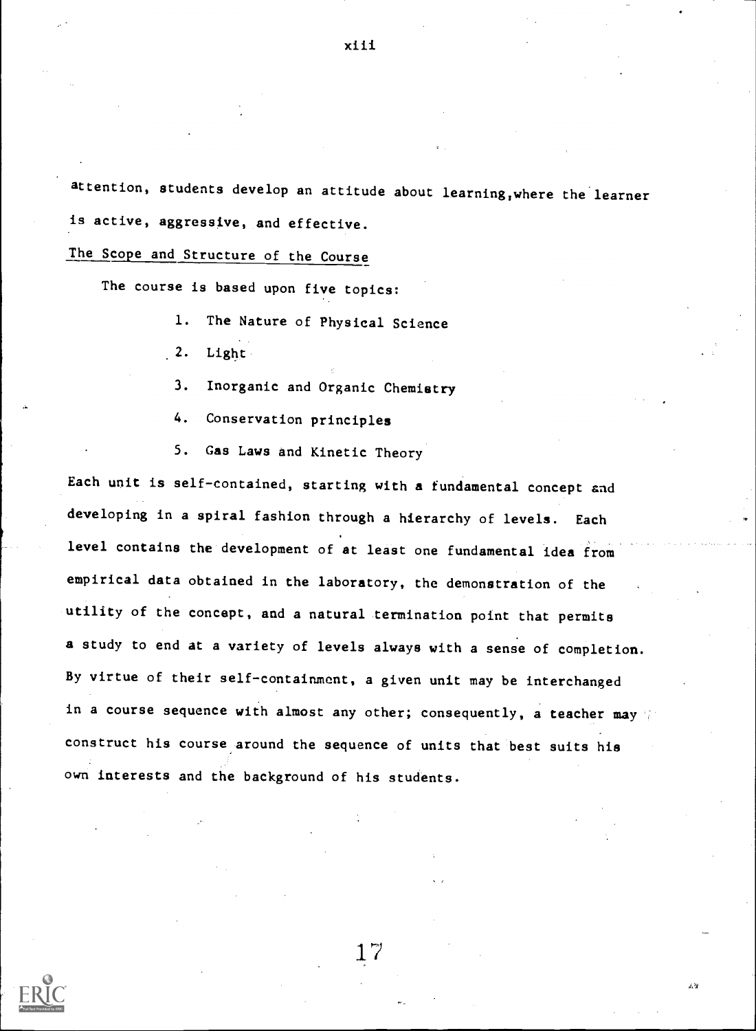attention, students develop an attitude about learning, where the learner is active, aggressive, and effective.

The Scope and Structure of the Course

The course is based upon five topics:

1. The Nature of Physical Science
2. Light
3. Inorganic and Organic Chemistry
4. Conservation principles
5. Gas Laws and Kinetic Theory

Each unit is self-contained, starting with a fundamental concept and developing in a spiral fashion through a hierarchy of levels. Each level contains the development of at least one fundamental idea from empirical data obtained in the laboratory, the demonstration of the utility of the concept, and a natural termination point that permits a study to end at a variety of levels always with a sense of completion. By virtue of their self-containment, a given unit may be interchanged in a course sequence with almost any other; consequently, a teacher may construct his course around the sequence of units that best suits his own interests and the background of his students.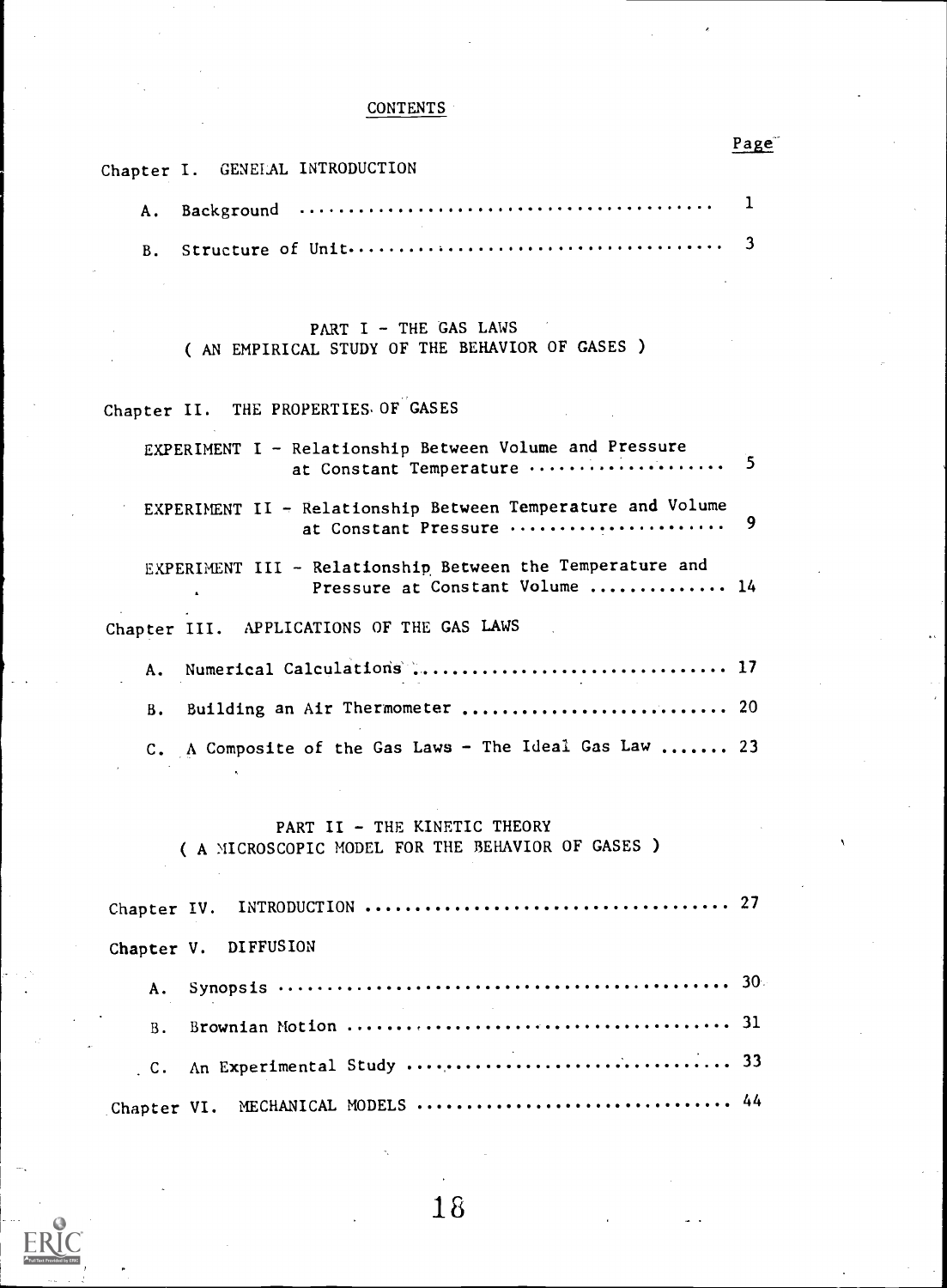# CONTENTS

| | Page |
|---|---|
| **Chapter I. GENERAL INTRODUCTION** | |
| A. Background | 1 |
| B. Structure of Unit | 3 |

## PART I - THE GAS LAWS
### ( AN EMPIRICAL STUDY OF THE BEHAVIOR OF GASES )

| | |
|---|---|
| **Chapter II. THE PROPERTIES OF GASES** | |
| EXPERIMENT I - Relationship Between Volume and Pressure at Constant Temperature | 5 |
| EXPERIMENT II - Relationship Between Temperature and Volume at Constant Pressure | 9 |
| EXPERIMENT III - Relationship Between the Temperature and Pressure at Constant Volume | 14 |
| **Chapter III. APPLICATIONS OF THE GAS LAWS** | |
| A. Numerical Calculations | 17 |
| B. Building an Air Thermometer | 20 |
| C. A Composite of the Gas Laws - The Ideal Gas Law | 23 |

## PART II - THE KINETIC THEORY
### ( A MICROSCOPIC MODEL FOR THE BEHAVIOR OF GASES )

| | |
|---|---|
| **Chapter IV. INTRODUCTION** | 27 |
| **Chapter V. DIFFUSION** | |
| A. Synopsis | 30 |
| B. Brownian Motion | 31 |
| C. An Experimental Study | 33 |
| **Chapter VI. MECHANICAL MODELS** | 44 |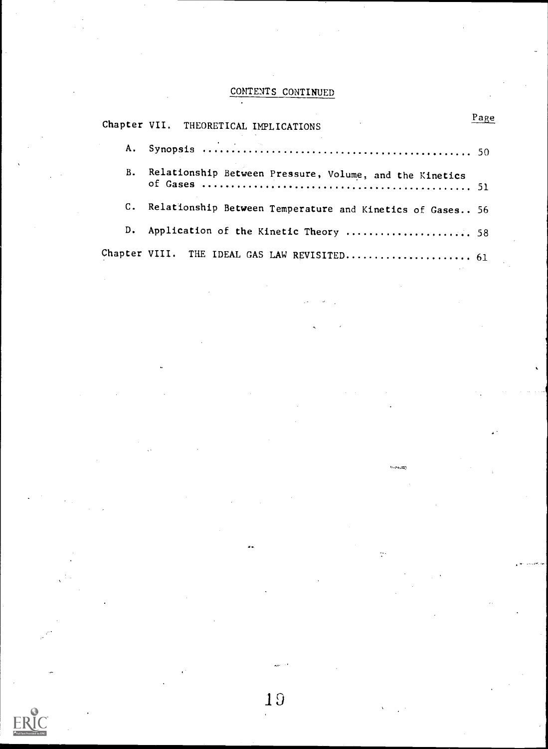CONTENTS CONTINUED

| Chapter VII. THEORETICAL IMPLICATIONS | Page |
|---|---|
| A. Synopsis | 50 |
| B. Relationship Between Pressure, Volume, and the Kinetics of Gases | 51 |
| C. Relationship Between Temperature and Kinetics of Gases | 56 |
| D. Application of the Kinetic Theory | 58 |
| Chapter VIII. THE IDEAL GAS LAW REVISITED | 61 |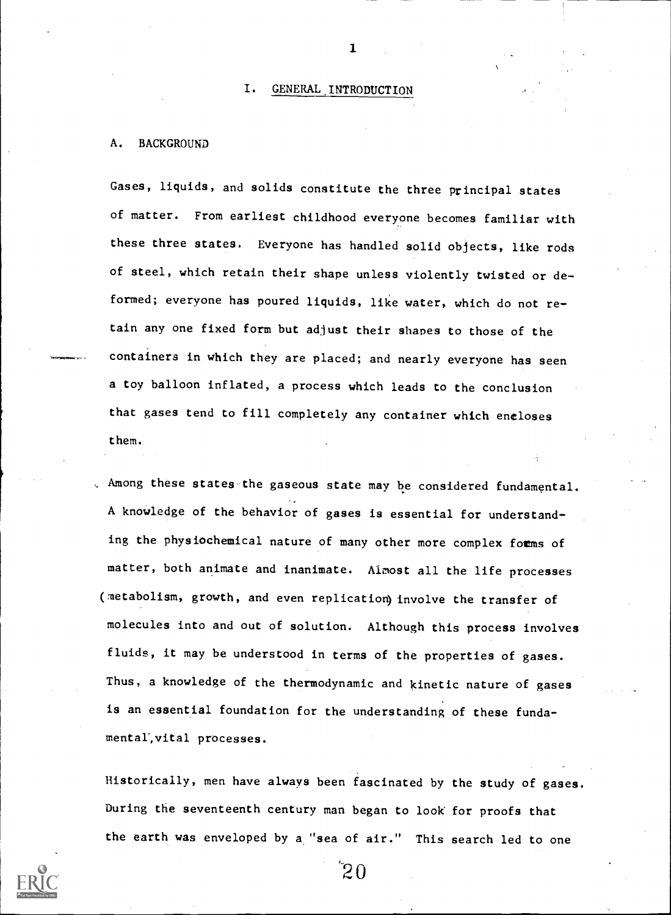# I. GENERAL INTRODUCTION

## A. BACKGROUND

Gases, liquids, and solids constitute the three principal states of matter. From earliest childhood everyone becomes familiar with these three states. Everyone has handled solid objects, like rods of steel, which retain their shape unless violently twisted or deformed; everyone has poured liquids, like water, which do not retain any one fixed form but adjust their shapes to those of the containers in which they are placed; and nearly everyone has seen a toy balloon inflated, a process which leads to the conclusion that gases tend to fill completely any container which encloses them.

Among these states the gaseous state may be considered fundamental. A knowledge of the behavior of gases is essential for understanding the physiochemical nature of many other more complex forms of matter, both animate and inanimate. Almost all the life processes (metabolism, growth, and even replication) involve the transfer of molecules into and out of solution. Although this process involves fluids, it may be understood in terms of the properties of gases. Thus, a knowledge of the thermodynamic and kinetic nature of gases is an essential foundation for the understanding of these fundamental, vital processes.

Historically, men have always been fascinated by the study of gases. During the seventeenth century man began to look for proofs that the earth was enveloped by a "sea of air." This search led to one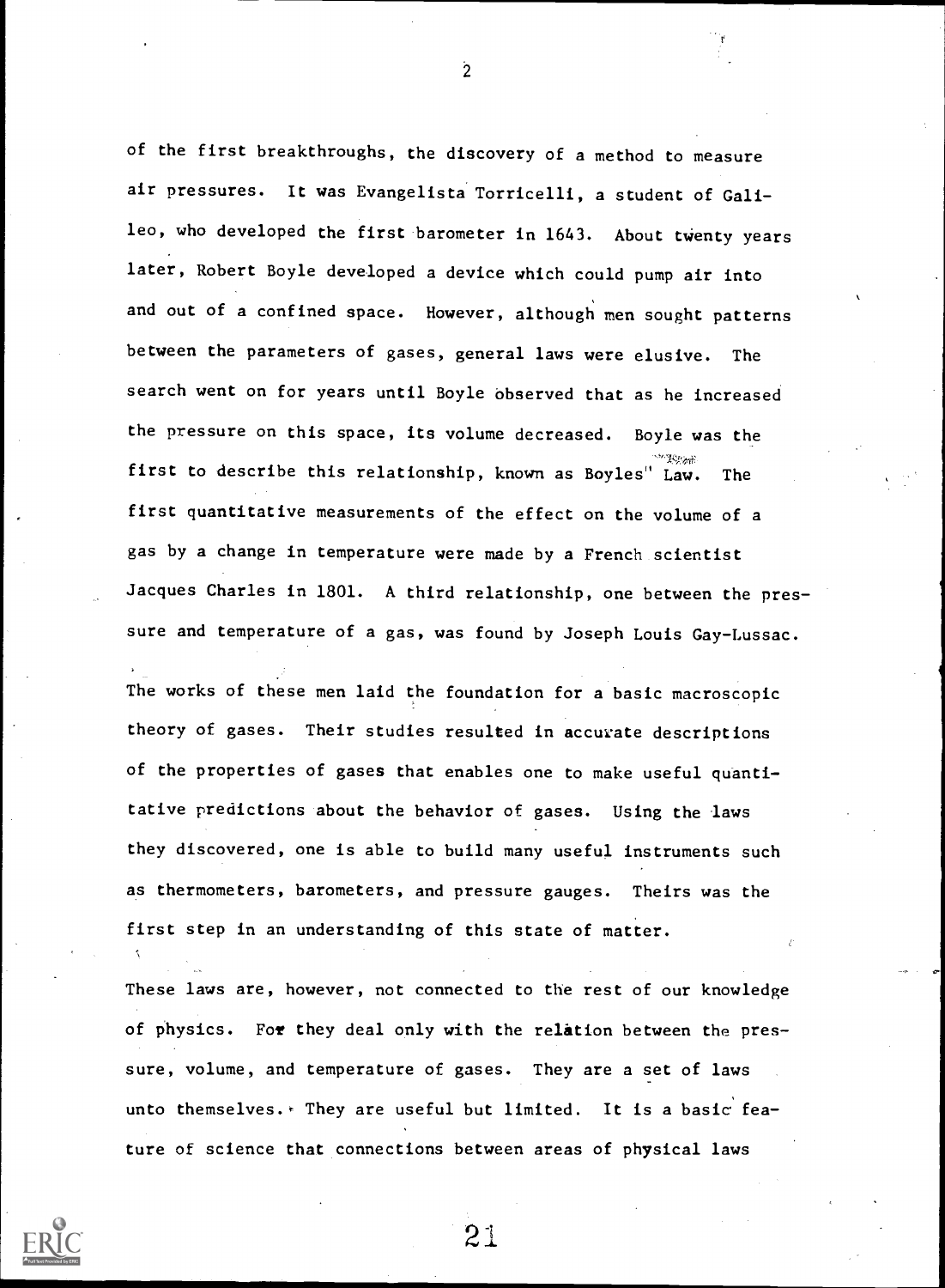of the first breakthroughs, the discovery of a method to measure air pressures. It was Evangelista Torricelli, a student of Galileo, who developed the first barometer in 1643. About twenty years later, Robert Boyle developed a device which could pump air into and out of a confined space. However, although men sought patterns between the parameters of gases, general laws were elusive. The search went on for years until Boyle observed that as he increased the pressure on this space, its volume decreased. Boyle was the first to describe this relationship, known as Boyles' Law. The first quantitative measurements of the effect on the volume of a gas by a change in temperature were made by a French scientist Jacques Charles in 1801. A third relationship, one between the pressure and temperature of a gas, was found by Joseph Louis Gay-Lussac.

The works of these men laid the foundation for a basic macroscopic theory of gases. Their studies resulted in accurate descriptions of the properties of gases that enables one to make useful quantitative predictions about the behavior of gases. Using the laws they discovered, one is able to build many useful instruments such as thermometers, barometers, and pressure gauges. Theirs was the first step in an understanding of this state of matter.

These laws are, however, not connected to the rest of our knowledge of physics. For they deal only with the relation between the pressure, volume, and temperature of gases. They are a set of laws unto themselves. They are useful but limited. It is a basic feature of science that connections between areas of physical laws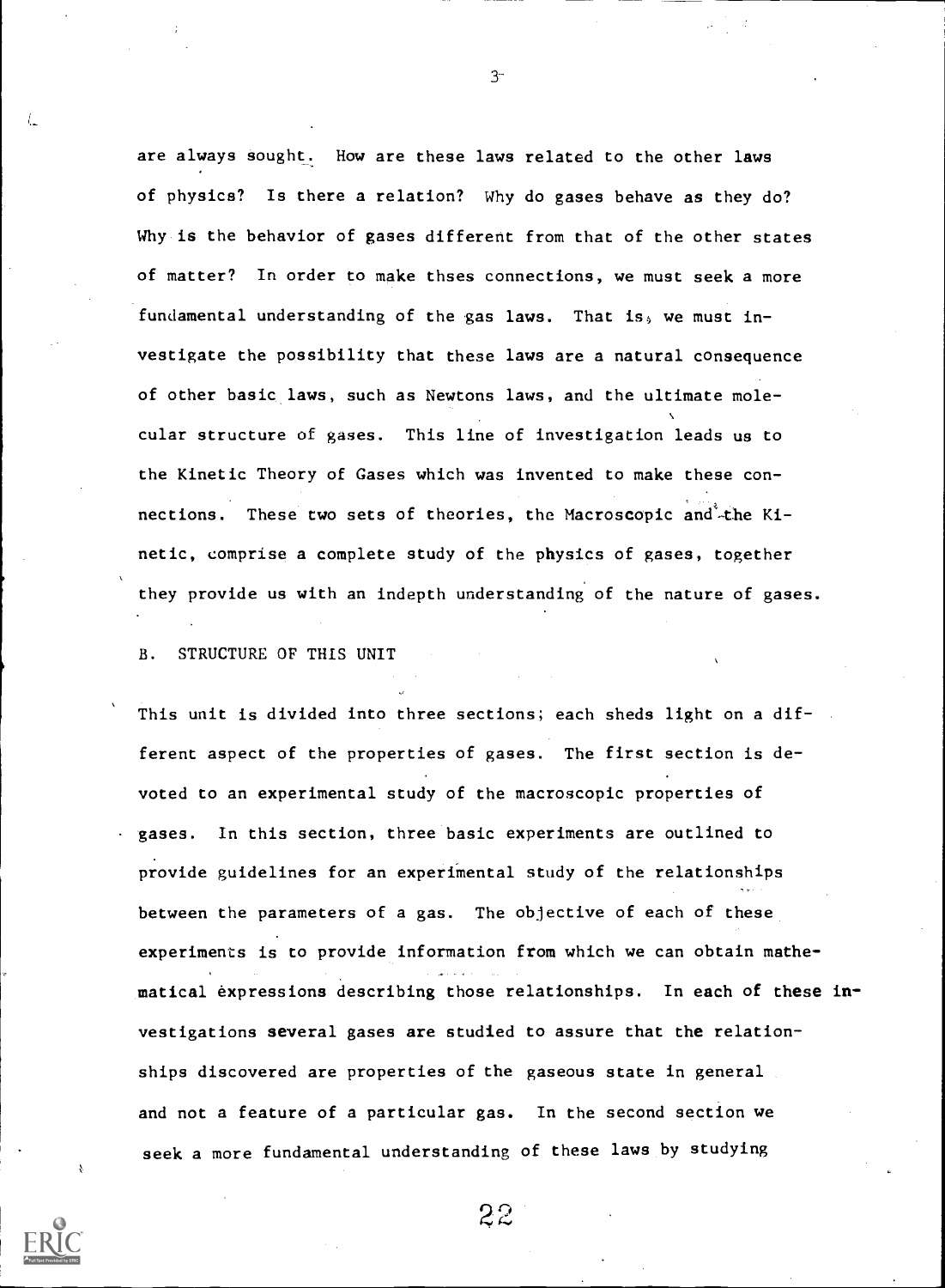are always sought. How are these laws related to the other laws of physics? Is there a relation? Why do gases behave as they do? Why is the behavior of gases different from that of the other states of matter? In order to make thses connections, we must seek a more fundamental understanding of the gas laws. That is, we must investigate the possibility that these laws are a natural consequence of other basic laws, such as Newtons laws, and the ultimate molecular structure of gases. This line of investigation leads us to the Kinetic Theory of Gases which was invented to make these connections. These two sets of theories, the Macroscopic and the Kinetic, comprise a complete study of the physics of gases, together they provide us with an indepth understanding of the nature of gases.

## B. STRUCTURE OF THIS UNIT

This unit is divided into three sections; each sheds light on a different aspect of the properties of gases. The first section is devoted to an experimental study of the macroscopic properties of gases. In this section, three basic experiments are outlined to provide guidelines for an experimental study of the relationships between the parameters of a gas. The objective of each of these experiments is to provide information from which we can obtain mathematical expressions describing those relationships. In each of these investigations several gases are studied to assure that the relationships discovered are properties of the gaseous state in general and not a feature of a particular gas. In the second section we seek a more fundamental understanding of these laws by studying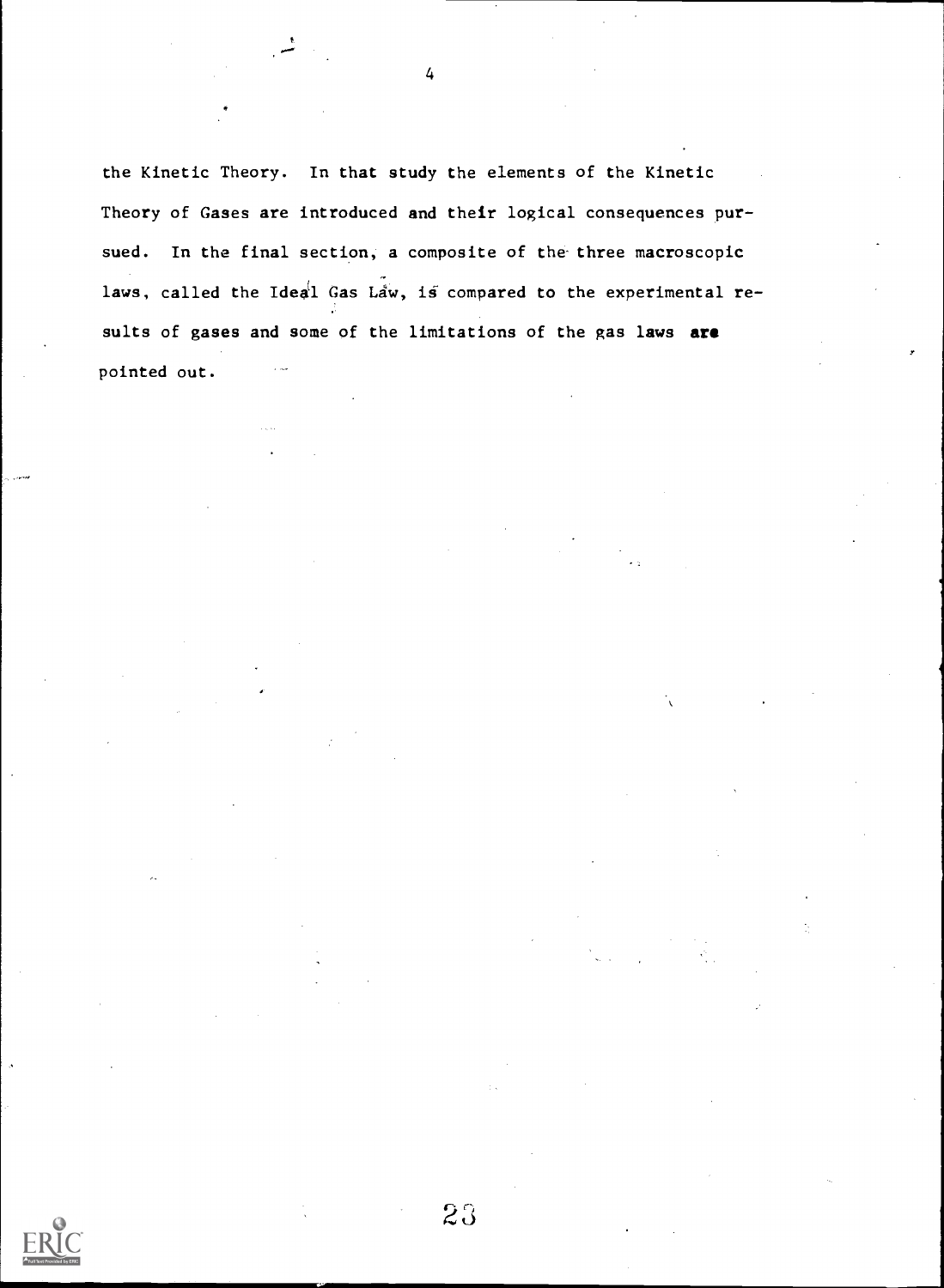the Kinetic Theory. In that study the elements of the Kinetic Theory of Gases are introduced and their logical consequences pursued. In the final section, a composite of the three macroscopic laws, called the Ideal Gas Law, is compared to the experimental results of gases and some of the limitations of the gas laws are pointed out.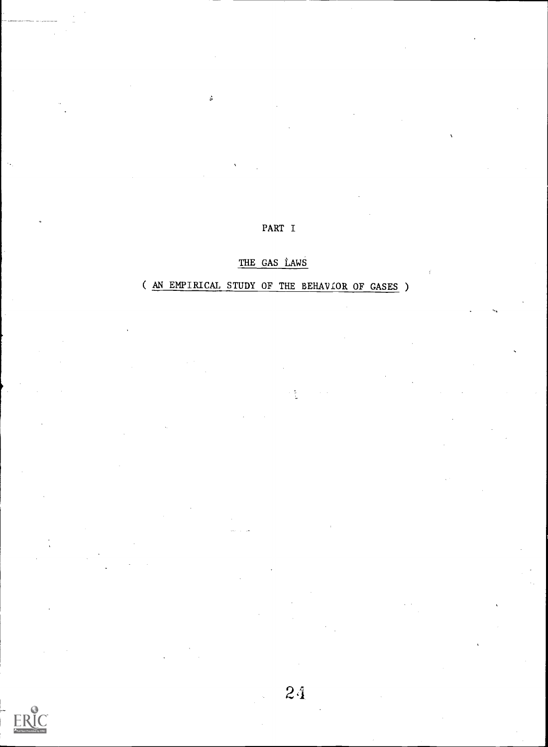# PART I

## THE GAS LAWS

### ( AN EMPIRICAL STUDY OF THE BEHAVIOR OF GASES )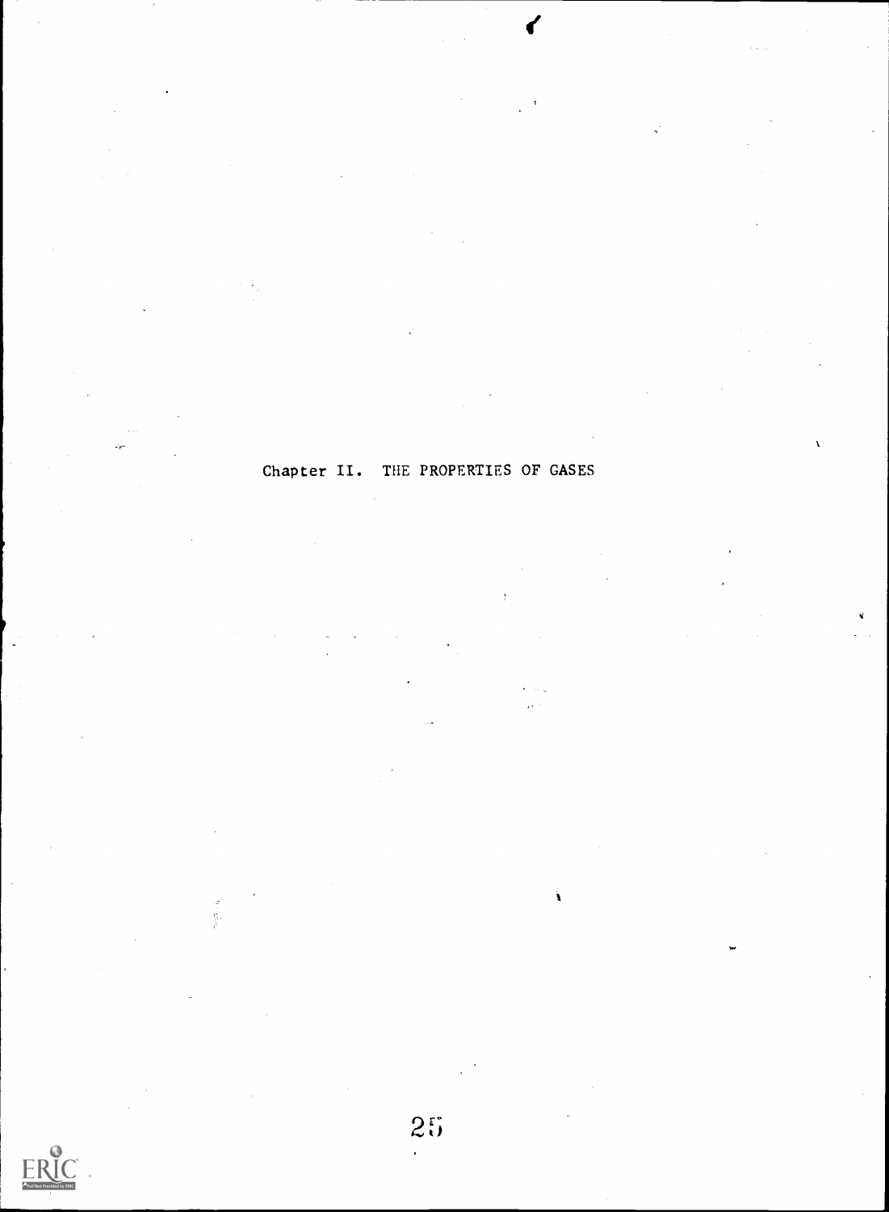# Chapter II. THE PROPERTIES OF GASES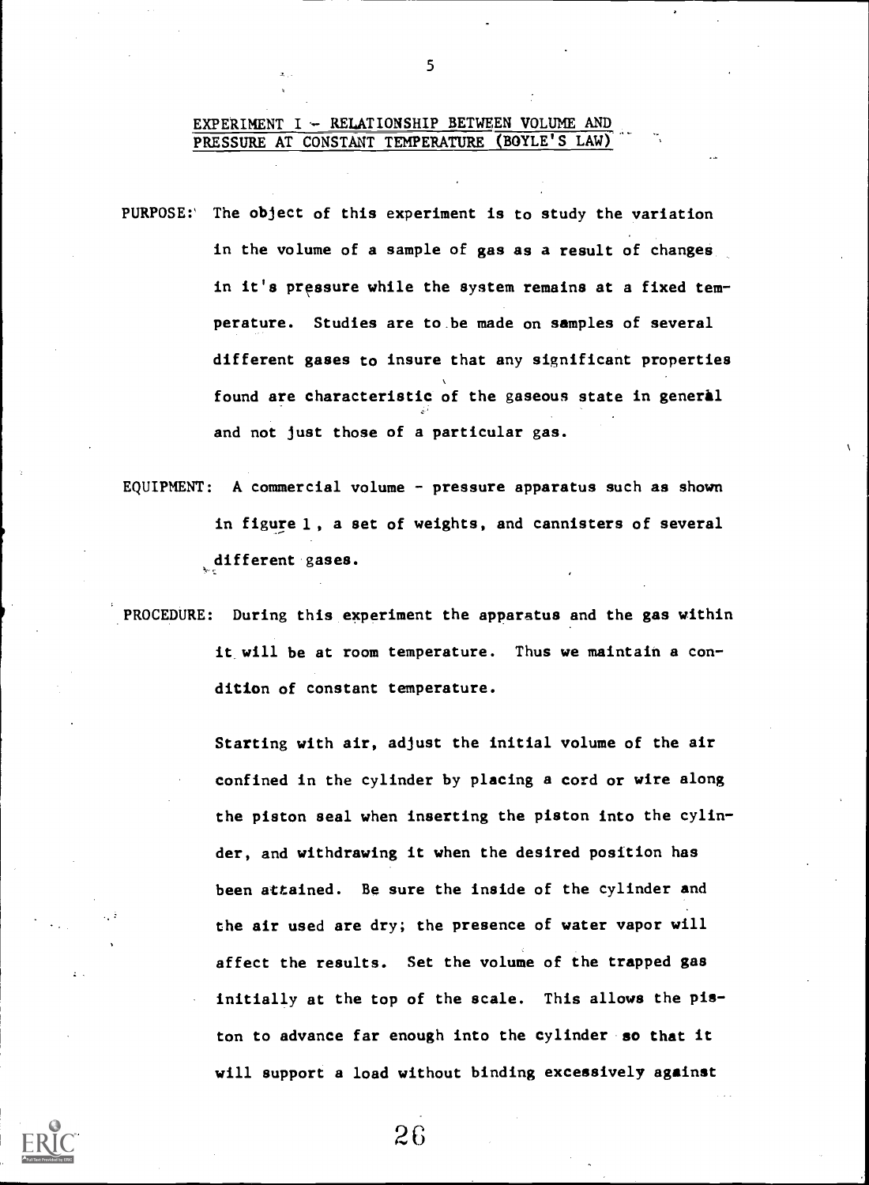## EXPERIMENT I - RELATIONSHIP BETWEEN VOLUME AND PRESSURE AT CONSTANT TEMPERATURE (BOYLE'S LAW)

PURPOSE: The object of this experiment is to study the variation in the volume of a sample of gas as a result of changes in it's pressure while the system remains at a fixed temperature. Studies are to be made on samples of several different gases to insure that any significant properties found are characteristic of the gaseous state in general and not just those of a particular gas.

EQUIPMENT: A commercial volume - pressure apparatus such as shown in figure 1, a set of weights, and cannisters of several different gases.

PROCEDURE: During this experiment the apparatus and the gas within it will be at room temperature. Thus we maintain a condition of constant temperature.

Starting with air, adjust the initial volume of the air confined in the cylinder by placing a cord or wire along the piston seal when inserting the piston into the cylinder, and withdrawing it when the desired position has been attained. Be sure the inside of the cylinder and the air used are dry; the presence of water vapor will affect the results. Set the volume of the trapped gas initially at the top of the scale. This allows the piston to advance far enough into the cylinder so that it will support a load without binding excessively against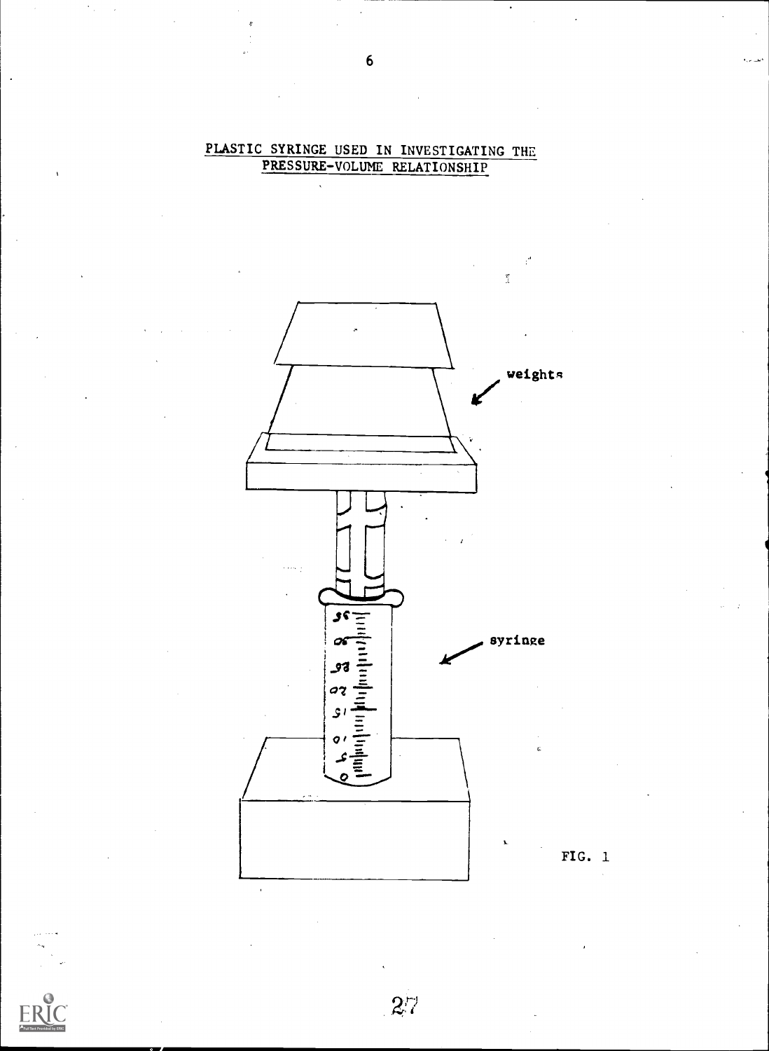PLASTIC SYRINGE USED IN INVESTIGATING THE PRESSURE-VOLUME RELATIONSHIP

weights

syringe

FIG. 1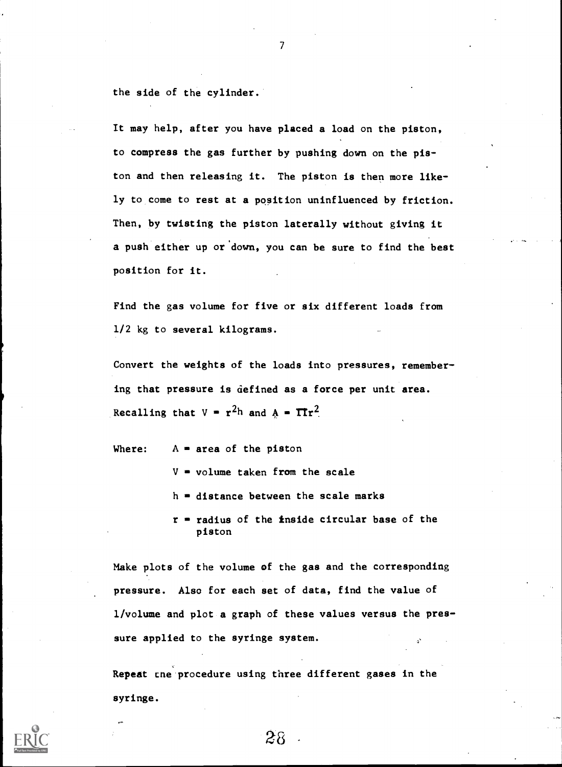the side of the cylinder.

It may help, after you have placed a load on the piston, to compress the gas further by pushing down on the piston and then releasing it. The piston is then more likely to come to rest at a position uninfluenced by friction. Then, by twisting the piston laterally without giving it a push either up or down, you can be sure to find the best position for it.

Find the gas volume for five or six different loads from 1/2 kg to several kilograms.

Convert the weights of the loads into pressures, remembering that pressure is defined as a force per unit area. Recalling that $V = r^2h$ and $A = \pi r^2$

Where:
- $A$ = area of the piston
- $V$ = volume taken from the scale
- $h$ = distance between the scale marks
- $r$ = radius of the inside circular base of the piston

Make plots of the volume of the gas and the corresponding pressure. Also for each set of data, find the value of 1/volume and plot a graph of these values versus the pressure applied to the syringe system.

Repeat the procedure using three different gases in the syringe.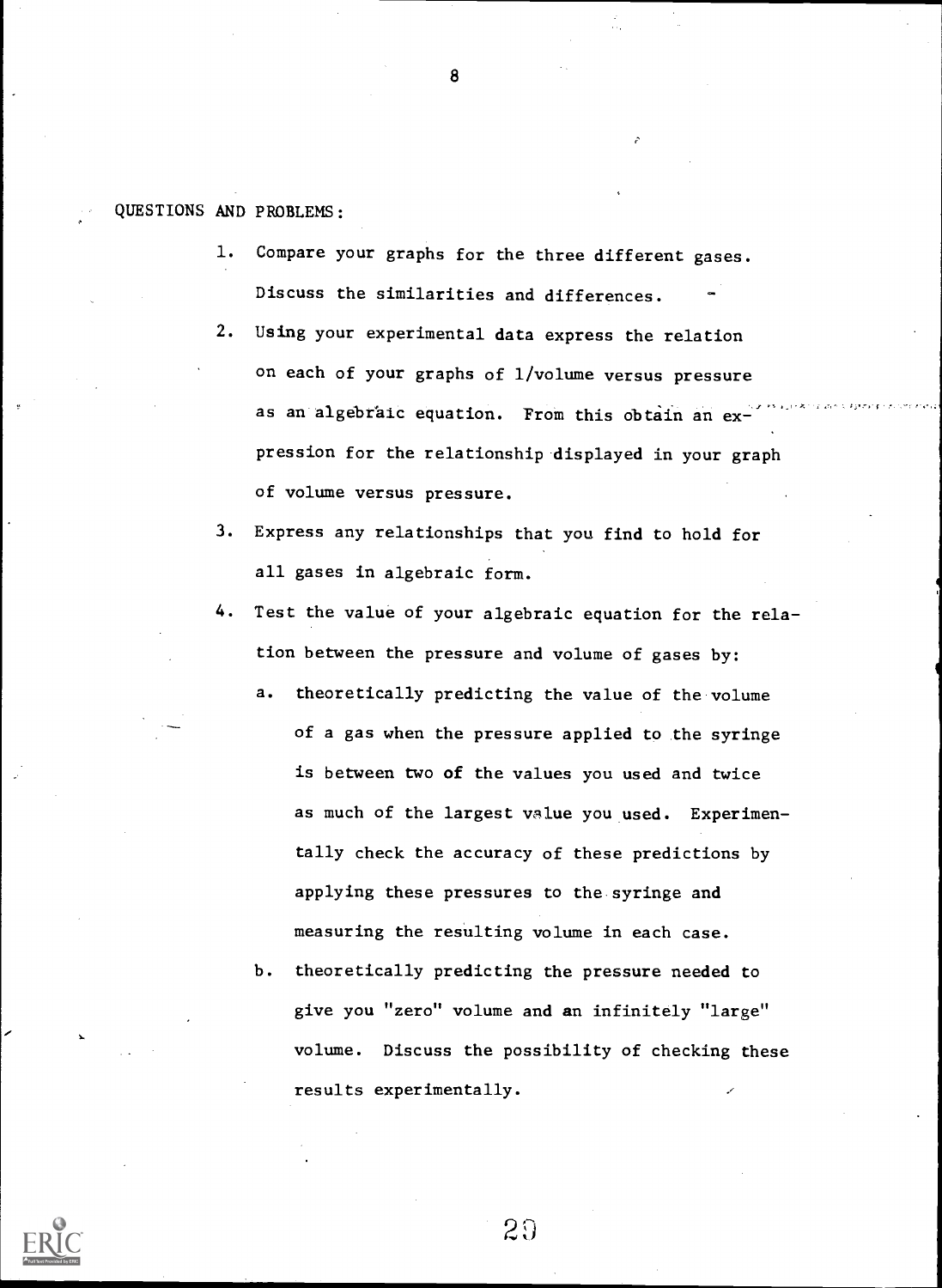QUESTIONS AND PROBLEMS:

1. Compare your graphs for the three different gases. Discuss the similarities and differences.
2. Using your experimental data express the relation on each of your graphs of 1/volume versus pressure as an algebraic equation. From this obtain an expression for the relationship displayed in your graph of volume versus pressure.
3. Express any relationships that you find to hold for all gases in algebraic form.
4. Test the value of your algebraic equation for the relation between the pressure and volume of gases by:
   a. theoretically predicting the value of the volume of a gas when the pressure applied to the syringe is between two of the values you used and twice as much of the largest value you used. Experimentally check the accuracy of these predictions by applying these pressures to the syringe and measuring the resulting volume in each case.
   b. theoretically predicting the pressure needed to give you "zero" volume and an infinitely "large" volume. Discuss the possibility of checking these results experimentally.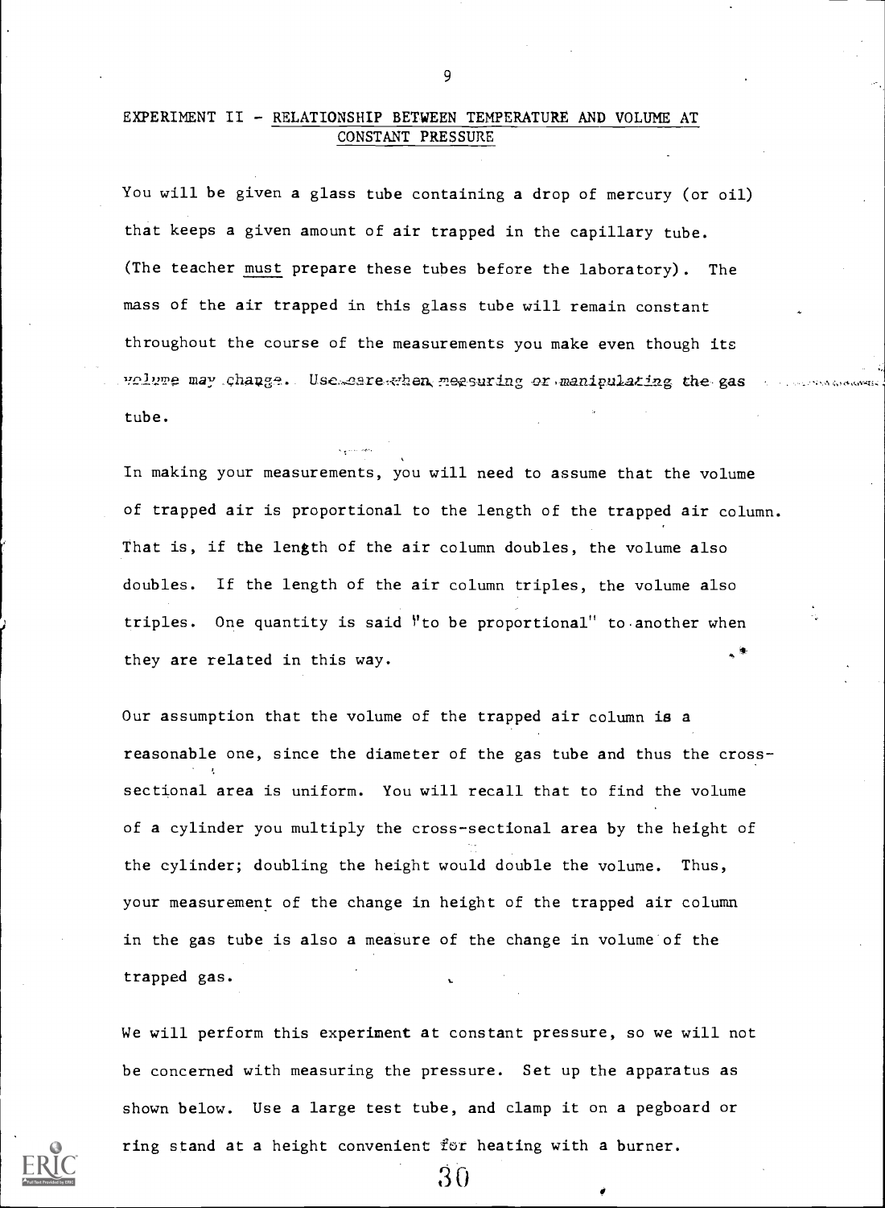## EXPERIMENT II - RELATIONSHIP BETWEEN TEMPERATURE AND VOLUME AT CONSTANT PRESSURE

You will be given a glass tube containing a drop of mercury (or oil) that keeps a given amount of air trapped in the capillary tube. (The teacher must prepare these tubes before the laboratory). The mass of the air trapped in this glass tube will remain constant throughout the course of the measurements you make even though its volume may change. Use care when measuring or manipulating the gas tube.

In making your measurements, you will need to assume that the volume of trapped air is proportional to the length of the trapped air column. That is, if the length of the air column doubles, the volume also doubles. If the length of the air column triples, the volume also triples. One quantity is said "to be proportional" to another when they are related in this way.

Our assumption that the volume of the trapped air column is a reasonable one, since the diameter of the gas tube and thus the cross-sectional area is uniform. You will recall that to find the volume of a cylinder you multiply the cross-sectional area by the height of the cylinder; doubling the height would double the volume. Thus, your measurement of the change in height of the trapped air column in the gas tube is also a measure of the change in volume of the trapped gas.

We will perform this experiment at constant pressure, so we will not be concerned with measuring the pressure. Set up the apparatus as shown below. Use a large test tube, and clamp it on a pegboard or ring stand at a height convenient for heating with a burner.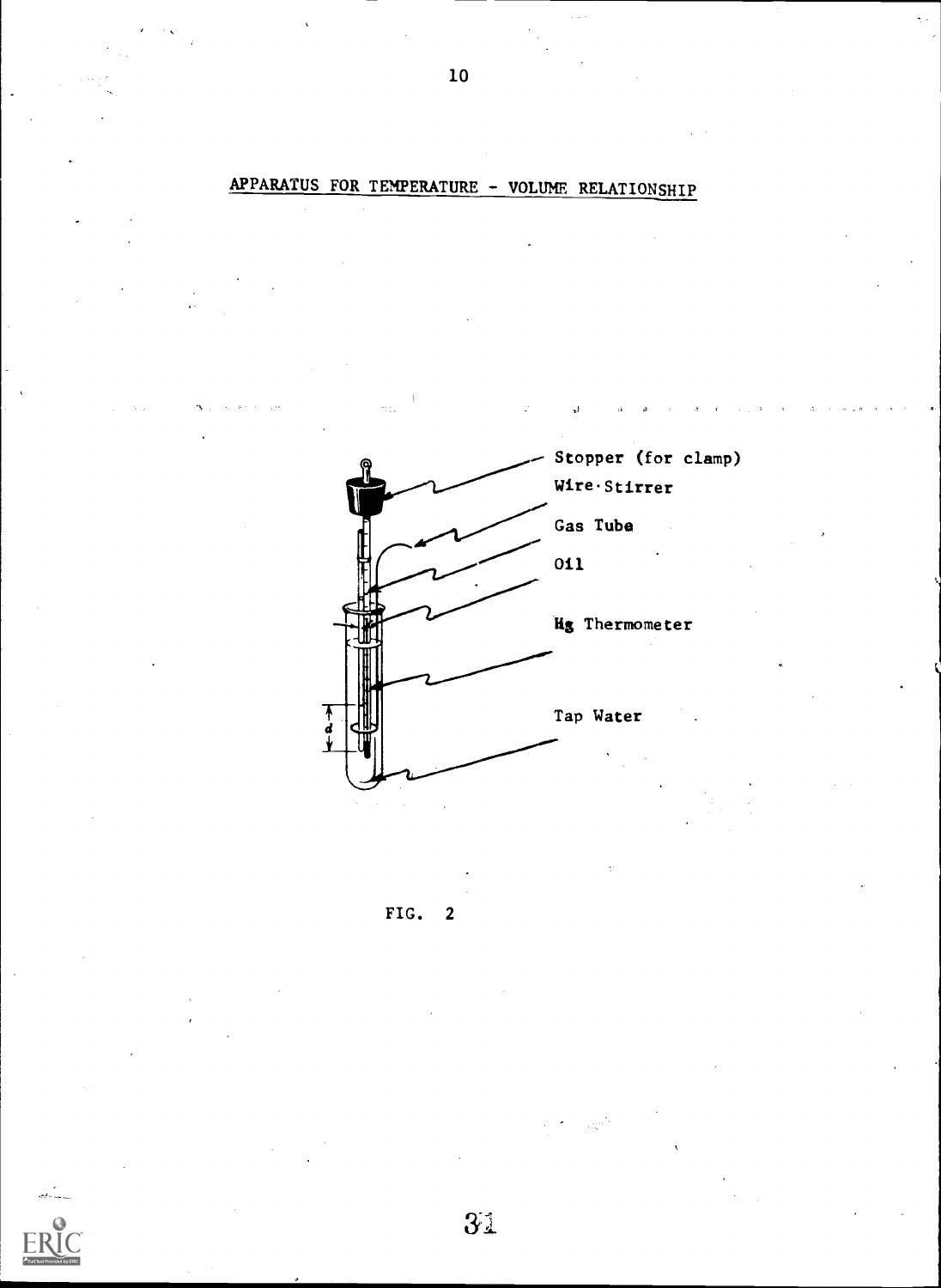## APPARATUS FOR TEMPERATURE - VOLUME RELATIONSHIP

Stopper (for clamp)

Wire·Stirrer

Gas Tube

Oil

Hg Thermometer

Tap Water

$d$

FIG. 2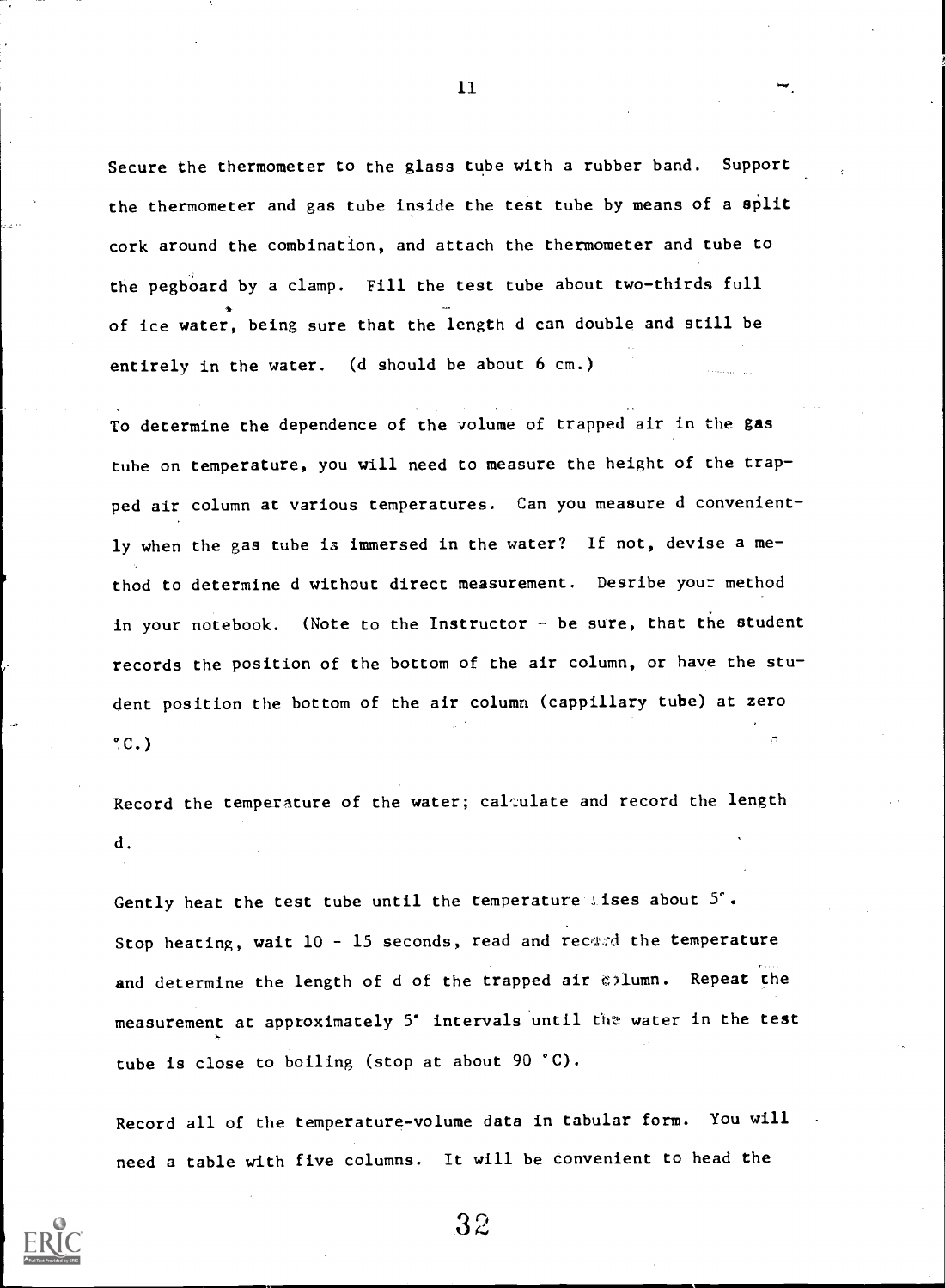Secure the thermometer to the glass tube with a rubber band. Support the thermometer and gas tube inside the test tube by means of a split cork around the combination, and attach the thermometer and tube to the pegboard by a clamp. Fill the test tube about two-thirds full of ice water, being sure that the length d can double and still be entirely in the water. (d should be about 6 cm.)

To determine the dependence of the volume of trapped air in the gas tube on temperature, you will need to measure the height of the trapped air column at various temperatures. Can you measure d conveniently when the gas tube is immersed in the water? If not, devise a method to determine d without direct measurement. Desribe your method in your notebook. (Note to the Instructor - be sure, that the student records the position of the bottom of the air column, or have the student position the bottom of the air column (cappillary tube) at zero °C.)

Record the temperature of the water; calculate and record the length d.

Gently heat the test tube until the temperature rises about 5°. Stop heating, wait 10 - 15 seconds, read and record the temperature and determine the length of d of the trapped air column. Repeat the measurement at approximately 5° intervals until the water in the test tube is close to boiling (stop at about 90 °C).

Record all of the temperature-volume data in tabular form. You will need a table with five columns. It will be convenient to head the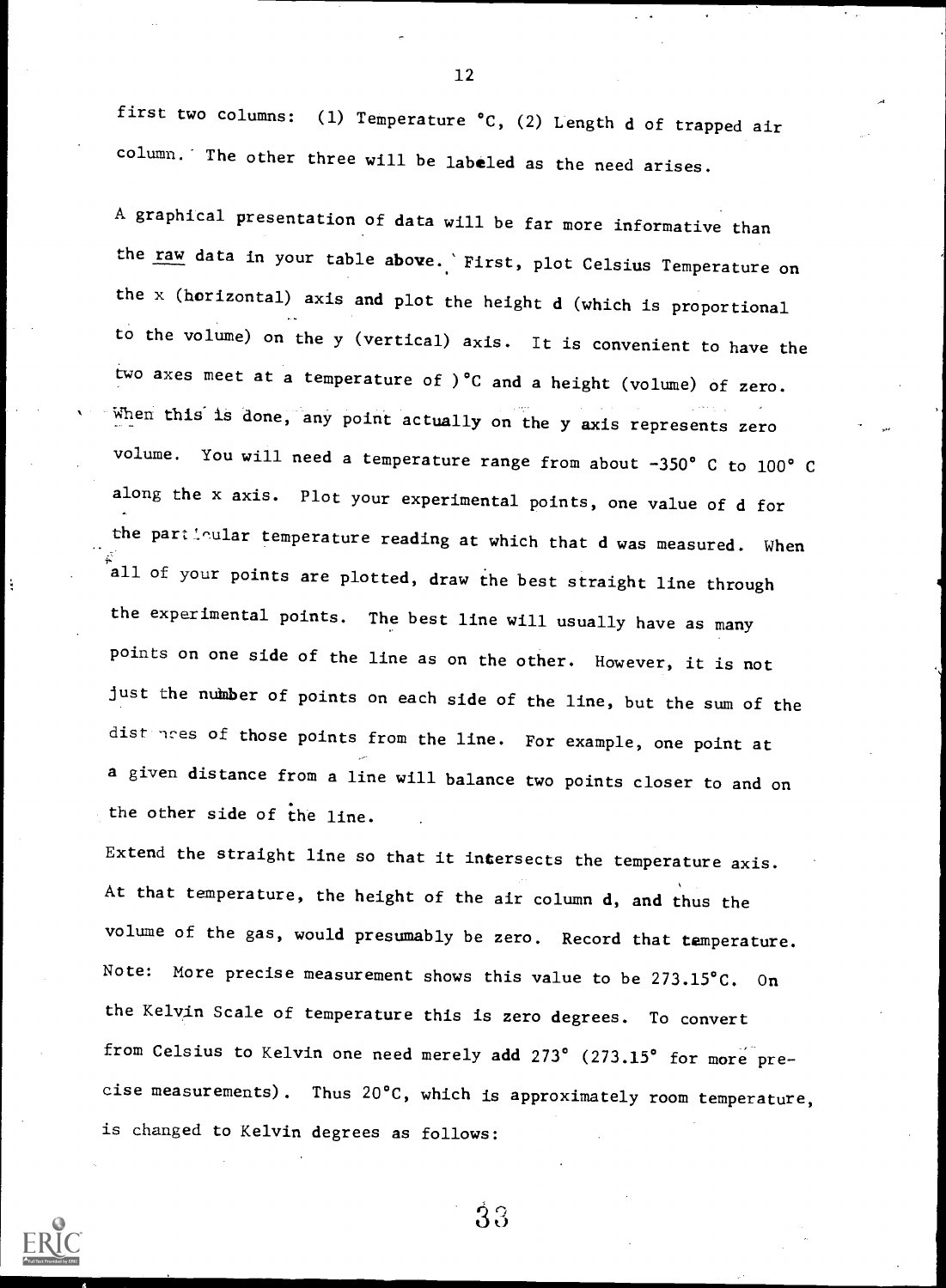first two columns: (1) Temperature °C, (2) Length d of trapped air column. The other three will be labeled as the need arises.

A graphical presentation of data will be far more informative than the raw data in your table above. First, plot Celsius Temperature on the x (horizontal) axis and plot the height d (which is proportional to the volume) on the y (vertical) axis. It is convenient to have the two axes meet at a temperature of )°C and a height (volume) of zero. When this is done, any point actually on the y axis represents zero volume. You will need a temperature range from about -350° C to 100° C along the x axis. Plot your experimental points, one value of d for the particular temperature reading at which that d was measured. When all of your points are plotted, draw the best straight line through the experimental points. The best line will usually have as many points on one side of the line as on the other. However, it is not just the number of points on each side of the line, but the sum of the distances of those points from the line. For example, one point at a given distance from a line will balance two points closer to and on the other side of the line.

Extend the straight line so that it intersects the temperature axis. At that temperature, the height of the air column d, and thus the volume of the gas, would presumably be zero. Record that temperature. Note: More precise measurement shows this value to be 273.15°C. On the Kelvin Scale of temperature this is zero degrees. To convert from Celsius to Kelvin one need merely add 273° (273.15° for more precise measurements). Thus 20°C, which is approximately room temperature, is changed to Kelvin degrees as follows: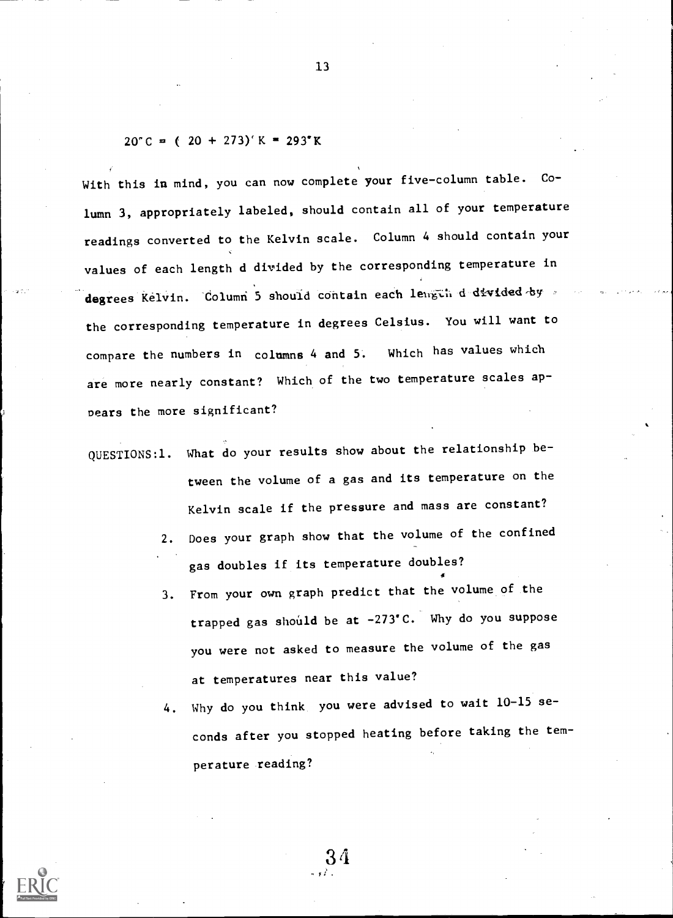$20°C = (20 + 273)°K = 293°K$

With this in mind, you can now complete your five-column table. Column 3, appropriately labeled, should contain all of your temperature readings converted to the Kelvin scale. Column 4 should contain your values of each length d divided by the corresponding temperature in degrees Kelvin. Column 5 should contain each length d divided by the corresponding temperature in degrees Celsius. You will want to compare the numbers in columns 4 and 5. Which has values which are more nearly constant? Which of the two temperature scales appears the more significant?

QUESTIONS:

1. What do your results show about the relationship between the volume of a gas and its temperature on the Kelvin scale if the pressure and mass are constant?
2. Does your graph show that the volume of the confined gas doubles if its temperature doubles?
3. From your own graph predict that the volume of the trapped gas should be at -273°C. Why do you suppose you were not asked to measure the volume of the gas at temperatures near this value?
4. Why do you think you were advised to wait 10-15 seconds after you stopped heating before taking the temperature reading?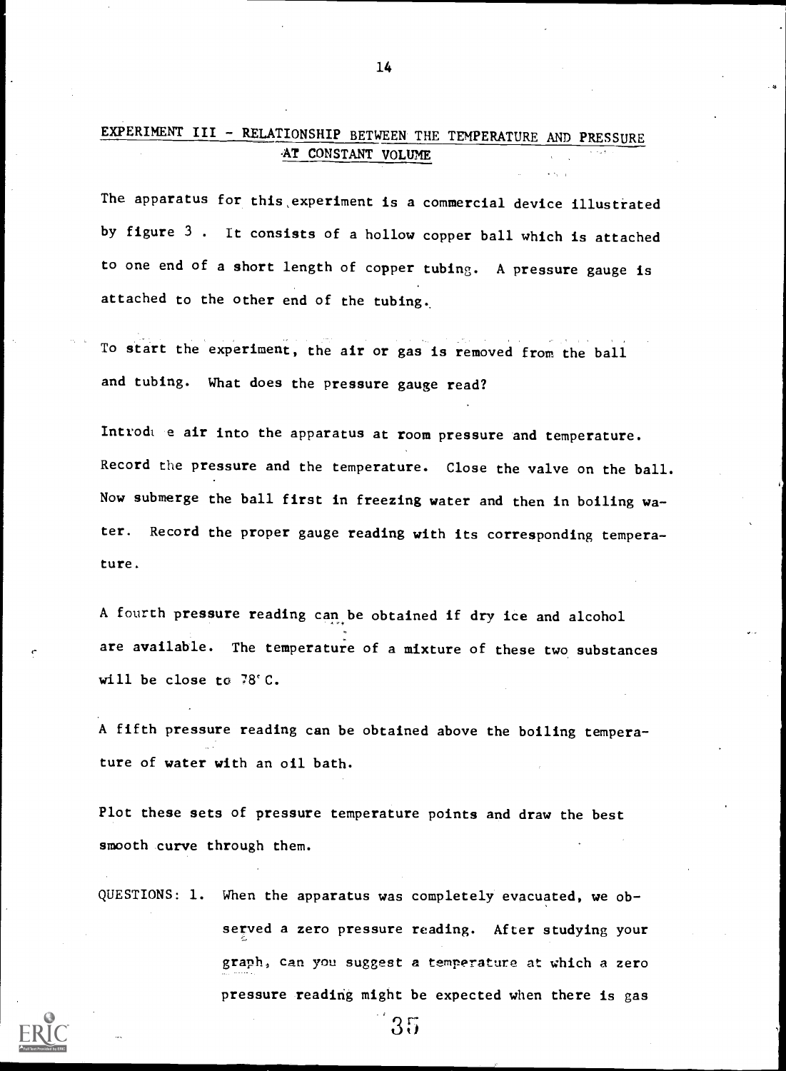## EXPERIMENT III - RELATIONSHIP BETWEEN THE TEMPERATURE AND PRESSURE AT CONSTANT VOLUME

The apparatus for this experiment is a commercial device illustrated by figure 3 . It consists of a hollow copper ball which is attached to one end of a short length of copper tubing. A pressure gauge is attached to the other end of the tubing.

To start the experiment, the air or gas is removed from the ball and tubing. What does the pressure gauge read?

Introdu e air into the apparatus at room pressure and temperature. Record the pressure and the temperature. Close the valve on the ball. Now submerge the ball first in freezing water and then in boiling water. Record the proper gauge reading with its corresponding temperature.

A fourth pressure reading can be obtained if dry ice and alcohol are available. The temperature of a mixture of these two substances will be close to 78° C.

A fifth pressure reading can be obtained above the boiling temperature of water with an oil bath.

Plot these sets of pressure temperature points and draw the best smooth curve through them.

QUESTIONS: 1. When the apparatus was completely evacuated, we observed a zero pressure reading. After studying your graph, can you suggest a temperature at which a zero pressure reading might be expected when there is gas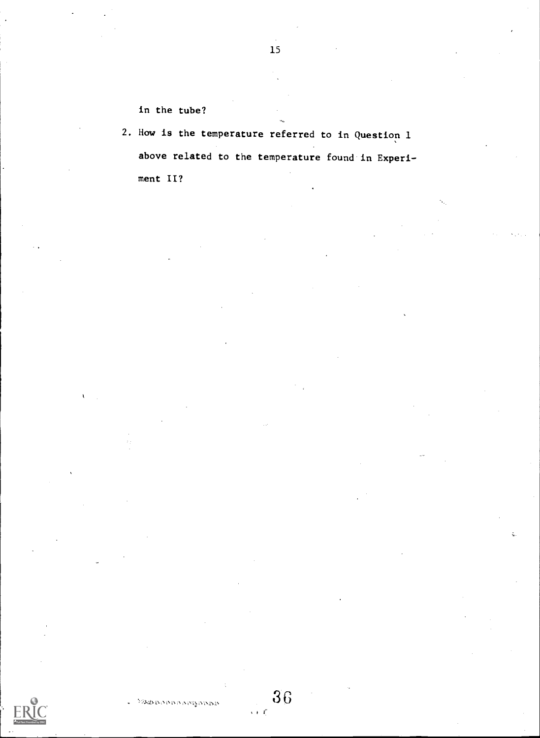in the tube?

2. How is the temperature referred to in Question 1 above related to the temperature found in Experiment II?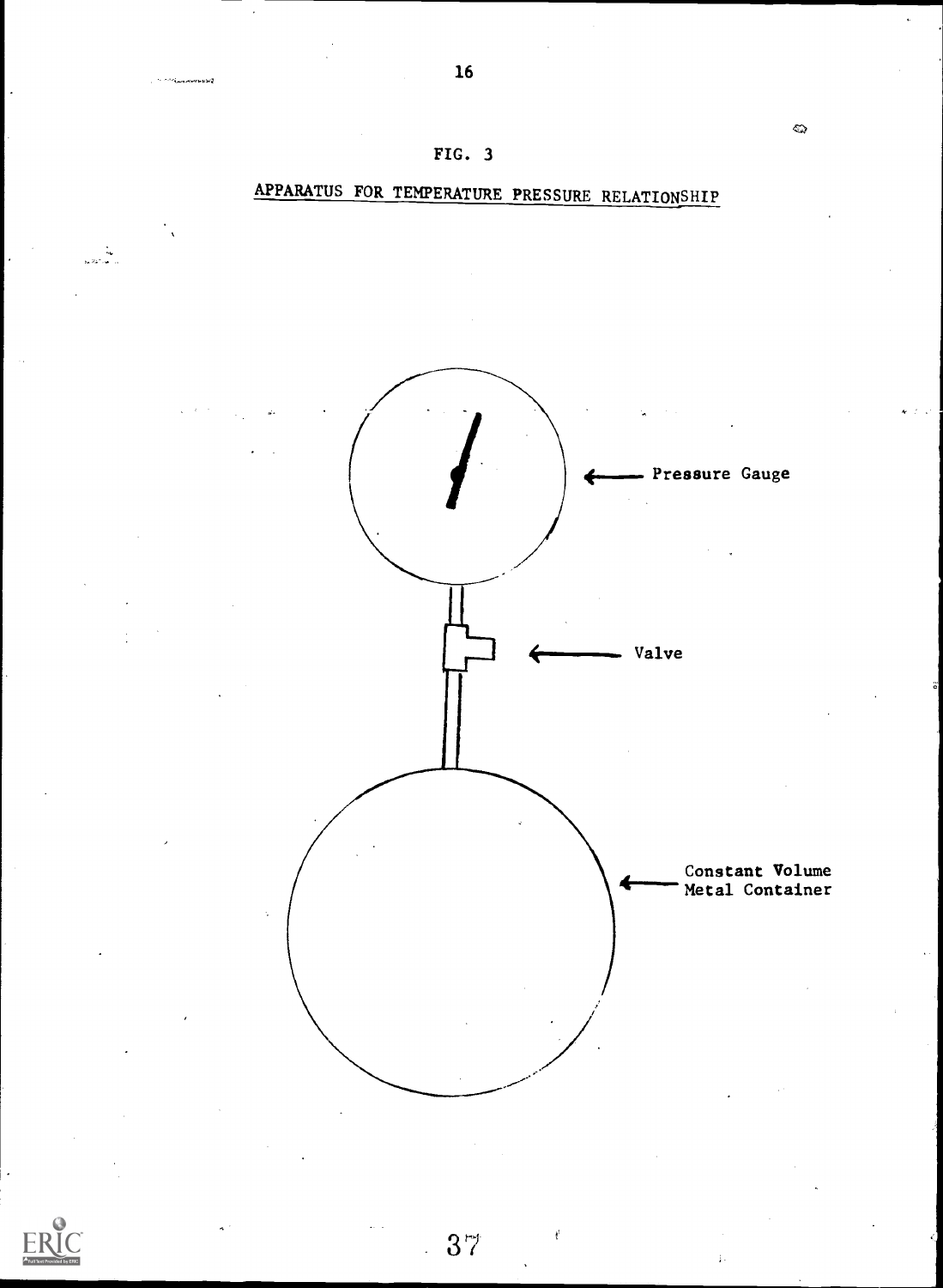FIG. 3

APPARATUS FOR TEMPERATURE PRESSURE RELATIONSHIP

Pressure Gauge

Valve

Constant Volume
Metal Container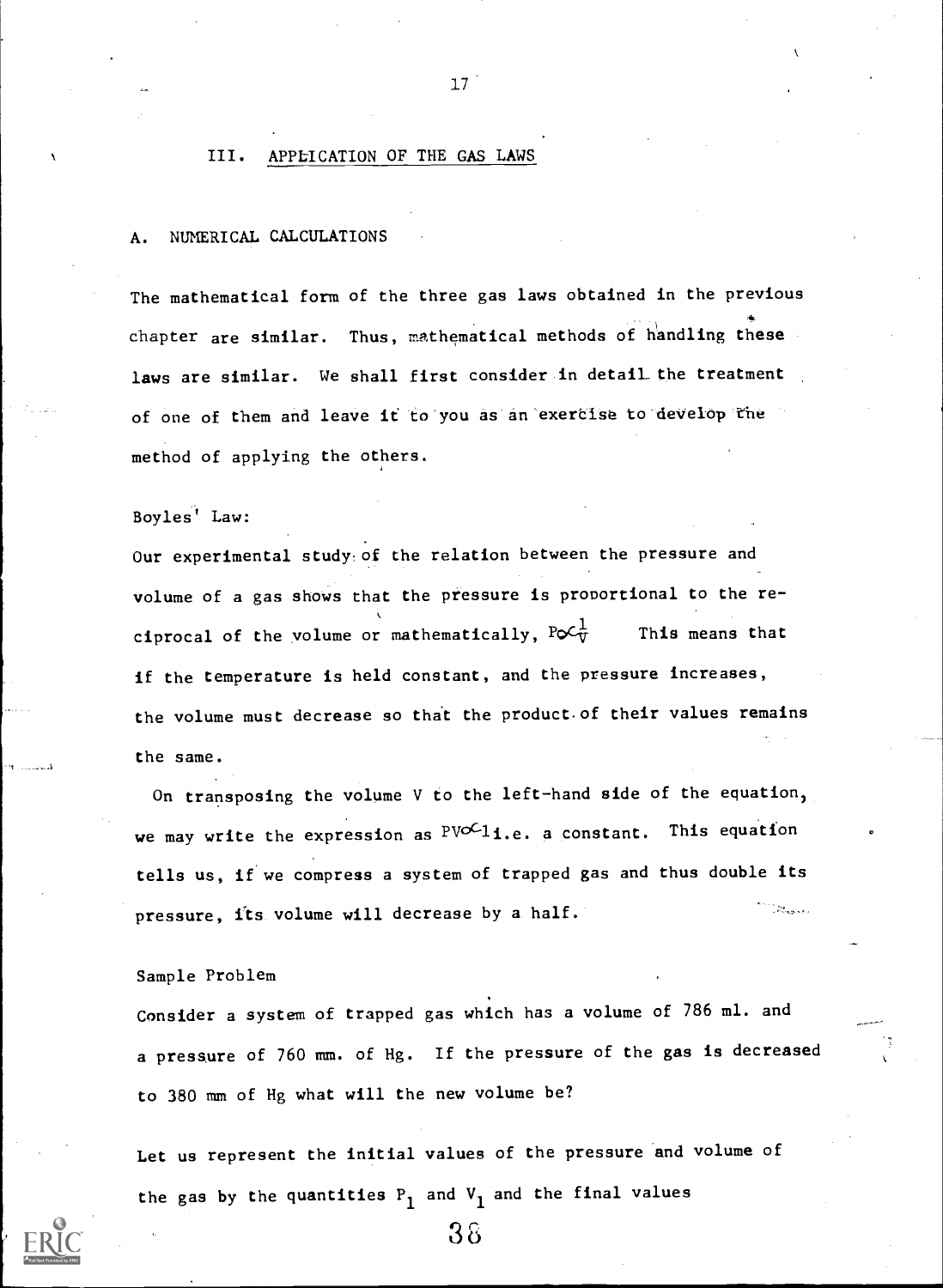## III. APPLICATION OF THE GAS LAWS

### A. NUMERICAL CALCULATIONS

The mathematical form of the three gas laws obtained in the previous chapter are similar. Thus, mathematical methods of handling these laws are similar. We shall first consider in detail the treatment of one of them and leave it to you as an exercise to develop the method of applying the others.

Boyles' Law:

Our experimental study of the relation between the pressure and volume of a gas shows that the pressure is proportional to the reciprocal of the volume or mathematically, $P \propto \frac{1}{V}$ This means that if the temperature is held constant, and the pressure increases, the volume must decrease so that the product of their values remains the same.

On transposing the volume V to the left-hand side of the equation, we may write the expression as $PV \propto 1$ i.e. a constant. This equation tells us, if we compress a system of trapped gas and thus double its pressure, its volume will decrease by a half.

Sample Problem

Consider a system of trapped gas which has a volume of 786 ml. and a pressure of 760 mm. of Hg. If the pressure of the gas is decreased to 380 mm of Hg what will the new volume be?

Let us represent the initial values of the pressure and volume of the gas by the quantities $P_1$ and $V_1$ and the final values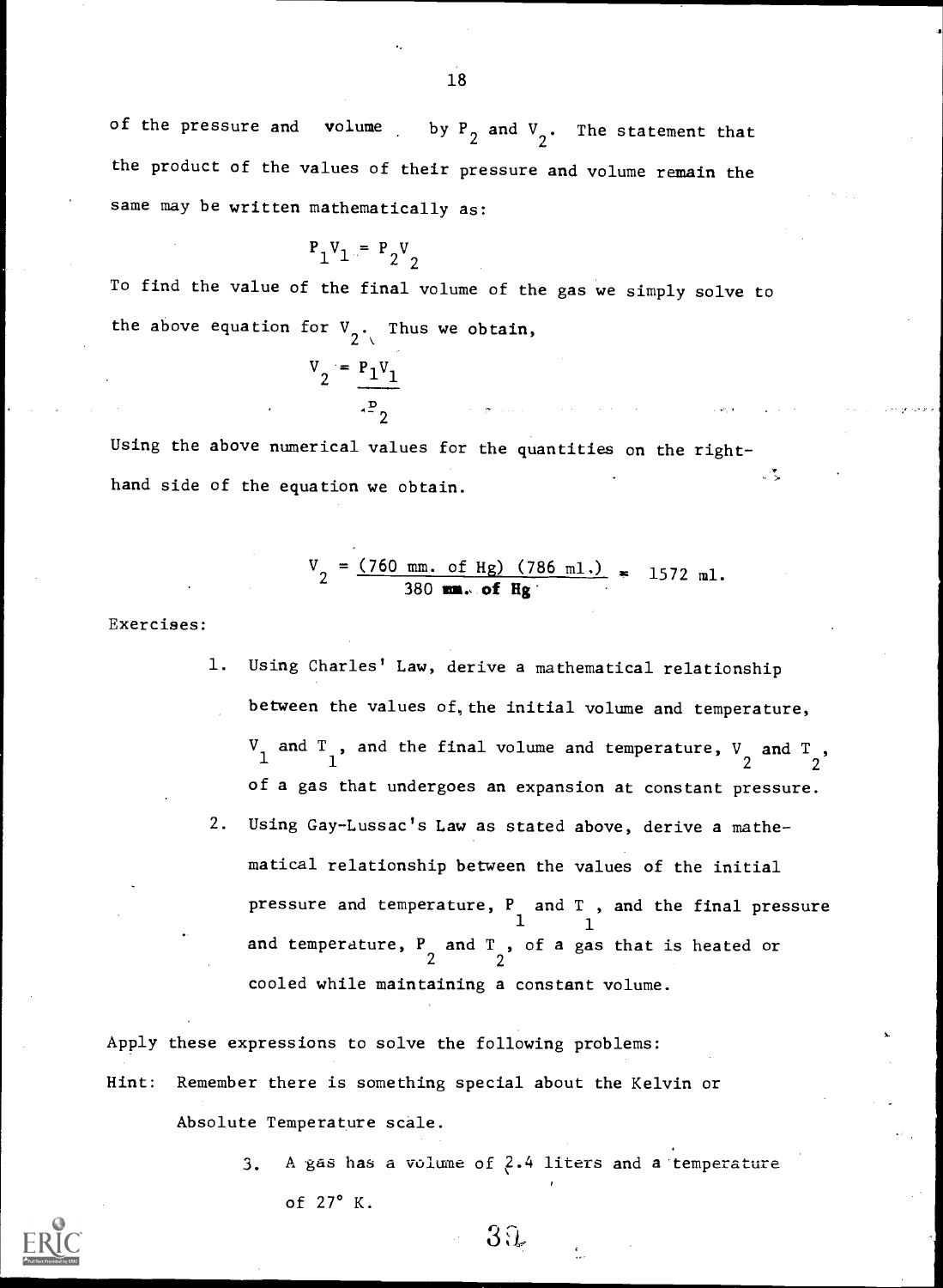of the pressure and volume by $P_2$ and $V_2$. The statement that the product of the values of their pressure and volume remain the same may be written mathematically as:

$$P_1V_1 = P_2V_2$$

To find the value of the final volume of the gas we simply solve to the above equation for $V_2$. Thus we obtain,

$$V_2 = \frac{P_1V_1}{P_2}$$

Using the above numerical values for the quantities on the right-hand side of the equation we obtain.

$$V_2 = \frac{(760 \text{ mm. of Hg})\ (786 \text{ ml.})}{380 \text{ mm. of Hg}} = 1572 \text{ ml.}$$

Exercises:

1. Using Charles' Law, derive a mathematical relationship between the values of, the initial volume and temperature, $V_1$ and $T_1$, and the final volume and temperature, $V_2$ and $T_2$, of a gas that undergoes an expansion at constant pressure.
2. Using Gay-Lussac's Law as stated above, derive a mathematical relationship between the values of the initial pressure and temperature, $P_1$ and $T_1$, and the final pressure and temperature, $P_2$ and $T_2$, of a gas that is heated or cooled while maintaining a constant volume.

Apply these expressions to solve the following problems:

Hint: Remember there is something special about the Kelvin or Absolute Temperature scale.

3. A gas has a volume of 2.4 liters and a temperature of 27° K.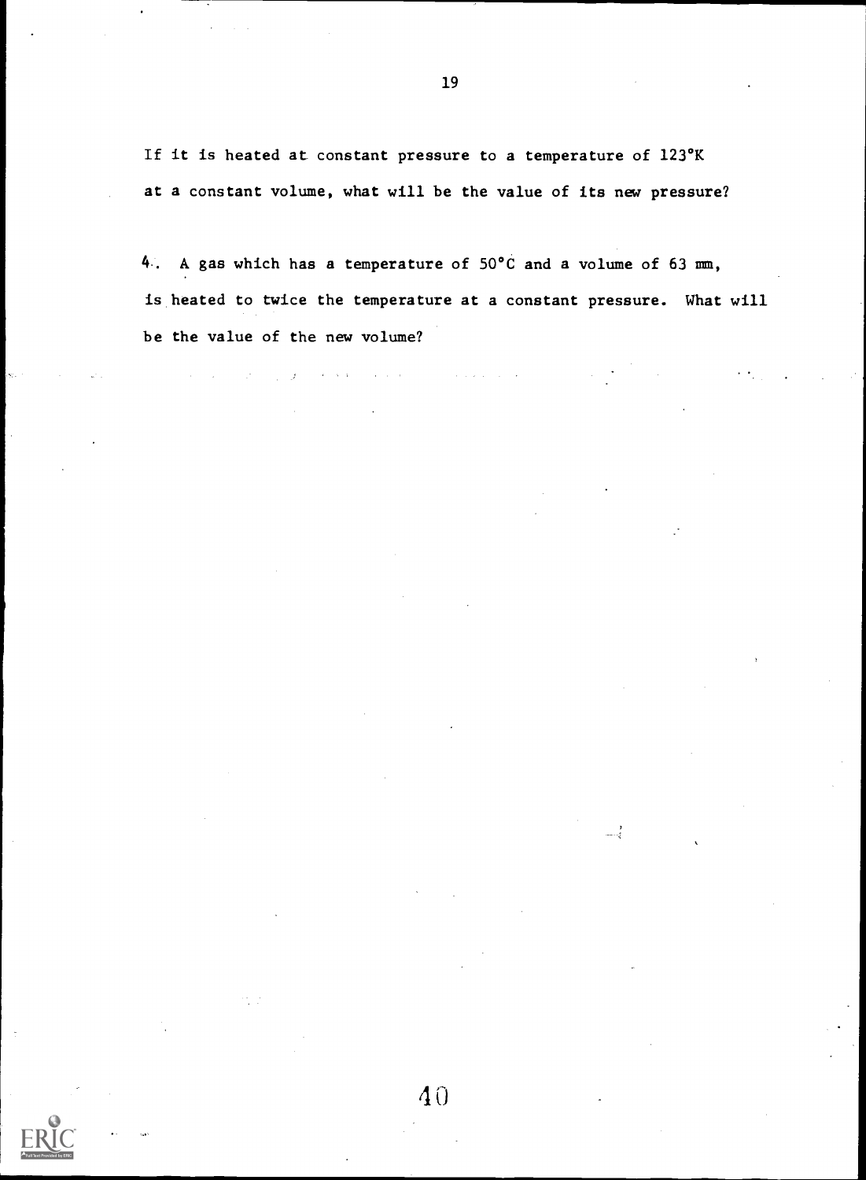If it is heated at constant pressure to a temperature of 123°K at a constant volume, what will be the value of its new pressure?

4. A gas which has a temperature of 50°C and a volume of 63 mm, is heated to twice the temperature at a constant pressure. What will be the value of the new volume?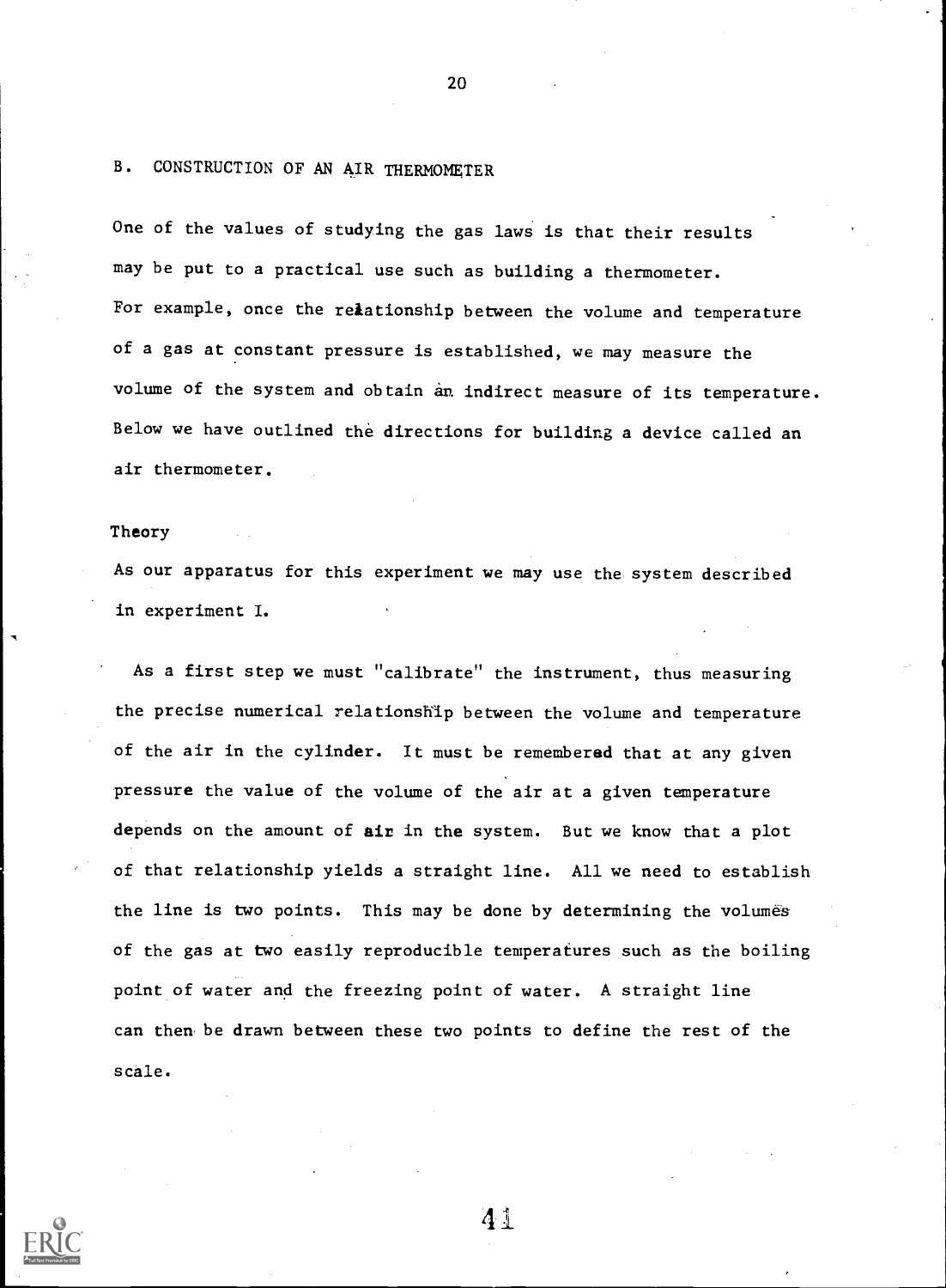## B. CONSTRUCTION OF AN AIR THERMOMETER

One of the values of studying the gas laws is that their results may be put to a practical use such as building a thermometer. For example, once the relationship between the volume and temperature of a gas at constant pressure is established, we may measure the volume of the system and obtain an indirect measure of its temperature. Below we have outlined the directions for building a device called an air thermometer.

### Theory

As our apparatus for this experiment we may use the system described in experiment I.

As a first step we must "calibrate" the instrument, thus measuring the precise numerical relationship between the volume and temperature of the air in the cylinder. It must be remembered that at any given pressure the value of the volume of the air at a given temperature depends on the amount of air in the system. But we know that a plot of that relationship yields a straight line. All we need to establish the line is two points. This may be done by determining the volumes of the gas at two easily reproducible temperatures such as the boiling point of water and the freezing point of water. A straight line can then be drawn between these two points to define the rest of the scale.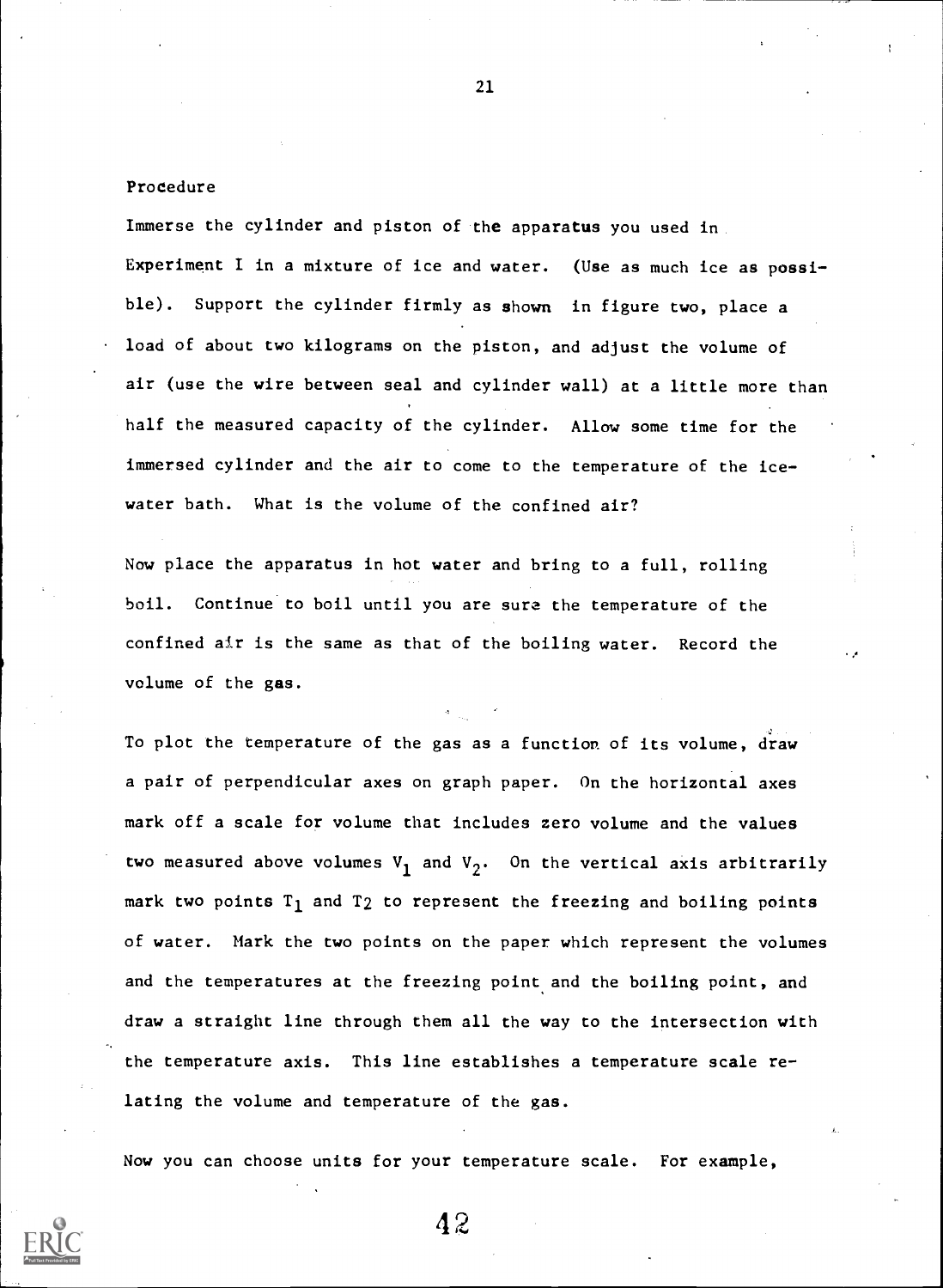Procedure

Immerse the cylinder and piston of the apparatus you used in Experiment I in a mixture of ice and water. (Use as much ice as possible). Support the cylinder firmly as shown in figure two, place a load of about two kilograms on the piston, and adjust the volume of air (use the wire between seal and cylinder wall) at a little more than half the measured capacity of the cylinder. Allow some time for the immersed cylinder and the air to come to the temperature of the ice-water bath. What is the volume of the confined air?

Now place the apparatus in hot water and bring to a full, rolling boil. Continue to boil until you are sure the temperature of the confined air is the same as that of the boiling water. Record the volume of the gas.

To plot the temperature of the gas as a function of its volume, draw a pair of perpendicular axes on graph paper. On the horizontal axes mark off a scale for volume that includes zero volume and the values two measured above volumes $V_1$ and $V_2$. On the vertical axis arbitrarily mark two points $T_1$ and $T_2$ to represent the freezing and boiling points of water. Mark the two points on the paper which represent the volumes and the temperatures at the freezing point and the boiling point, and draw a straight line through them all the way to the intersection with the temperature axis. This line establishes a temperature scale relating the volume and temperature of the gas.

Now you can choose units for your temperature scale. For example,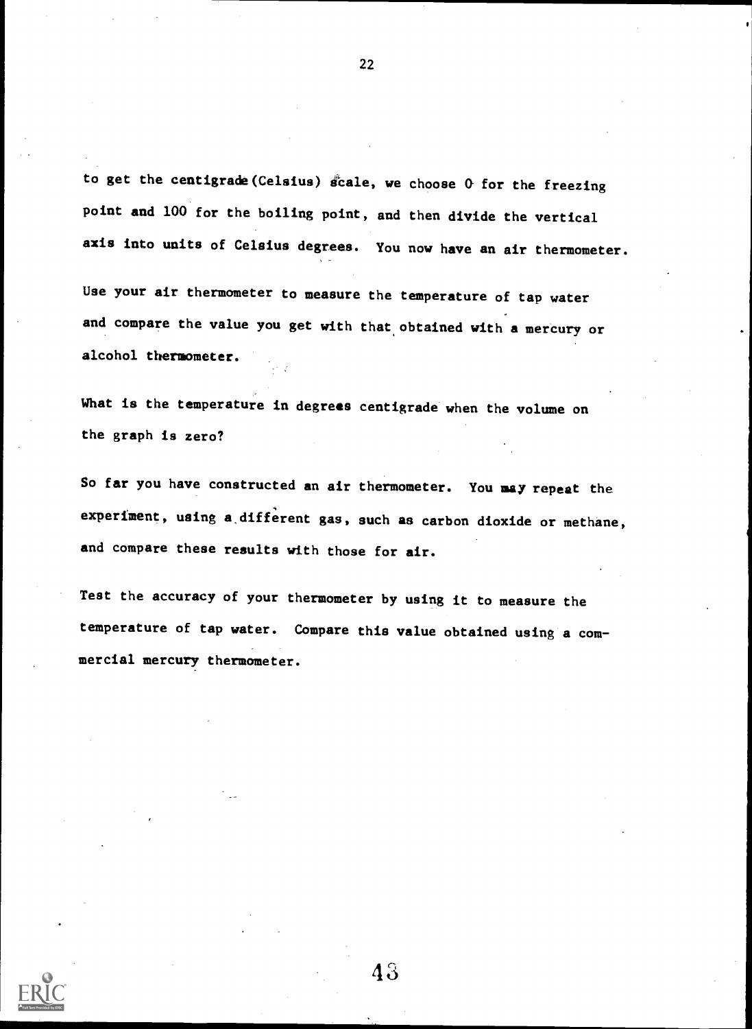to get the centigrade (Celsius) scale, we choose 0 for the freezing point and 100 for the boiling point, and then divide the vertical axis into units of Celsius degrees. You now have an air thermometer.

Use your air thermometer to measure the temperature of tap water and compare the value you get with that obtained with a mercury or alcohol thermometer.

What is the temperature in degrees centigrade when the volume on the graph is zero?

So far you have constructed an air thermometer. You may repeat the experiment, using a different gas, such as carbon dioxide or methane, and compare these results with those for air.

Test the accuracy of your thermometer by using it to measure the temperature of tap water. Compare this value obtained using a commercial mercury thermometer.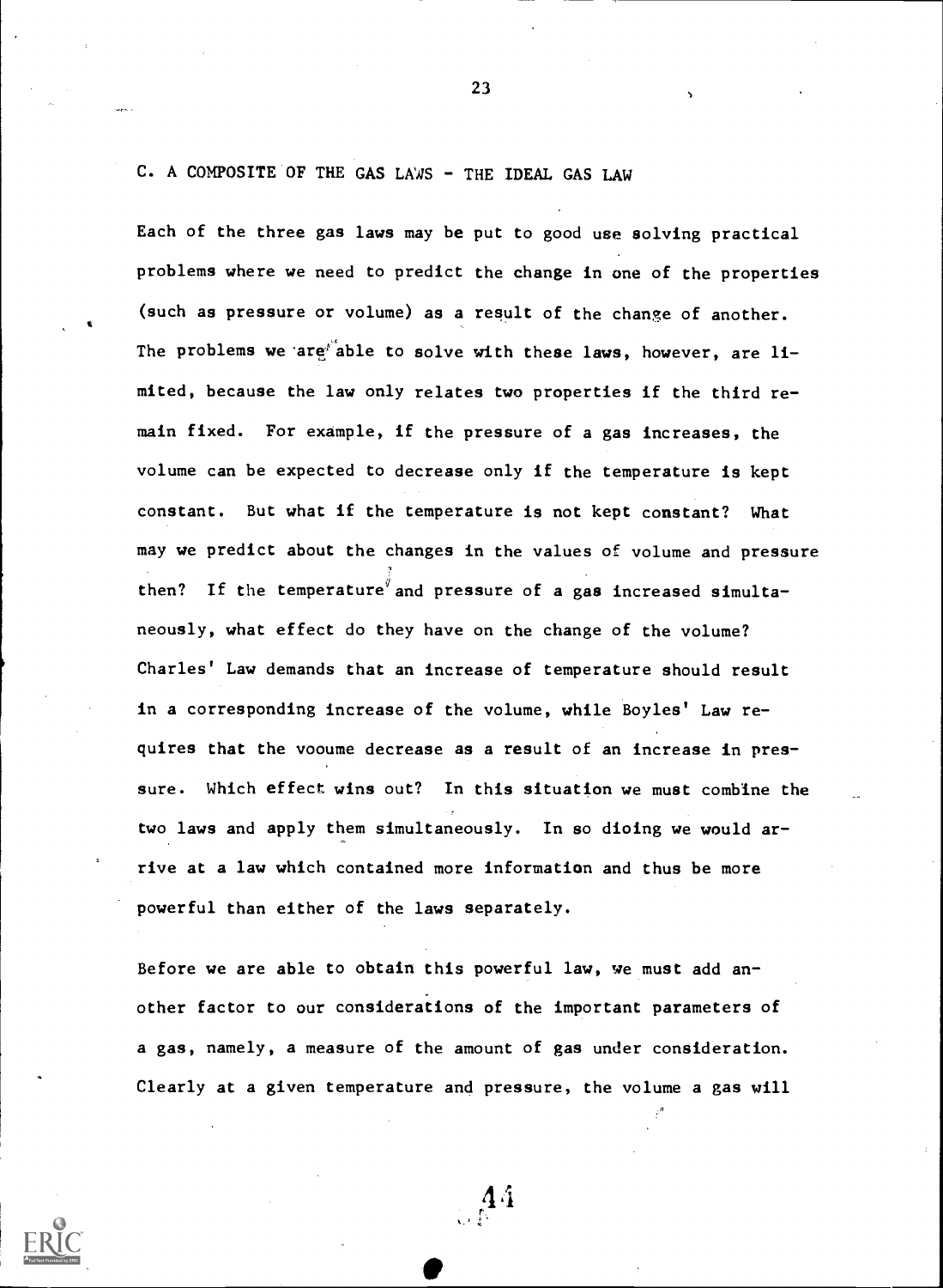## C. A COMPOSITE OF THE GAS LAWS - THE IDEAL GAS LAW

Each of the three gas laws may be put to good use solving practical problems where we need to predict the change in one of the properties (such as pressure or volume) as a result of the change of another. The problems we are able to solve with these laws, however, are limited, because the law only relates two properties if the third remain fixed. For example, if the pressure of a gas increases, the volume can be expected to decrease only if the temperature is kept constant. But what if the temperature is not kept constant? What may we predict about the changes in the values of volume and pressure then? If the temperature and pressure of a gas increased simultaneously, what effect do they have on the change of the volume? Charles' Law demands that an increase of temperature should result in a corresponding increase of the volume, while Boyles' Law requires that the vooume decrease as a result of an increase in pressure. Which effect wins out? In this situation we must combine the two laws and apply them simultaneously. In so dioing we would arrive at a law which contained more information and thus be more powerful than either of the laws separately.

Before we are able to obtain this powerful law, we must add another factor to our considerations of the important parameters of a gas, namely, a measure of the amount of gas under consideration. Clearly at a given temperature and pressure, the volume a gas will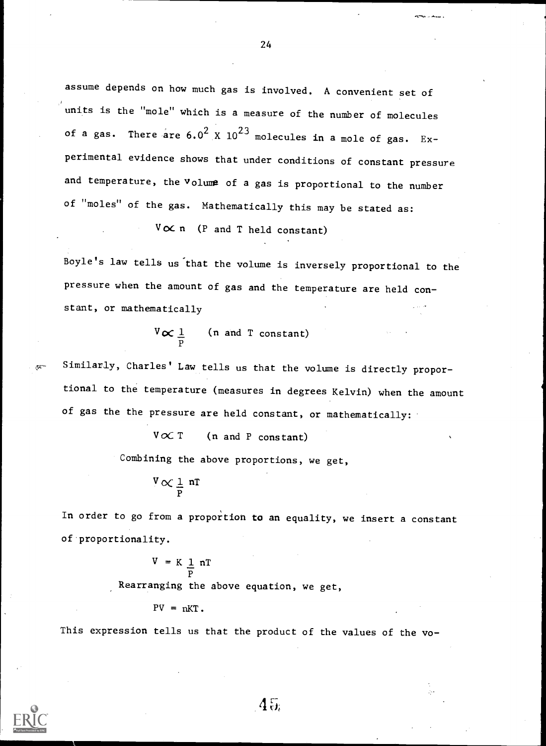assume depends on how much gas is involved. A convenient set of units is the "mole" which is a measure of the number of molecules of a gas. There are $6.0^2 \times 10^{23}$ molecules in a mole of gas. Experimental evidence shows that under conditions of constant pressure and temperature, the volume of a gas is proportional to the number of "moles" of the gas. Mathematically this may be stated as:

$$V \propto n \quad \text{(P and T held constant)}$$

Boyle's law tells us that the volume is inversely proportional to the pressure when the amount of gas and the temperature are held constant, or mathematically

$$V \propto \frac{1}{P} \quad \text{(n and T constant)}$$

Similarly, Charles' Law tells us that the volume is directly proportional to the temperature (measures in degrees Kelvin) when the amount of gas the the pressure are held constant, or mathematically:

$$V \propto T \quad \text{(n and P constant)}$$

Combining the above proportions, we get,

$$V \propto \frac{1}{P} nT$$

In order to go from a proportion to an equality, we insert a constant of proportionality.

$$V = K \frac{1}{P} nT$$

Rearranging the above equation, we get,

$$PV = nKT.$$

This expression tells us that the product of the values of the vo-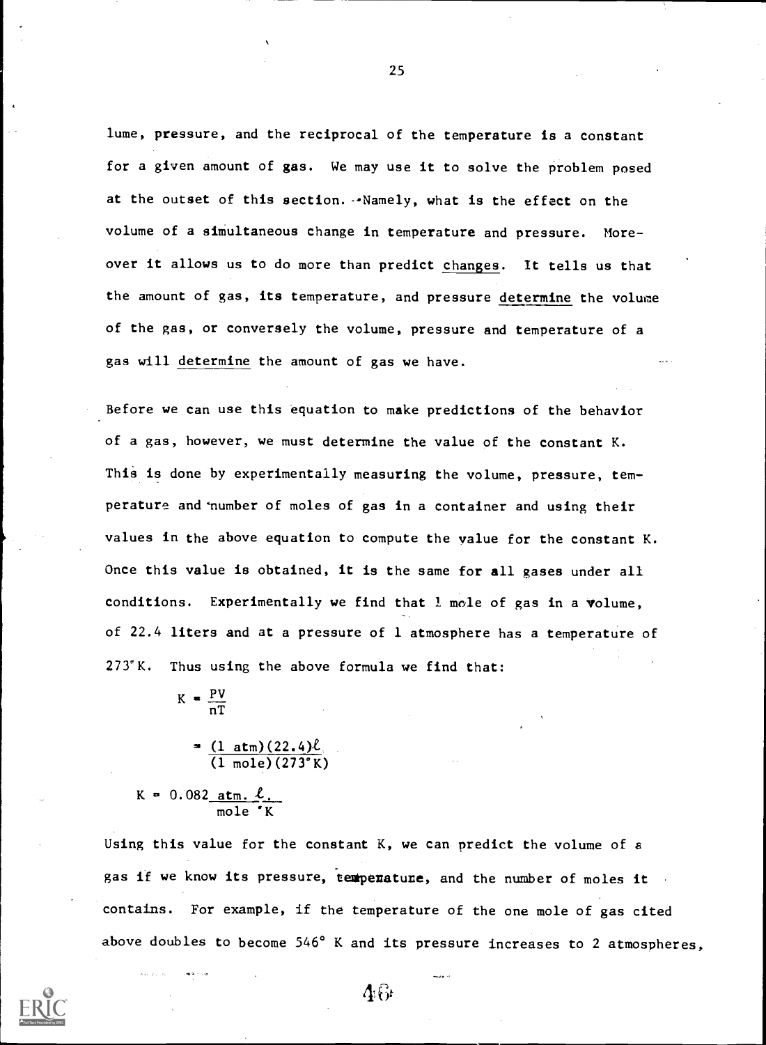lume, pressure, and the reciprocal of the temperature is a constant for a given amount of gas. We may use it to solve the problem posed at the outset of this section. Namely, what is the effect on the volume of a simultaneous change in temperature and pressure. Moreover it allows us to do more than predict <u>changes</u>. It tells us that the amount of gas, its temperature, and pressure <u>determine</u> the volume of the gas, or conversely the volume, pressure and temperature of a gas will <u>determine</u> the amount of gas we have.

Before we can use this equation to make predictions of the behavior of a gas, however, we must determine the value of the constant K. This is done by experimentally measuring the volume, pressure, temperature and number of moles of gas in a container and using their values in the above equation to compute the value for the constant K. Once this value is obtained, it is the same for all gases under all conditions. Experimentally we find that 1 mole of gas in a volume, of 22.4 liters and at a pressure of 1 atmosphere has a temperature of 273°K. Thus using the above formula we find that:

$$K = \frac{PV}{nT}$$

$$= \frac{(1 \text{ atm})(22.4)\ell}{(1 \text{ mole})(273°\text{K})}$$

$$K = 0.082 \frac{\text{atm. } \ell.}{\text{mole } °\text{K}}$$

Using this value for the constant K, we can predict the volume of a gas if we know its pressure, temperature, and the number of moles it contains. For example, if the temperature of the one mole of gas cited above doubles to become 546° K and its pressure increases to 2 atmospheres,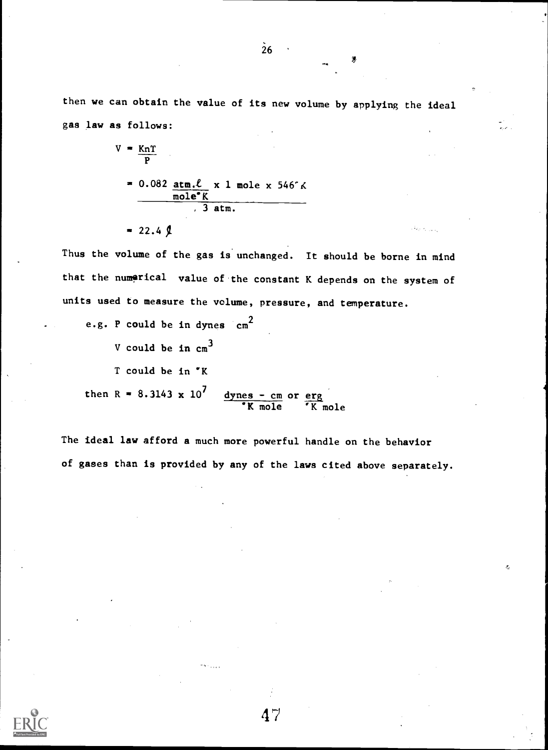then we can obtain the value of its new volume by applying the ideal gas law as follows:

$$V = \frac{KnT}{P}$$

$$= \frac{0.082 \frac{atm.\ell}{mole\,^\circ K} \times 1 \text{ mole} \times 546^\circ K}{3 \text{ atm.}}$$

$$= 22.4\ \ell$$

Thus the volume of the gas is unchanged. It should be borne in mind that the numerical value of the constant K depends on the system of units used to measure the volume, pressure, and temperature.

e.g. P could be in dynes $cm^2$

V could be in $cm^3$

T could be in °K

then $R = 8.3143 \times 10^7 \ \frac{dynes - cm}{^\circ K \text{ mole}}$ or $\frac{erg}{^\circ K \text{ mole}}$

The ideal law afford a much more powerful handle on the behavior of gases than is provided by any of the laws cited above separately.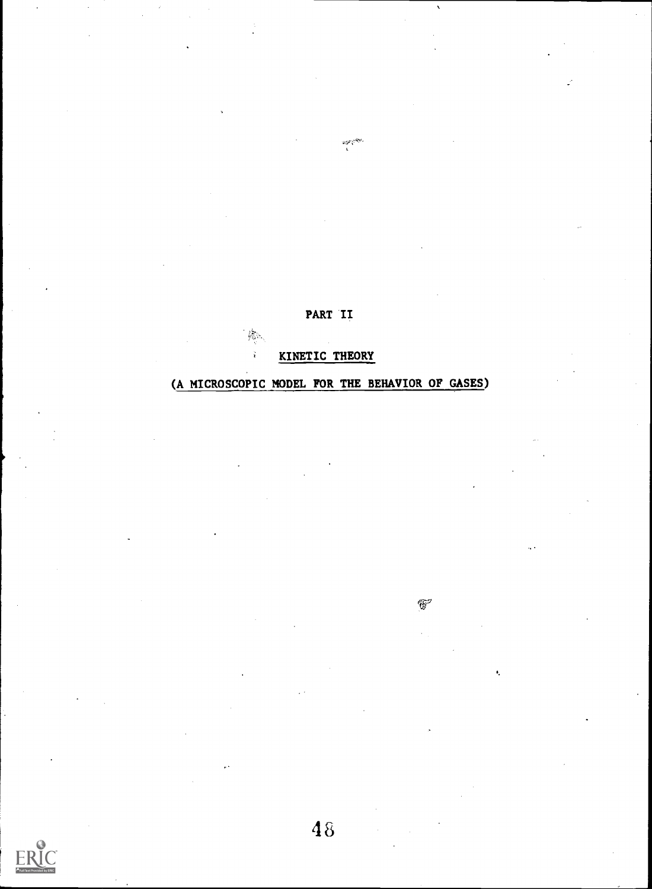# PART II

## KINETIC THEORY

## (A MICROSCOPIC MODEL FOR THE BEHAVIOR OF GASES)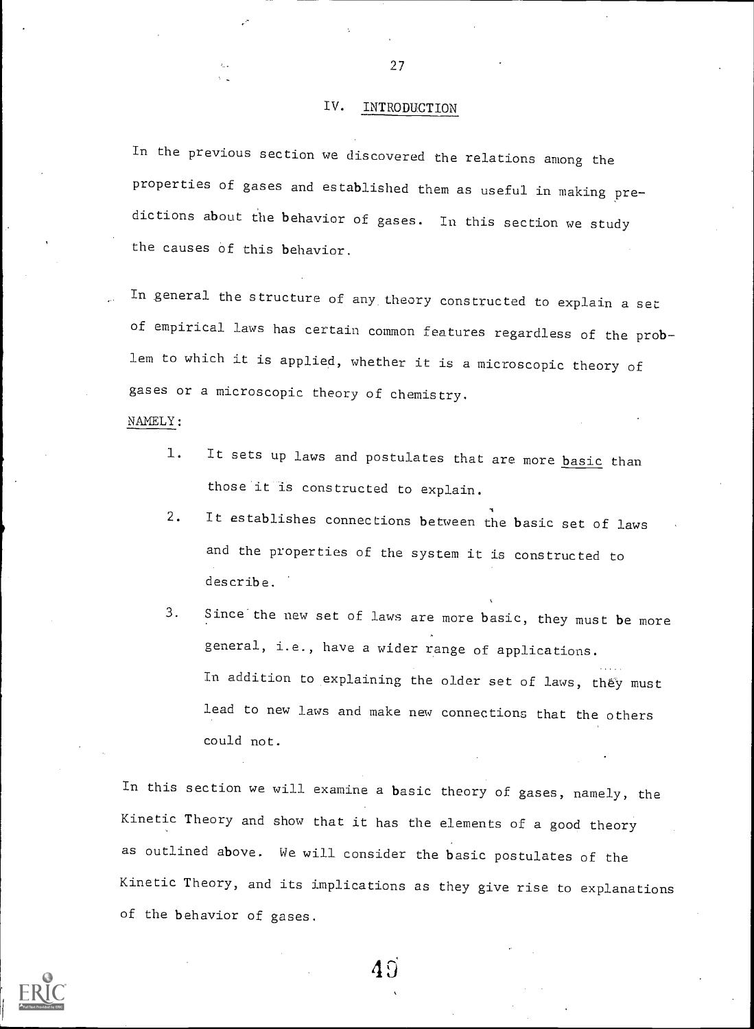## IV. INTRODUCTION

In the previous section we discovered the relations among the properties of gases and established them as useful in making predictions about the behavior of gases. In this section we study the causes of this behavior.

In general the structure of any theory constructed to explain a set of empirical laws has certain common features regardless of the problem to which it is applied, whether it is a microscopic theory of gases or a microscopic theory of chemistry.

NAMELY:

1. It sets up laws and postulates that are more basic than those it is constructed to explain.
2. It establishes connections between the basic set of laws and the properties of the system it is constructed to describe.
3. Since the new set of laws are more basic, they must be more general, i.e., have a wider range of applications. In addition to explaining the older set of laws, they must lead to new laws and make new connections that the others could not.

In this section we will examine a basic theory of gases, namely, the Kinetic Theory and show that it has the elements of a good theory as outlined above. We will consider the basic postulates of the Kinetic Theory, and its implications as they give rise to explanations of the behavior of gases.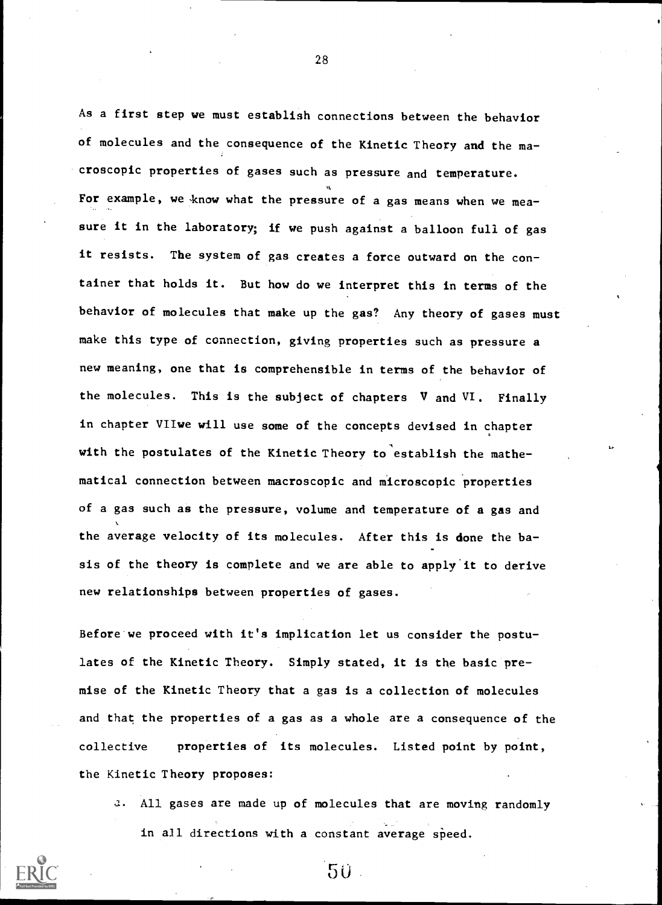As a first step we must establish connections between the behavior of molecules and the consequence of the Kinetic Theory and the macroscopic properties of gases such as pressure and temperature. For example, we know what the pressure of a gas means when we measure it in the laboratory; if we push against a balloon full of gas it resists. The system of gas creates a force outward on the container that holds it. But how do we interpret this in terms of the behavior of molecules that make up the gas? Any theory of gases must make this type of connection, giving properties such as pressure a new meaning, one that is comprehensible in terms of the behavior of the molecules. This is the subject of chapters V and VI. Finally in chapter VIIwe will use some of the concepts devised in chapter with the postulates of the Kinetic Theory to establish the mathematical connection between macroscopic and microscopic properties of a gas such as the pressure, volume and temperature of a gas and the average velocity of its molecules. After this is done the basis of the theory is complete and we are able to apply it to derive new relationships between properties of gases.

Before we proceed with it's implication let us consider the postulates of the Kinetic Theory. Simply stated, it is the basic premise of the Kinetic Theory that a gas is a collection of molecules and that the properties of a gas as a whole are a consequence of the collective properties of its molecules. Listed point by point, the Kinetic Theory proposes:

a. All gases are made up of molecules that are moving randomly in all directions with a constant average speed.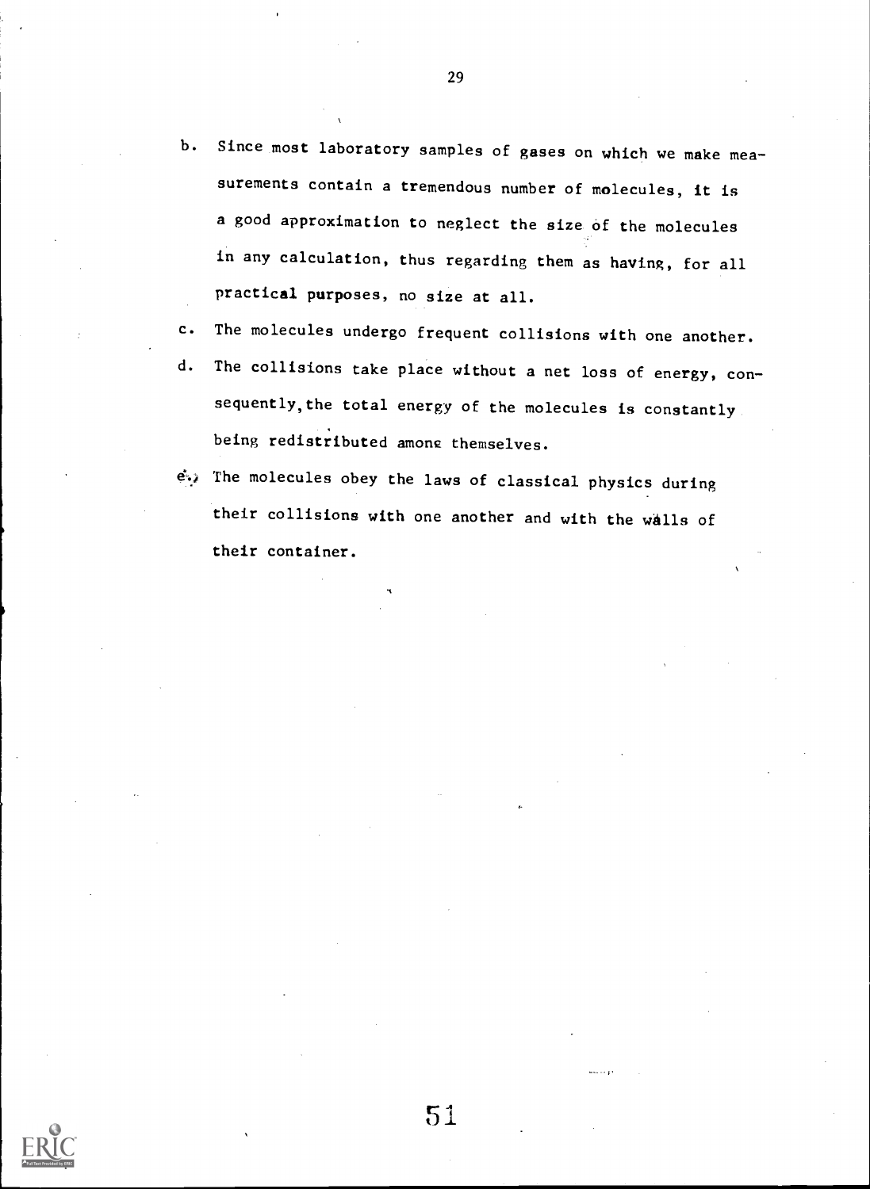b. Since most laboratory samples of gases on which we make measurements contain a tremendous number of molecules, it is a good approximation to neglect the size of the molecules in any calculation, thus regarding them as having, for all practical purposes, no size at all.

c. The molecules undergo frequent collisions with one another.

d. The collisions take place without a net loss of energy, consequently, the total energy of the molecules is constantly being redistributed among themselves.

e. The molecules obey the laws of classical physics during their collisions with one another and with the walls of their container.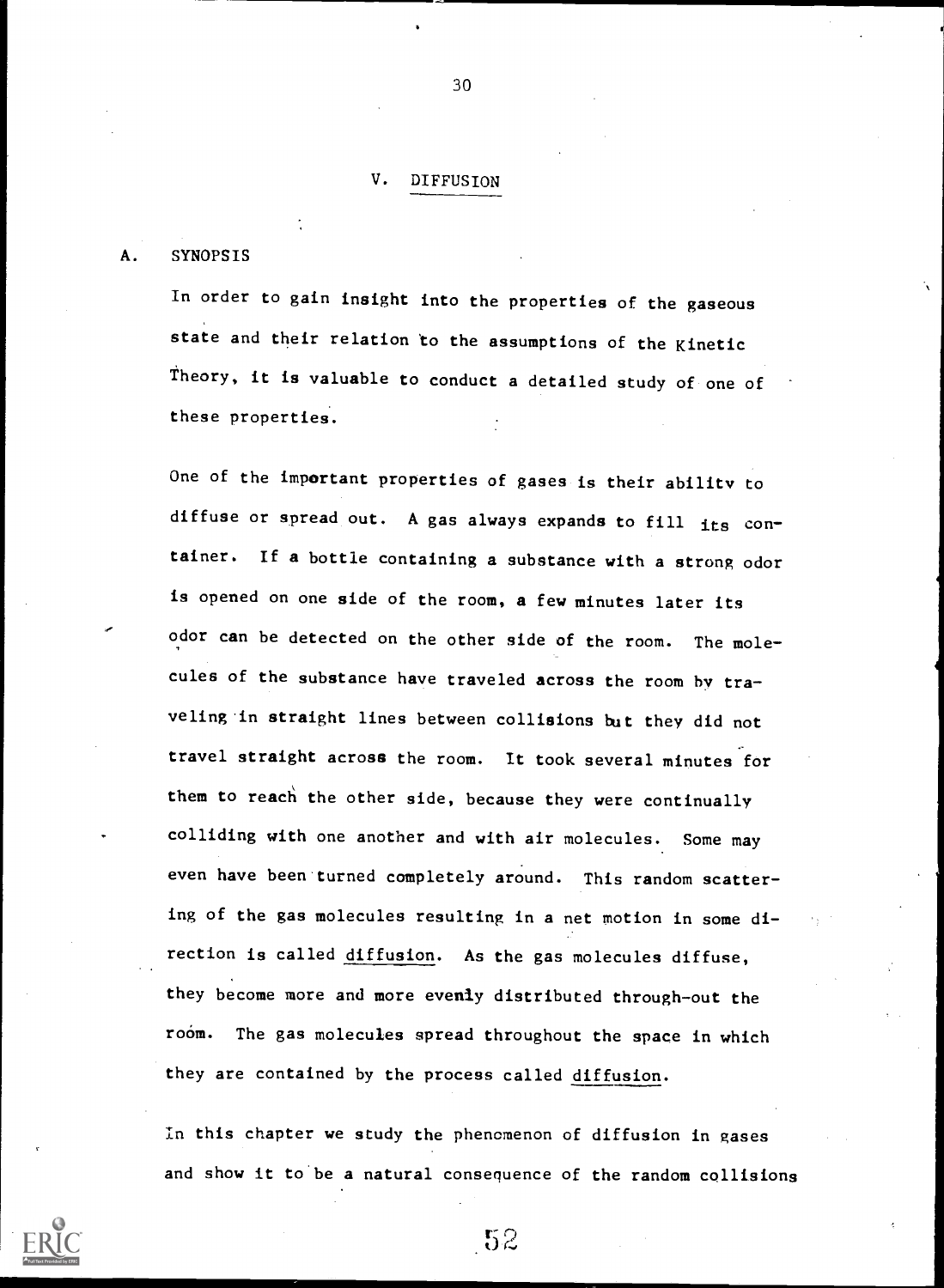## V. DIFFUSION

### A. SYNOPSIS

In order to gain insight into the properties of the gaseous state and their relation to the assumptions of the Kinetic Theory, it is valuable to conduct a detailed study of one of these properties.

One of the important properties of gases is their ability to diffuse or spread out. A gas always expands to fill its container. If a bottle containing a substance with a strong odor is opened on one side of the room, a few minutes later its odor can be detected on the other side of the room. The molecules of the substance have traveled across the room by traveling in straight lines between collisions but they did not travel straight across the room. It took several minutes for them to reach the other side, because they were continually colliding with one another and with air molecules. Some may even have been turned completely around. This random scattering of the gas molecules resulting in a net motion in some direction is called diffusion. As the gas molecules diffuse, they become more and more evenly distributed through-out the room. The gas molecules spread throughout the space in which they are contained by the process called diffusion.

In this chapter we study the phenomenon of diffusion in gases and show it to be a natural consequence of the random collisions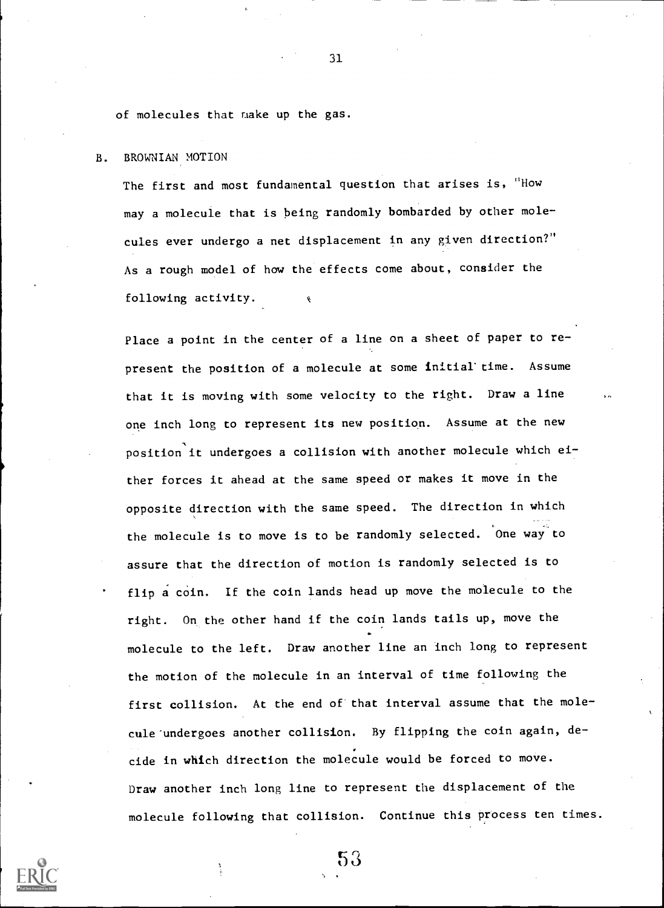of molecules that make up the gas.

## B. BROWNIAN MOTION

The first and most fundamental question that arises is, "How may a molecule that is being randomly bombarded by other molecules ever undergo a net displacement in any given direction?" As a rough model of how the effects come about, consider the following activity.

Place a point in the center of a line on a sheet of paper to represent the position of a molecule at some initial time. Assume that it is moving with some velocity to the right. Draw a line one inch long to represent its new position. Assume at the new position it undergoes a collision with another molecule which either forces it ahead at the same speed or makes it move in the opposite direction with the same speed. The direction in which the molecule is to move is to be randomly selected. One way to assure that the direction of motion is randomly selected is to flip a coin. If the coin lands head up move the molecule to the right. On the other hand if the coin lands tails up, move the molecule to the left. Draw another line an inch long to represent the motion of the molecule in an interval of time following the first collision. At the end of that interval assume that the molecule undergoes another collision. By flipping the coin again, decide in which direction the molecule would be forced to move. Draw another inch long line to represent the displacement of the molecule following that collision. Continue this process ten times.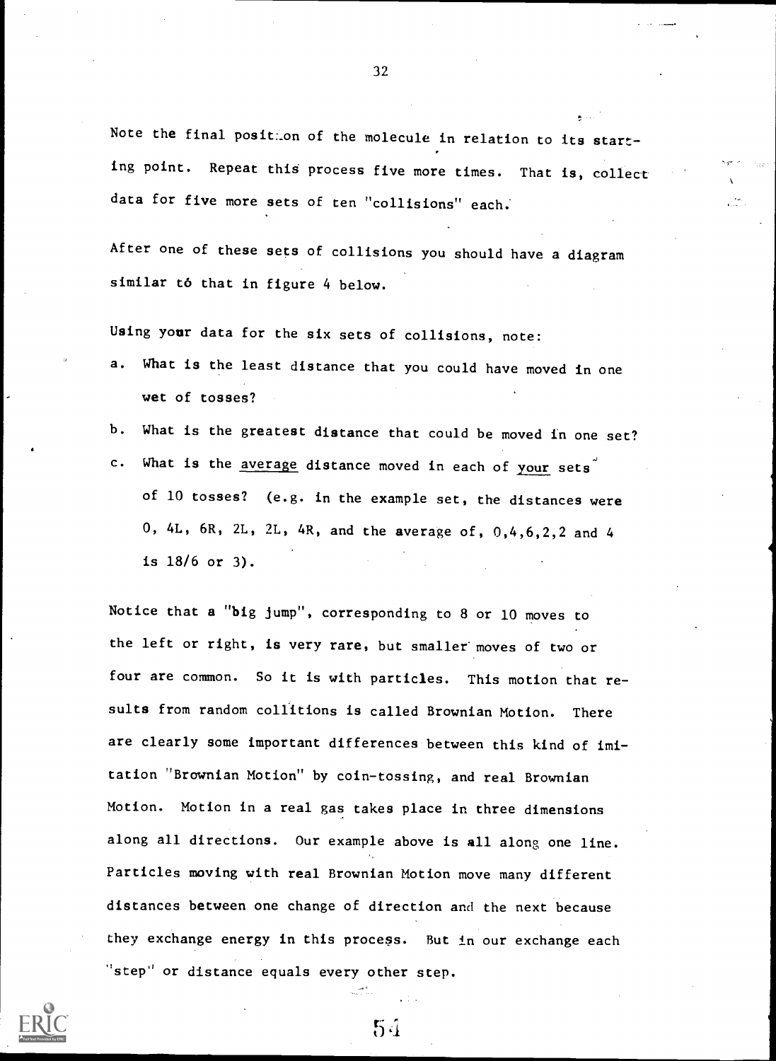Note the final position of the molecule in relation to its starting point. Repeat this process five more times. That is, collect data for five more sets of ten "collisions" each.

After one of these sets of collisions you should have a diagram similar tó that in figure 4 below.

Using your data for the six sets of collisions, note:

a. What is the least distance that you could have moved in one wet of tosses?

b. What is the greatest distance that could be moved in one set?

c. What is the <u>average</u> distance moved in each of <u>your</u> sets of 10 tosses? (e.g. in the example set, the distances were 0, 4L, 6R, 2L, 2L, 4R, and the average of, 0,4,6,2,2 and 4 is 18/6 or 3).

Notice that a "big jump", corresponding to 8 or 10 moves to the left or right, is very rare, but smaller moves of two or four are common. So it is with particles. This motion that results from random collitions is called Brownian Motion. There are clearly some important differences between this kind of imitation "Brownian Motion" by coin-tossing, and real Brownian Motion. Motion in a real gas takes place in three dimensions along all directions. Our example above is all along one line. Particles moving with real Brownian Motion move many different distances between one change of direction and the next because they exchange energy in this process. But in our exchange each "step" or distance equals every other step.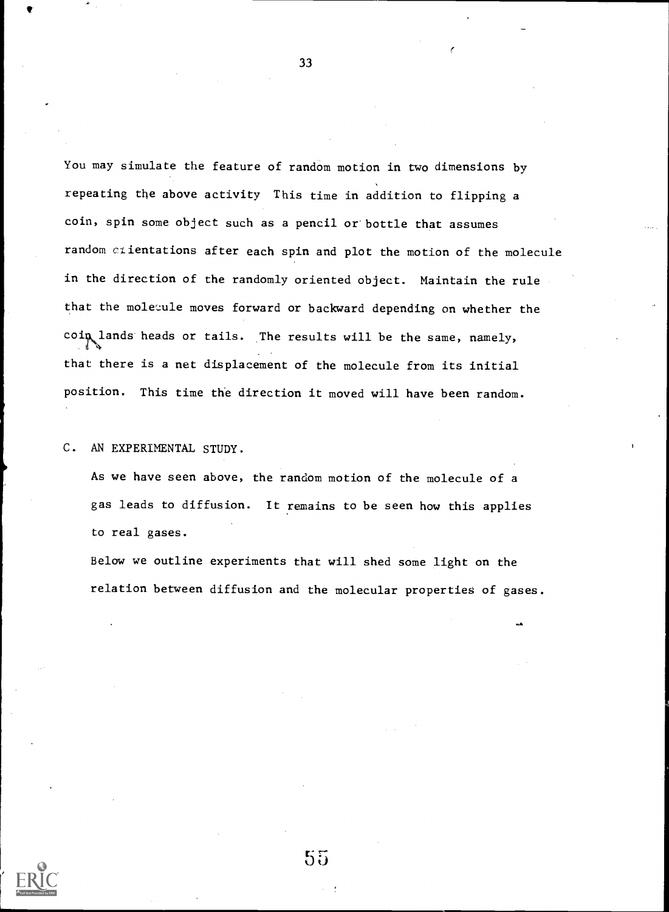You may simulate the feature of random motion in two dimensions by repeating the above activity This time in addition to flipping a coin, spin some object such as a pencil or bottle that assumes random orientations after each spin and plot the motion of the molecule in the direction of the randomly oriented object. Maintain the rule that the molecule moves forward or backward depending on whether the coin lands heads or tails. The results will be the same, namely, that there is a net displacement of the molecule from its initial position. This time the direction it moved will have been random.

C. AN EXPERIMENTAL STUDY.

As we have seen above, the random motion of the molecule of a gas leads to diffusion. It remains to be seen how this applies to real gases.

Below we outline experiments that will shed some light on the relation between diffusion and the molecular properties of gases.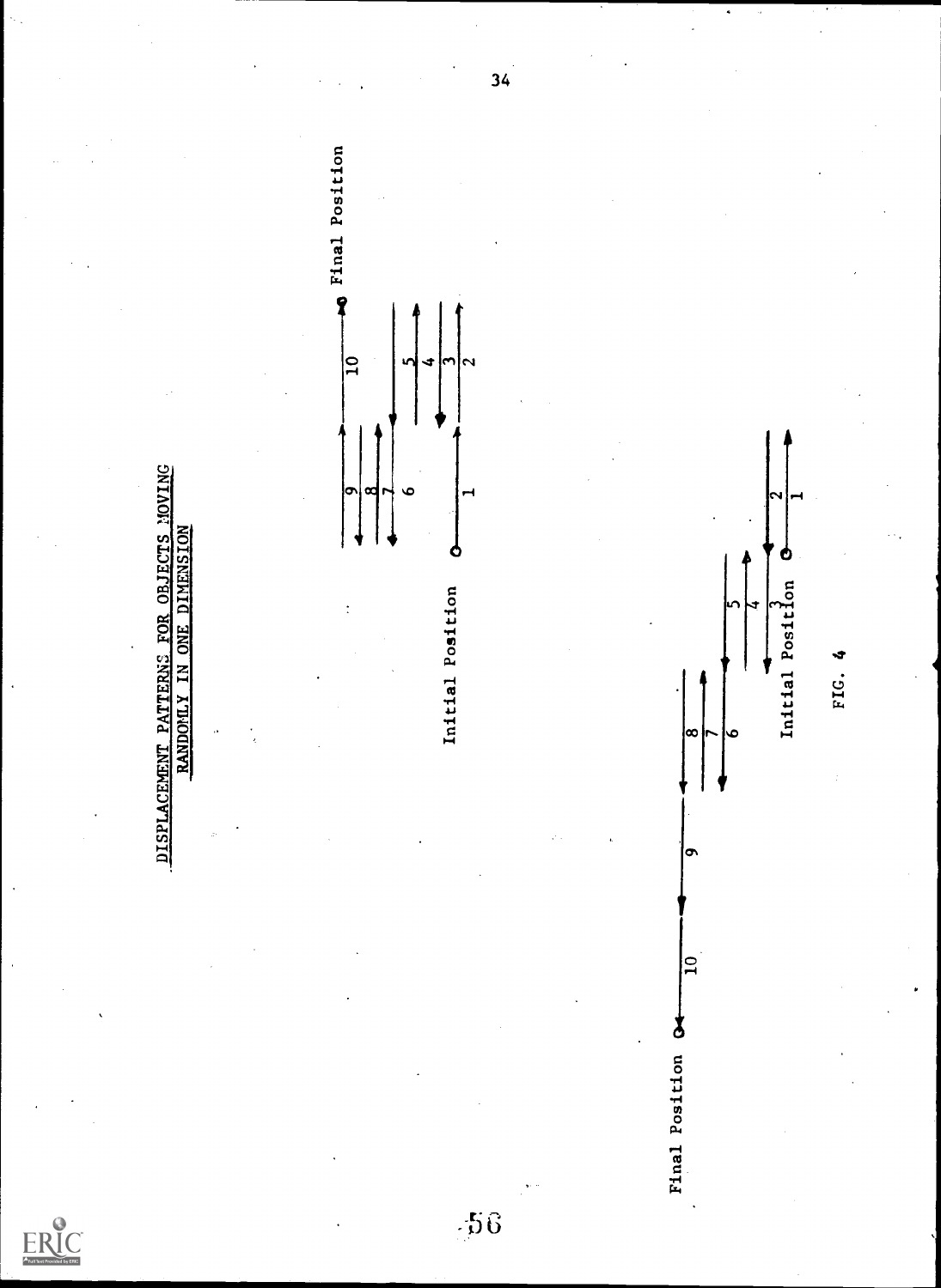DISPLACEMENT PATTERNS FOR OBJECTS MOVING RANDOMLY IN ONE DIMENSION

Initial Position

Final Position

1 2 3 4 5 6 7 8 9 10

Initial Position

Final Position

1 2 3 4 5 6 7 8 9 10

FIG. 4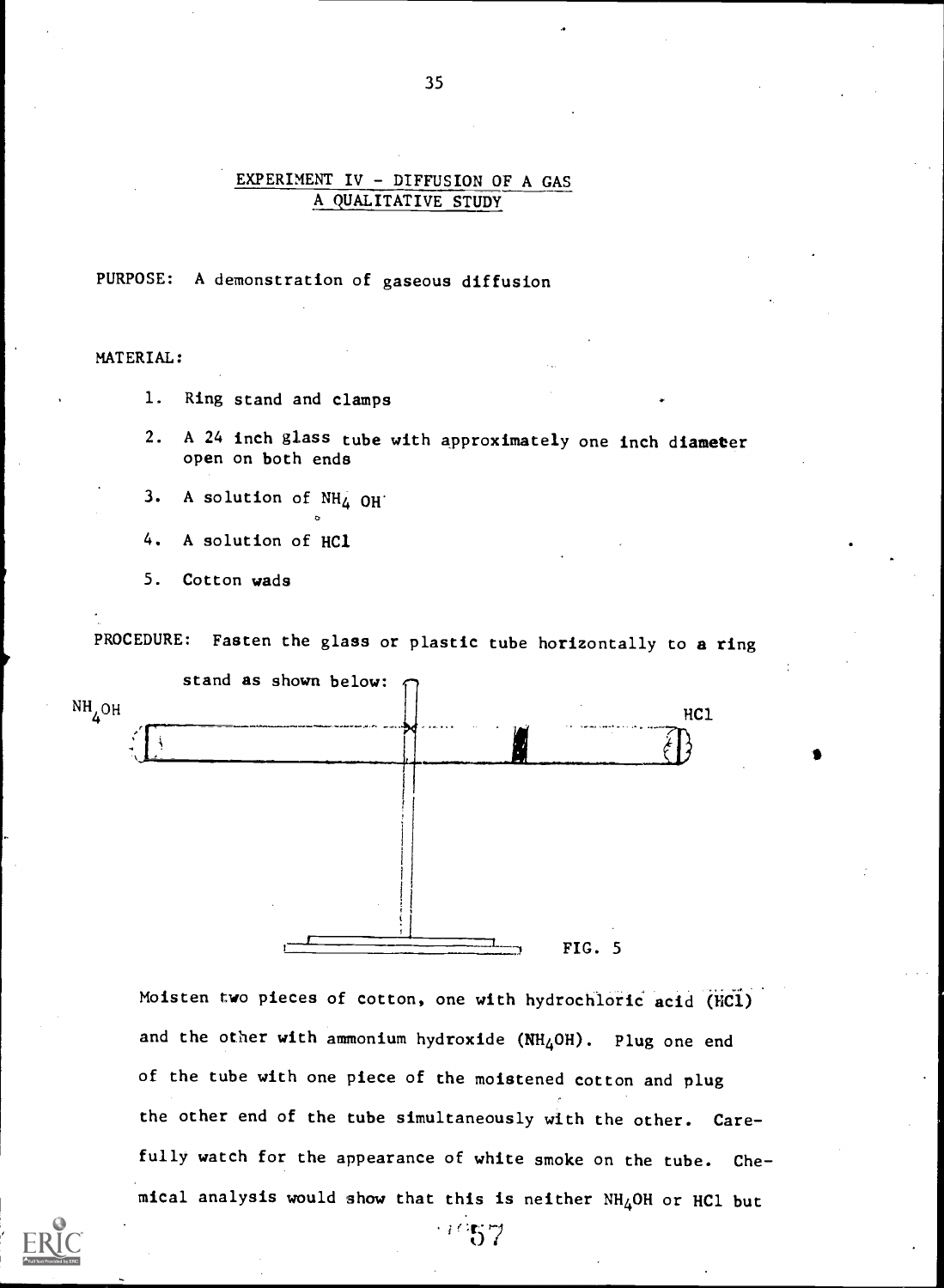## EXPERIMENT IV - DIFFUSION OF A GAS
### A QUALITATIVE STUDY

PURPOSE: A demonstration of gaseous diffusion

MATERIAL:

1. Ring stand and clamps
2. A 24 inch glass tube with approximately one inch diameter open on both ends
3. A solution of $NH_4OH$
4. A solution of HCl
5. Cotton wads

PROCEDURE: Fasten the glass or plastic tube horizontally to a ring stand as shown below:

$NH_4OH$ HCl

FIG. 5

Moisten two pieces of cotton, one with hydrochloric acid (HCl) and the other with ammonium hydroxide ($NH_4OH$). Plug one end of the tube with one piece of the moistened cotton and plug the other end of the tube simultaneously with the other. Carefully watch for the appearance of white smoke on the tube. Chemical analysis would show that this is neither $NH_4OH$ or HCl but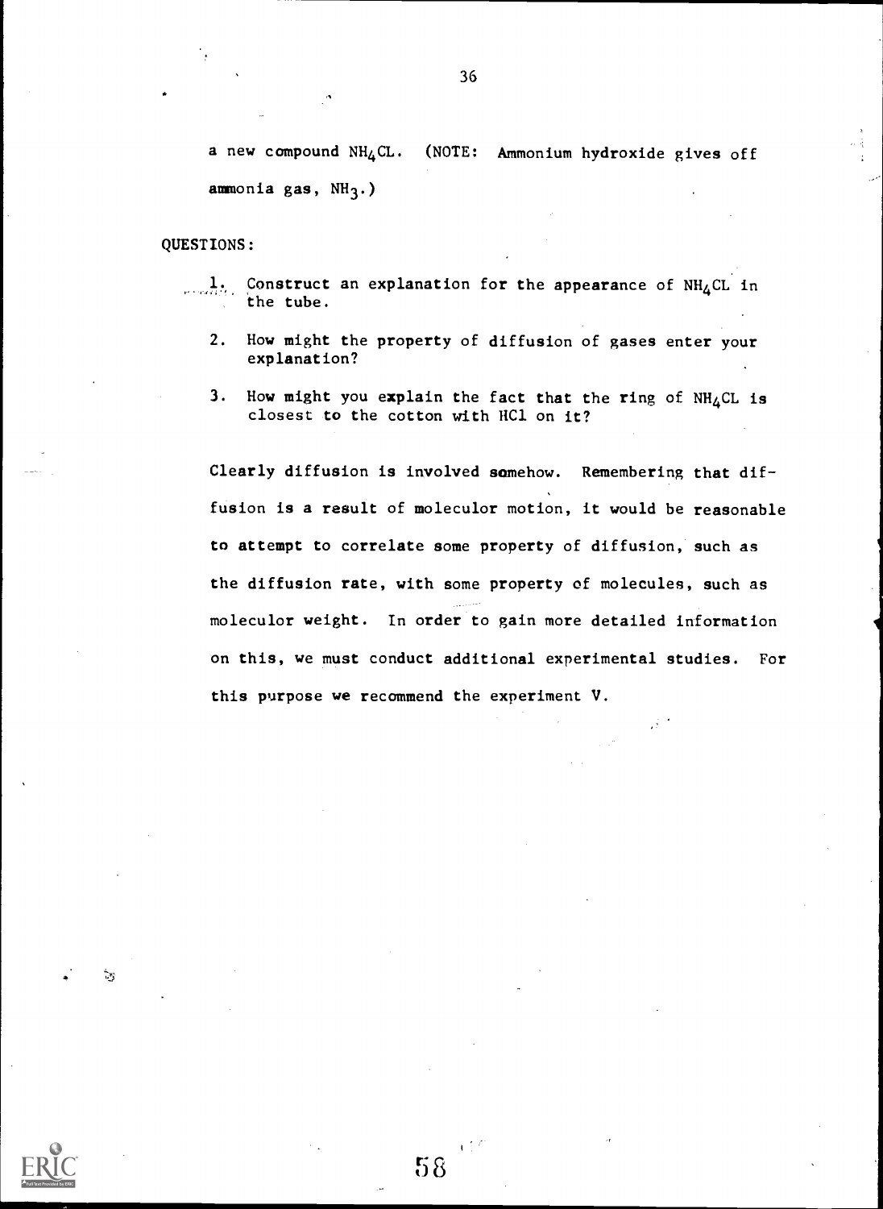a new compound $NH_4CL$. (NOTE: Ammonium hydroxide gives off ammonia gas, $NH_3$.)

QUESTIONS:

1. Construct an explanation for the appearance of $NH_4CL$ in the tube.
2. How might the property of diffusion of gases enter your explanation?
3. How might you explain the fact that the ring of $NH_4CL$ is closest to the cotton with HCl on it?

Clearly diffusion is involved somehow. Remembering that diffusion is a result of moleculor motion, it would be reasonable to attempt to correlate some property of diffusion, such as the diffusion rate, with some property of molecules, such as moleculor weight. In order to gain more detailed information on this, we must conduct additional experimental studies. For this purpose we recommend the experiment V.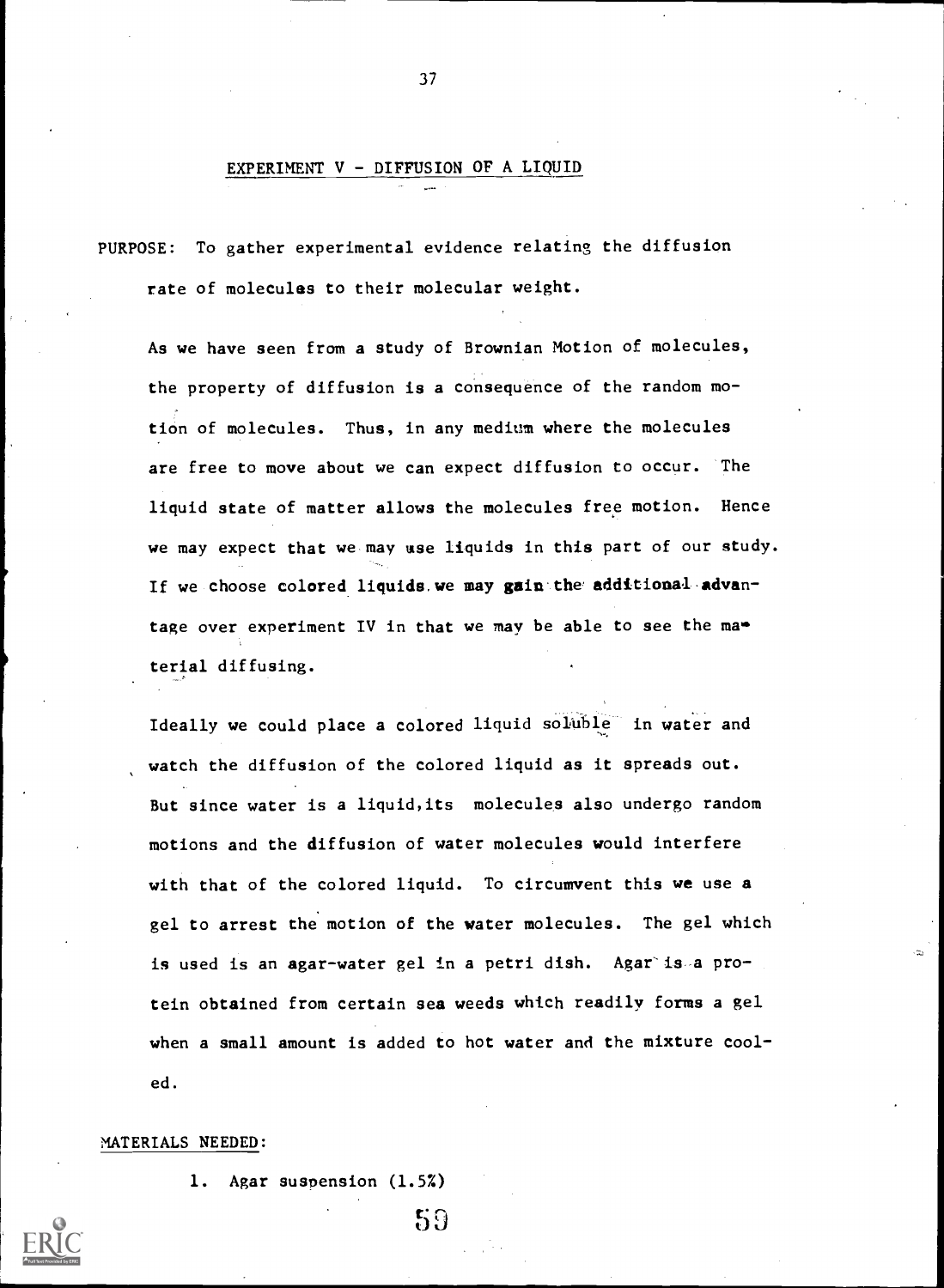## EXPERIMENT V - DIFFUSION OF A LIQUID

PURPOSE: To gather experimental evidence relating the diffusion rate of molecules to their molecular weight.

As we have seen from a study of Brownian Motion of molecules, the property of diffusion is a consequence of the random motion of molecules. Thus, in any medium where the molecules are free to move about we can expect diffusion to occur. The liquid state of matter allows the molecules free motion. Hence we may expect that we may use liquids in this part of our study. If we choose colored liquids we may gain the additional advantage over experiment IV in that we may be able to see the material diffusing.

Ideally we could place a colored liquid soluble in water and watch the diffusion of the colored liquid as it spreads out. But since water is a liquid, its molecules also undergo random motions and the diffusion of water molecules would interfere with that of the colored liquid. To circumvent this we use a gel to arrest the motion of the water molecules. The gel which is used is an agar-water gel in a petri dish. Agar is a protein obtained from certain sea weeds which readily forms a gel when a small amount is added to hot water and the mixture cooled.

MATERIALS NEEDED:

1. Agar suspension (1.5%)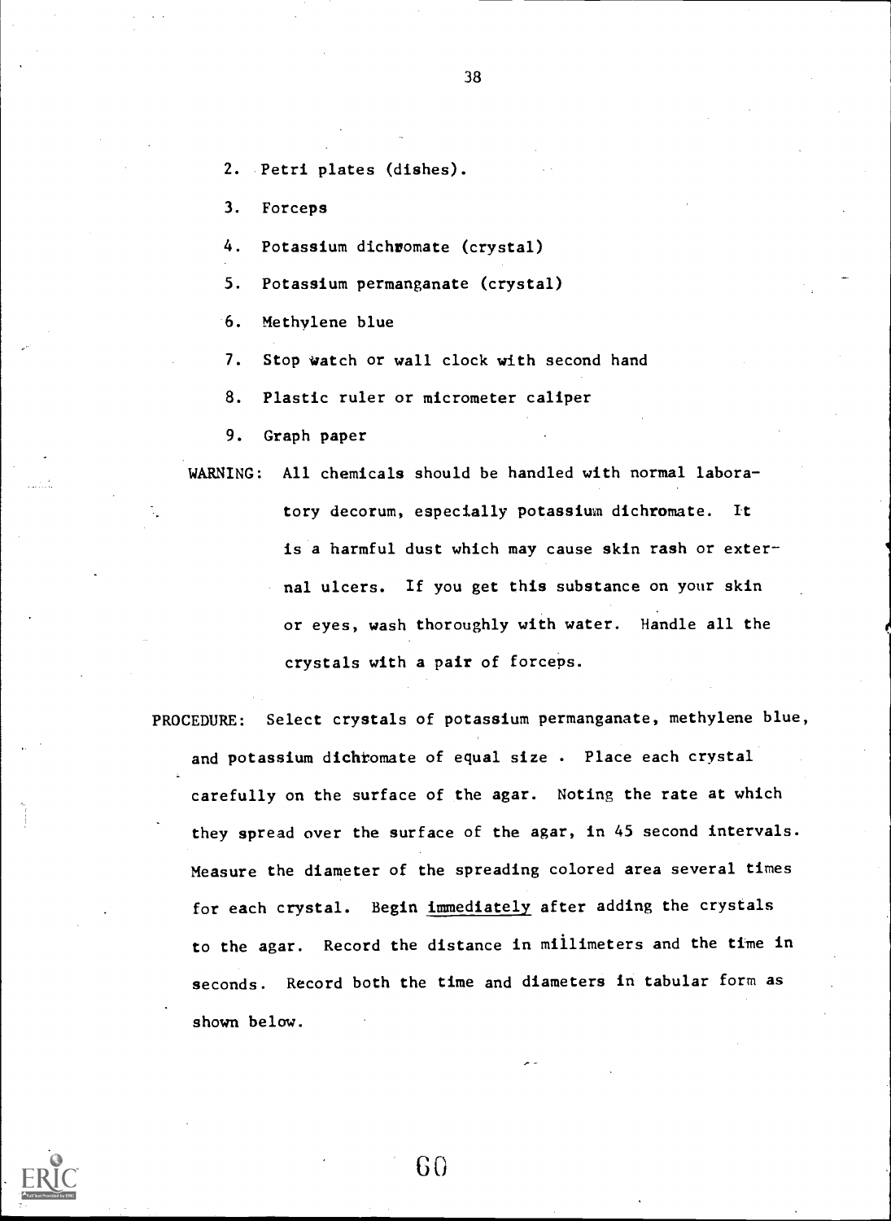2. Petri plates (dishes).

3. Forceps

4. Potassium dichromate (crystal)

5. Potassium permanganate (crystal)

6. Methylene blue

7. Stop watch or wall clock with second hand

8. Plastic ruler or micrometer caliper

9. Graph paper

WARNING: All chemicals should be handled with normal laboratory decorum, especially potassium dichromate. It is a harmful dust which may cause skin rash or external ulcers. If you get this substance on your skin or eyes, wash thoroughly with water. Handle all the crystals with a pair of forceps.

PROCEDURE: Select crystals of potassium permanganate, methylene blue, and potassium dichromate of equal size . Place each crystal carefully on the surface of the agar. Noting the rate at which they spread over the surface of the agar, in 45 second intervals. Measure the diameter of the spreading colored area several times for each crystal. Begin <u>immediately</u> after adding the crystals to the agar. Record the distance in millimeters and the time in seconds. Record both the time and diameters in tabular form as shown below.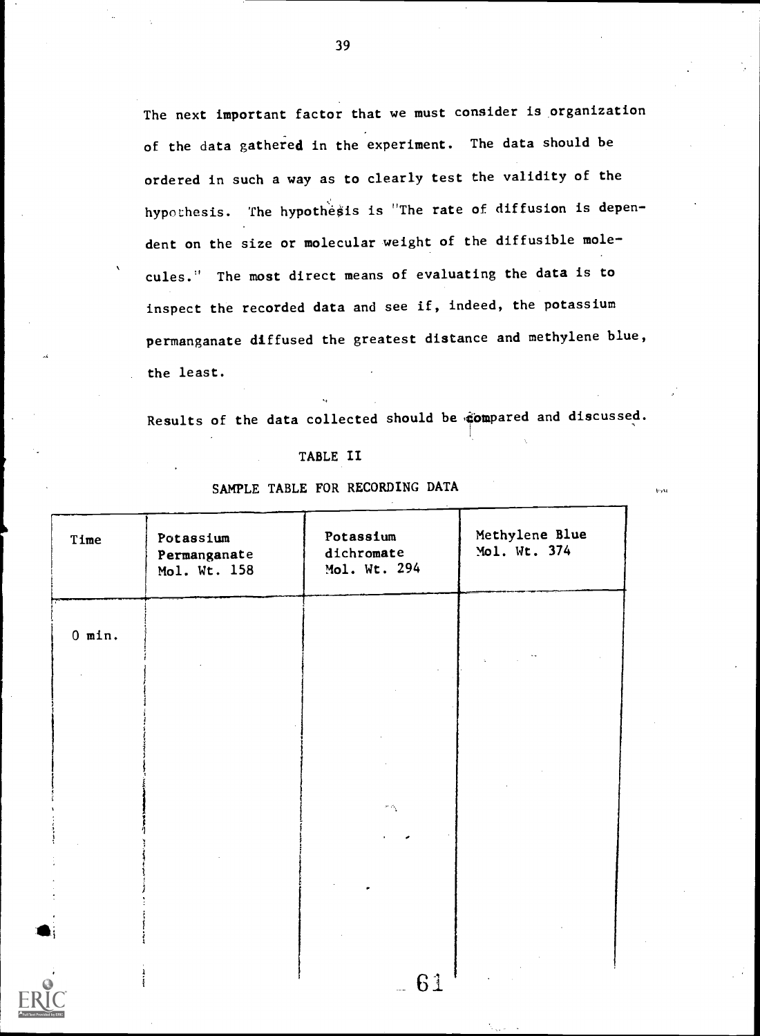The next important factor that we must consider is organization of the data gathered in the experiment. The data should be ordered in such a way as to clearly test the validity of the hypothesis. The hypothesis is "The rate of diffusion is dependent on the size or molecular weight of the diffusible molecules." The most direct means of evaluating the data is to inspect the recorded data and see if, indeed, the potassium permanganate diffused the greatest distance and methylene blue, the least.

Results of the data collected should be compared and discussed.

TABLE II

SAMPLE TABLE FOR RECORDING DATA

| Time | Potassium Permanganate Mol. Wt. 158 | Potassium dichromate Mol. Wt. 294 | Methylene Blue Mol. Wt. 374 |
|---|---|---|---|
| 0 min. | | | |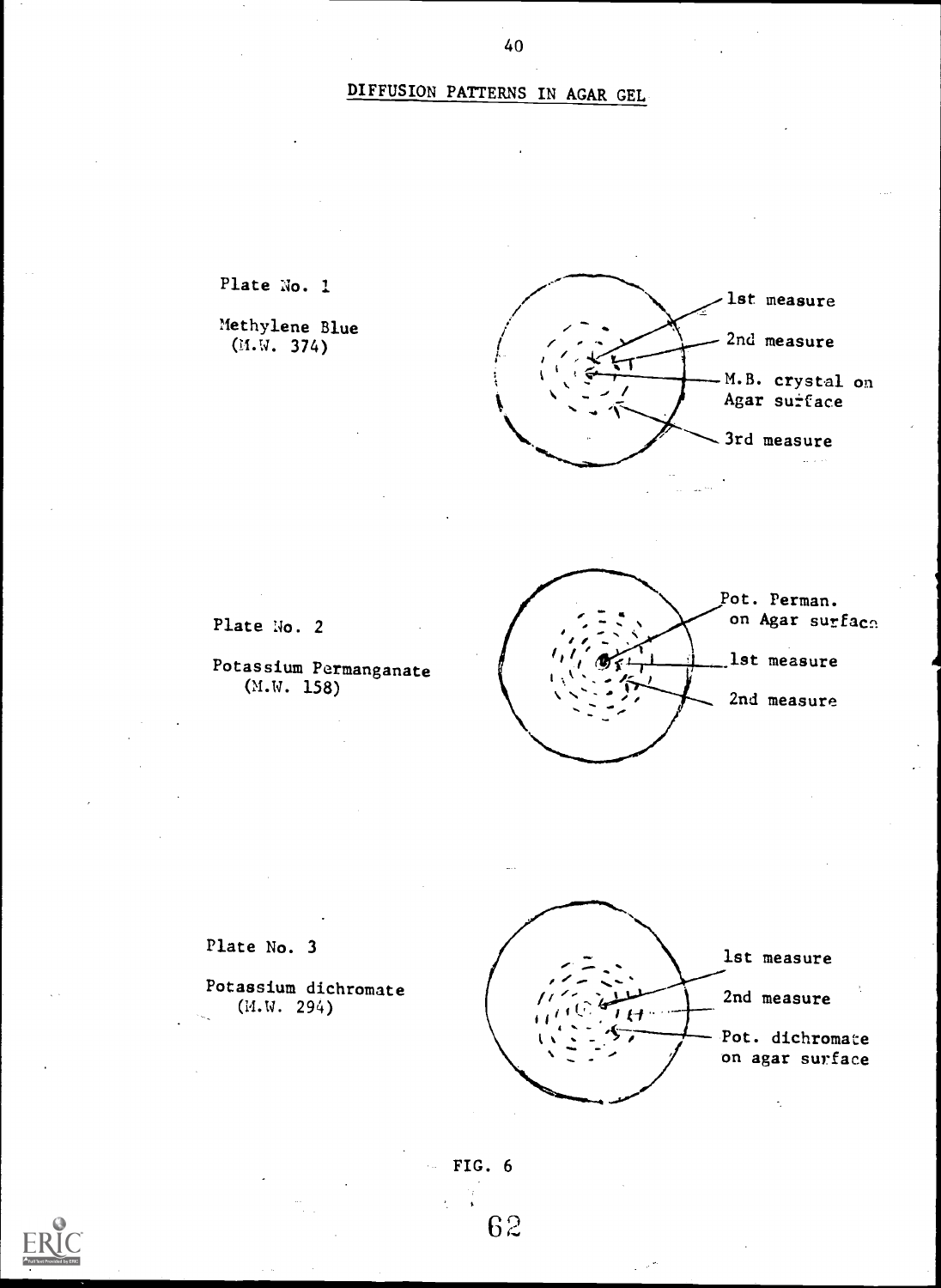## DIFFUSION PATTERNS IN AGAR GEL

Plate No. 1

Methylene Blue
(M.W. 374)

1st measure

2nd measure

M.B. crystal on Agar surface

3rd measure

Plate No. 2

Potassium Permanganate
(M.W. 158)

Pot. Perman. on Agar surface

1st measure

2nd measure

Plate No. 3

Potassium dichromate
(M.W. 294)

1st measure

2nd measure

Pot. dichromate on agar surface

FIG. 6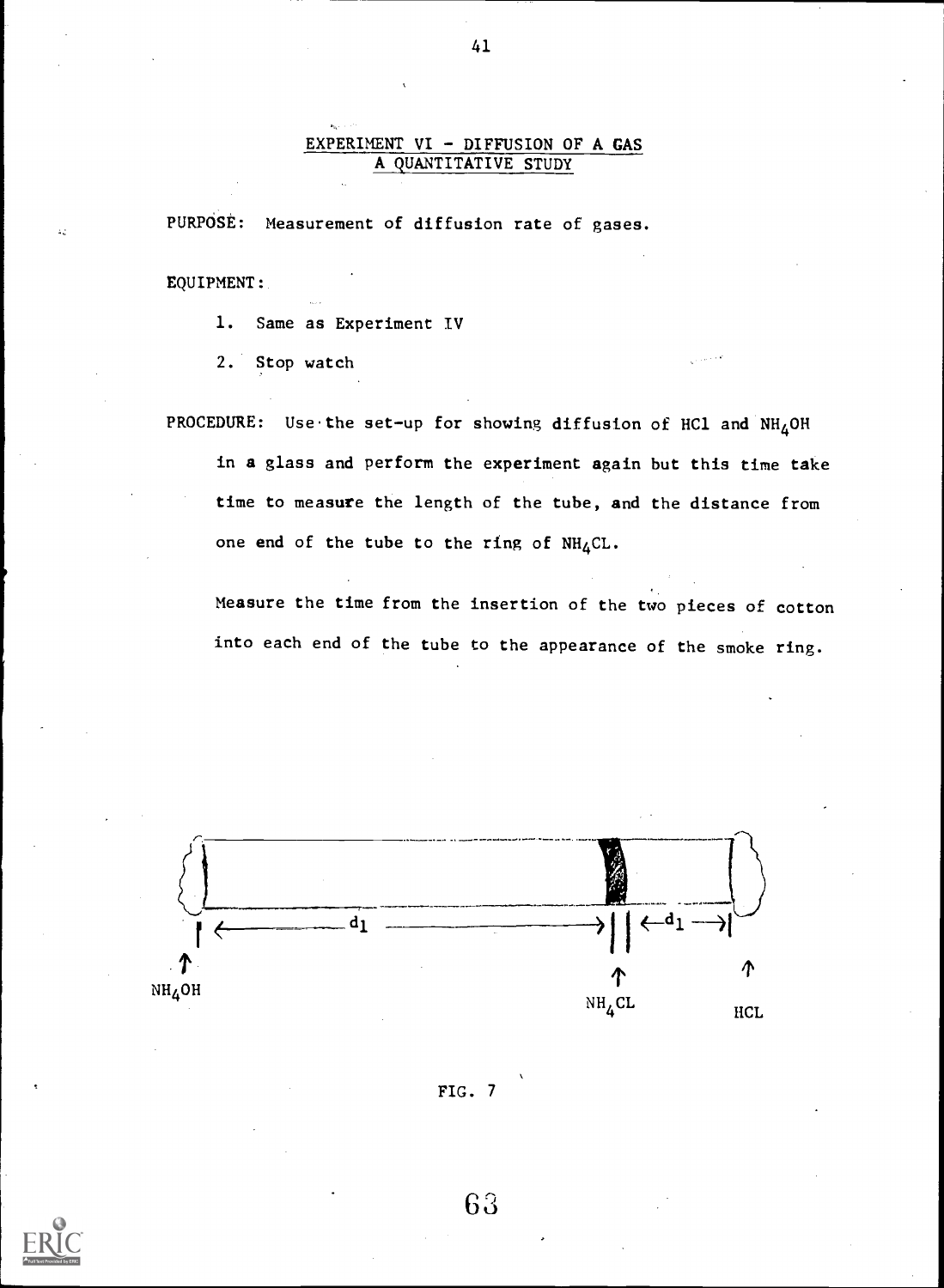## EXPERIMENT VI - DIFFUSION OF A GAS
## A QUANTITATIVE STUDY

PURPOSE: Measurement of diffusion rate of gases.

EQUIPMENT:

1. Same as Experiment IV
2. Stop watch

PROCEDURE: Use the set-up for showing diffusion of HCl and $NH_4OH$ in a glass and perform the experiment again but this time take time to measure the length of the tube, and the distance from one end of the tube to the ring of $NH_4CL$.

Measure the time from the insertion of the two pieces of cotton into each end of the tube to the appearance of the smoke ring.

$NH_4OH$ ← $d_1$ → $NH_4CL$ ← $d_1$ → HCL

FIG. 7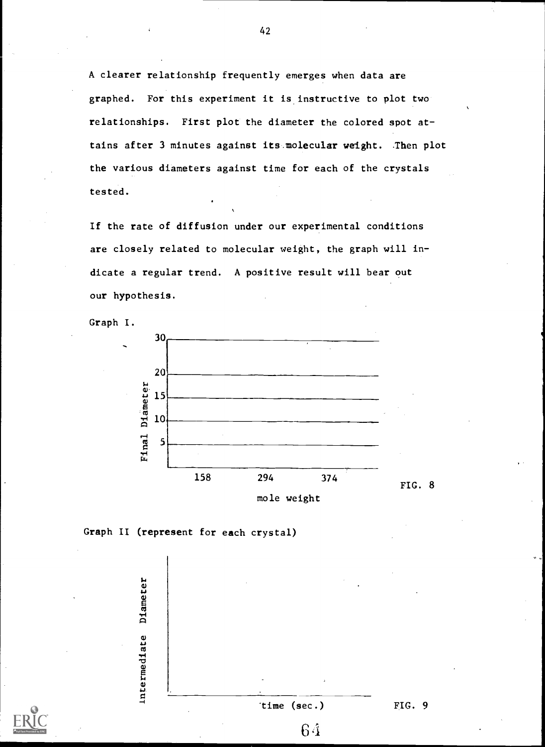A clearer relationship frequently emerges when data are graphed. For this experiment it is instructive to plot two relationships. First plot the diameter the colored spot attains after 3 minutes against its molecular weight. Then plot the various diameters against time for each of the crystals tested.

If the rate of diffusion under our experimental conditions are closely related to molecular weight, the graph will indicate a regular trend. A positive result will bear out our hypothesis.

Graph I.

Final Diameter: 30, 20, 15, 10, 5

mole weight: 158, 294, 374

FIG. 8

Graph II (represent for each crystal)

Intermediate Diameter

time (sec.)

FIG. 9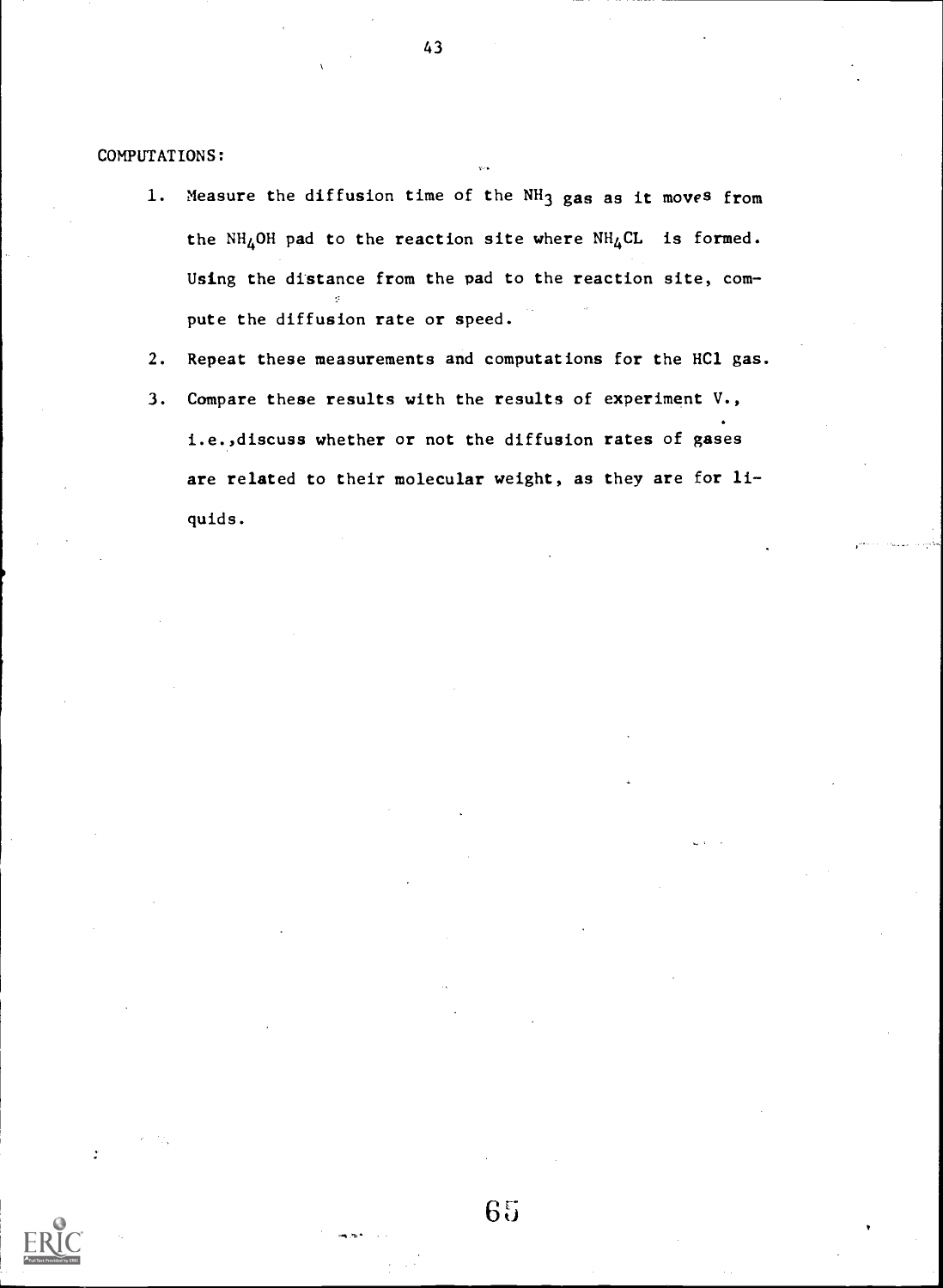COMPUTATIONS:

1. Measure the diffusion time of the $NH_3$ gas as it moves from the $NH_4OH$ pad to the reaction site where $NH_4CL$ is formed. Using the distance from the pad to the reaction site, compute the diffusion rate or speed.
2. Repeat these measurements and computations for the HCl gas.
3. Compare these results with the results of experiment V., i.e.,discuss whether or not the diffusion rates of gases are related to their molecular weight, as they are for liquids.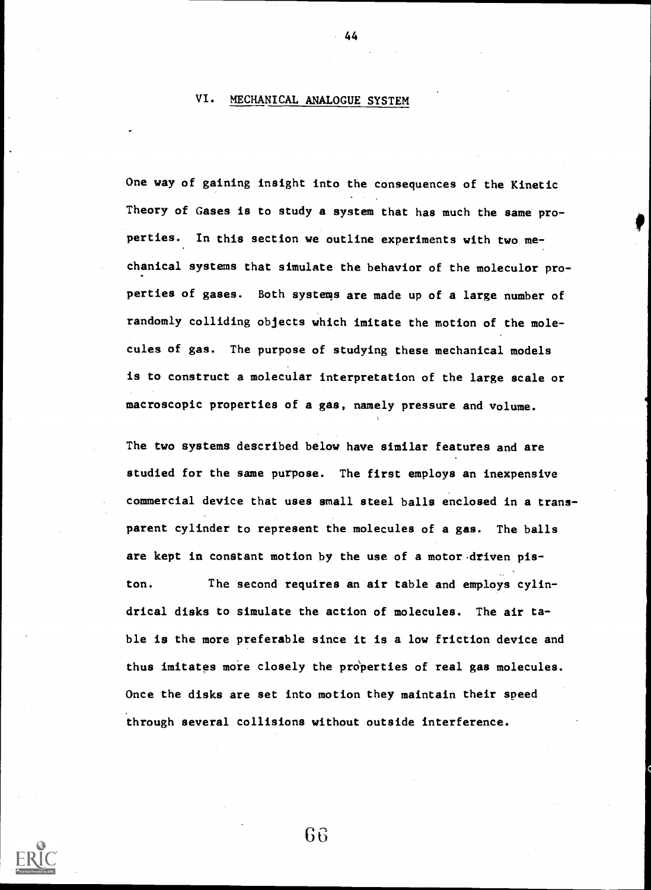## VI. MECHANICAL ANALOGUE SYSTEM

One way of gaining insight into the consequences of the Kinetic Theory of Gases is to study a system that has much the same properties. In this section we outline experiments with two mechanical systems that simulate the behavior of the moleculor properties of gases. Both systems are made up of a large number of randomly colliding objects which imitate the motion of the molecules of gas. The purpose of studying these mechanical models is to construct a molecular interpretation of the large scale or macroscopic properties of a gas, namely pressure and volume.

The two systems described below have similar features and are studied for the same purpose. The first employs an inexpensive commercial device that uses small steel balls enclosed in a transparent cylinder to represent the molecules of a gas. The balls are kept in constant motion by the use of a motor driven piston. The second requires an air table and employs cylindrical disks to simulate the action of molecules. The air table is the more preferable since it is a low friction device and thus imitates more closely the properties of real gas molecules. Once the disks are set into motion they maintain their speed through several collisions without outside interference.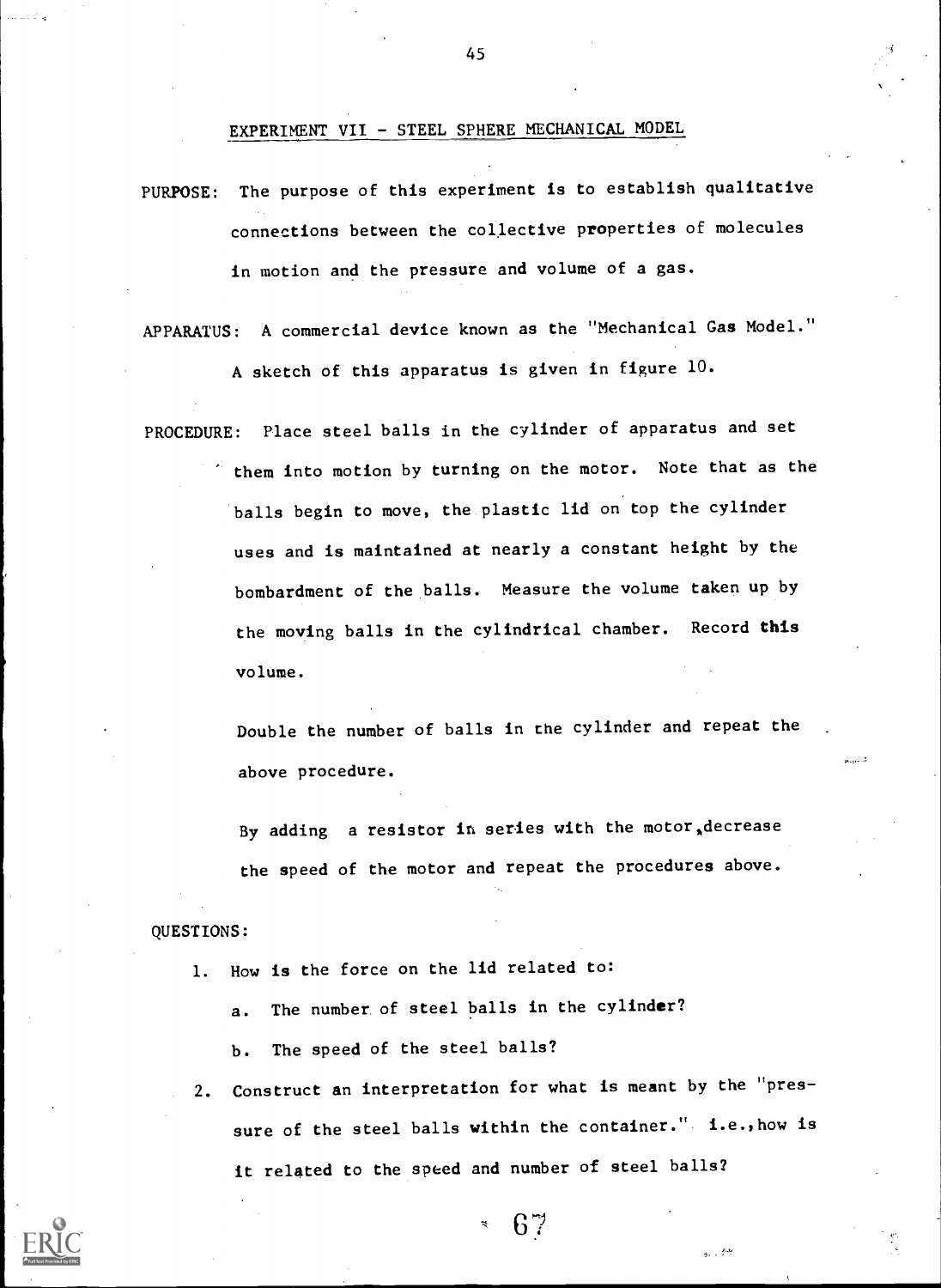## EXPERIMENT VII - STEEL SPHERE MECHANICAL MODEL

PURPOSE: The purpose of this experiment is to establish qualitative connections between the collective properties of molecules in motion and the pressure and volume of a gas.

APPARATUS: A commercial device known as the "Mechanical Gas Model." A sketch of this apparatus is given in figure 10.

PROCEDURE: Place steel balls in the cylinder of apparatus and set them into motion by turning on the motor. Note that as the balls begin to move, the plastic lid on top the cylinder uses and is maintained at nearly a constant height by the bombardment of the balls. Measure the volume taken up by the moving balls in the cylindrical chamber. Record this volume.

Double the number of balls in the cylinder and repeat the above procedure.

By adding a resistor in series with the motor, decrease the speed of the motor and repeat the procedures above.

QUESTIONS:

1. How is the force on the lid related to:
   a. The number of steel balls in the cylinder?
   b. The speed of the steel balls?
2. Construct an interpretation for what is meant by the "pressure of the steel balls within the container." i.e., how is it related to the speed and number of steel balls?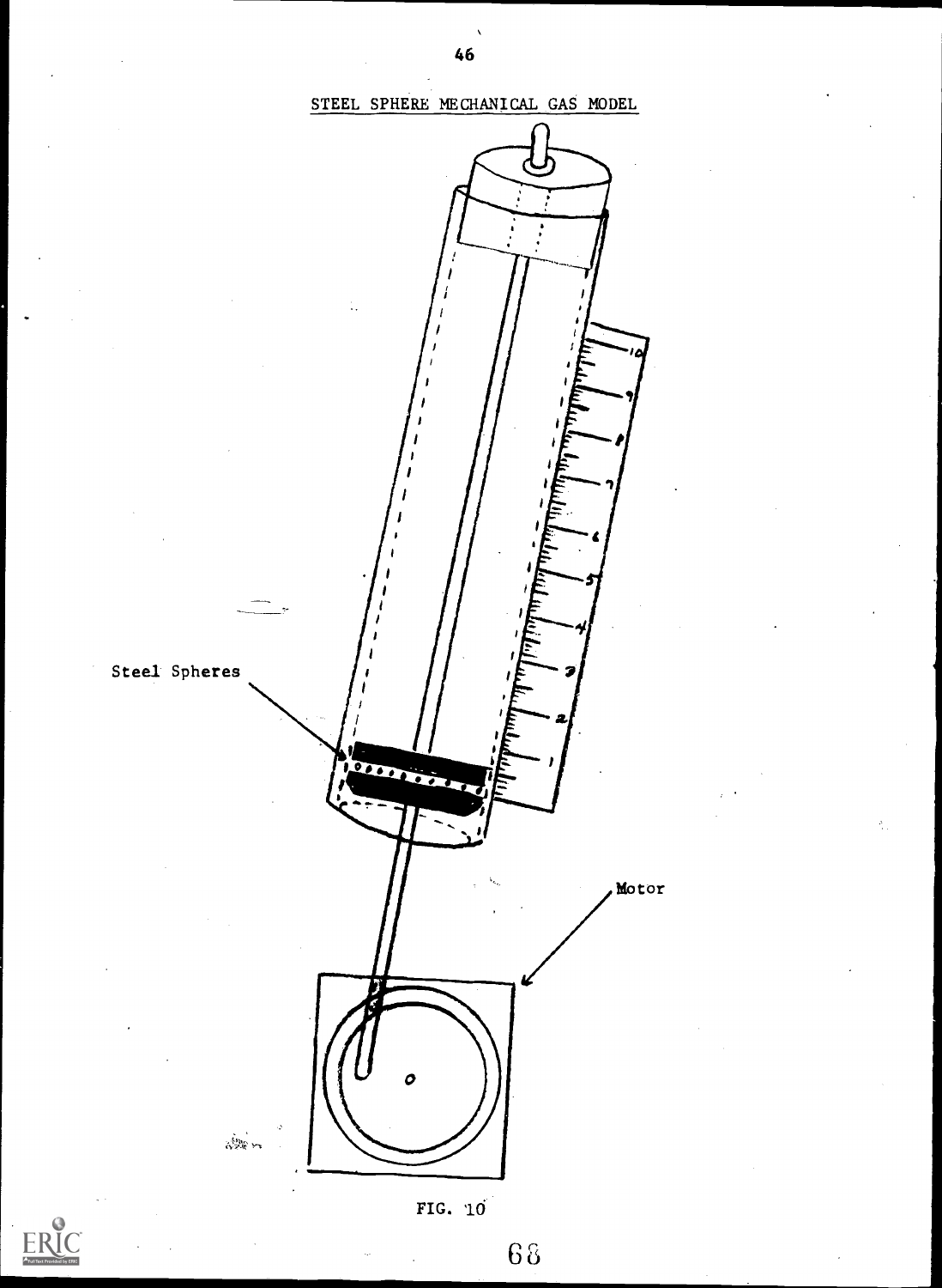STEEL SPHERE MECHANICAL GAS MODEL

Steel Spheres

Motor

FIG. 10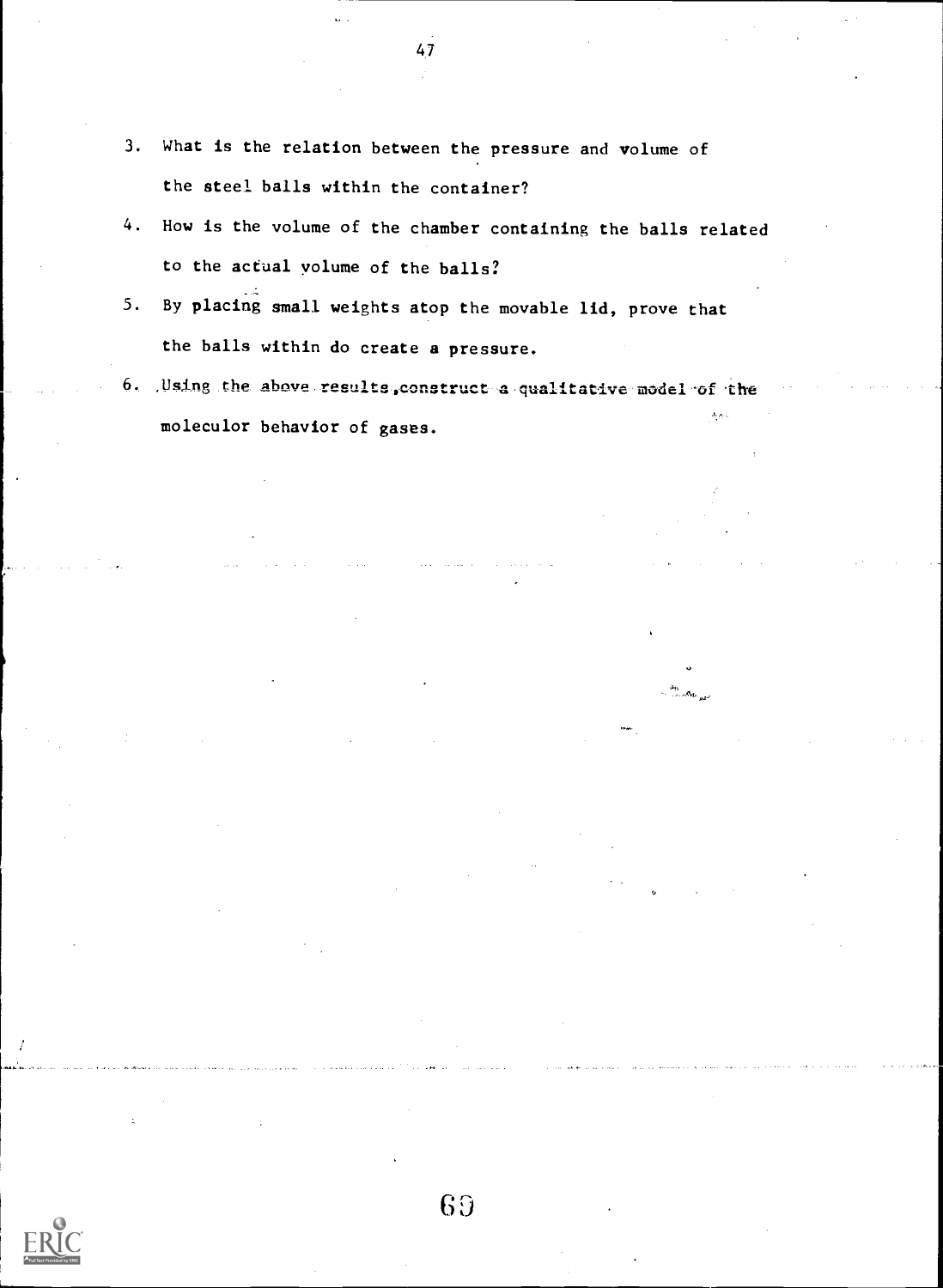3. What is the relation between the pressure and volume of the steel balls within the container?
4. How is the volume of the chamber containing the balls related to the actual volume of the balls?
5. By placing small weights atop the movable lid, prove that the balls within do create a pressure.
6. Using the above results, construct a qualitative model of the moleculor behavior of gases.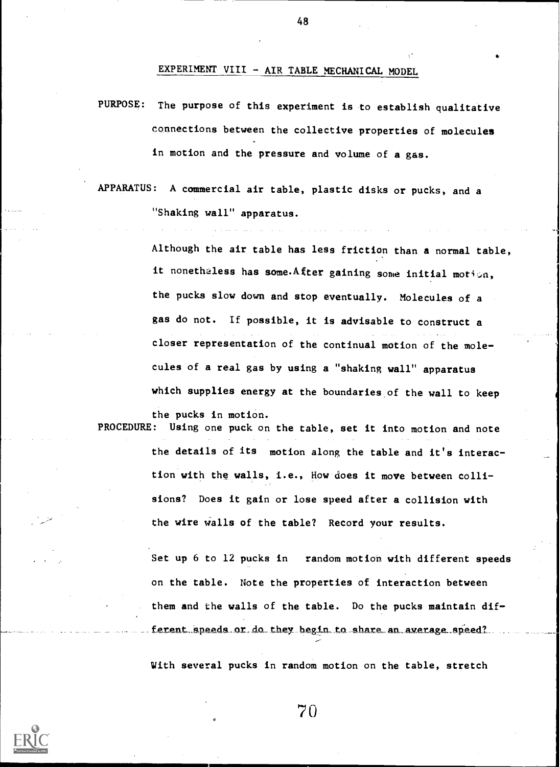## EXPERIMENT VIII - AIR TABLE MECHANICAL MODEL

PURPOSE: The purpose of this experiment is to establish qualitative connections between the collective properties of molecules in motion and the pressure and volume of a gas.

APPARATUS: A commercial air table, plastic disks or pucks, and a "Shaking wall" apparatus.

Although the air table has less friction than a normal table, it nonetheless has some. After gaining some initial motion, the pucks slow down and stop eventually. Molecules of a gas do not. If possible, it is advisable to construct a closer representation of the continual motion of the molecules of a real gas by using a "shaking wall" apparatus which supplies energy at the boundaries of the wall to keep the pucks in motion.

PROCEDURE: Using one puck on the table, set it into motion and note the details of its motion along the table and it's interaction with the walls, i.e., How does it move between collisions? Does it gain or lose speed after a collision with the wire walls of the table? Record your results.

Set up 6 to 12 pucks in random motion with different speeds on the table. Note the properties of interaction between them and the walls of the table. Do the pucks maintain different speeds or do they begin to share an average speed?

With several pucks in random motion on the table, stretch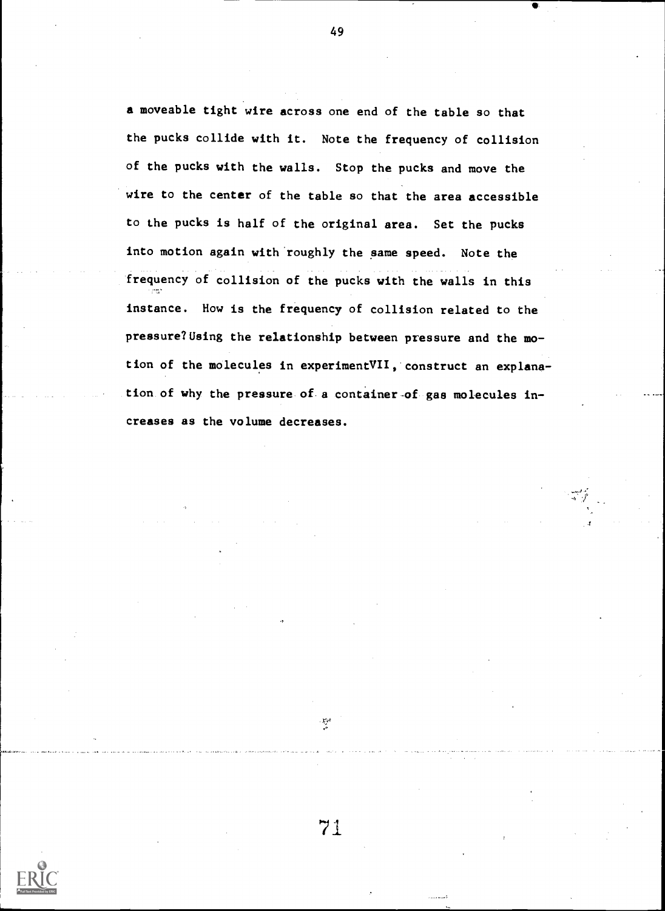a moveable tight wire across one end of the table so that the pucks collide with it. Note the frequency of collision of the pucks with the walls. Stop the pucks and move the wire to the center of the table so that the area accessible to the pucks is half of the original area. Set the pucks into motion again with roughly the same speed. Note the frequency of collision of the pucks with the walls in this instance. How is the frequency of collision related to the pressure? Using the relationship between pressure and the motion of the molecules in experimentVII, construct an explanation of why the pressure of a container of gas molecules increases as the volume decreases.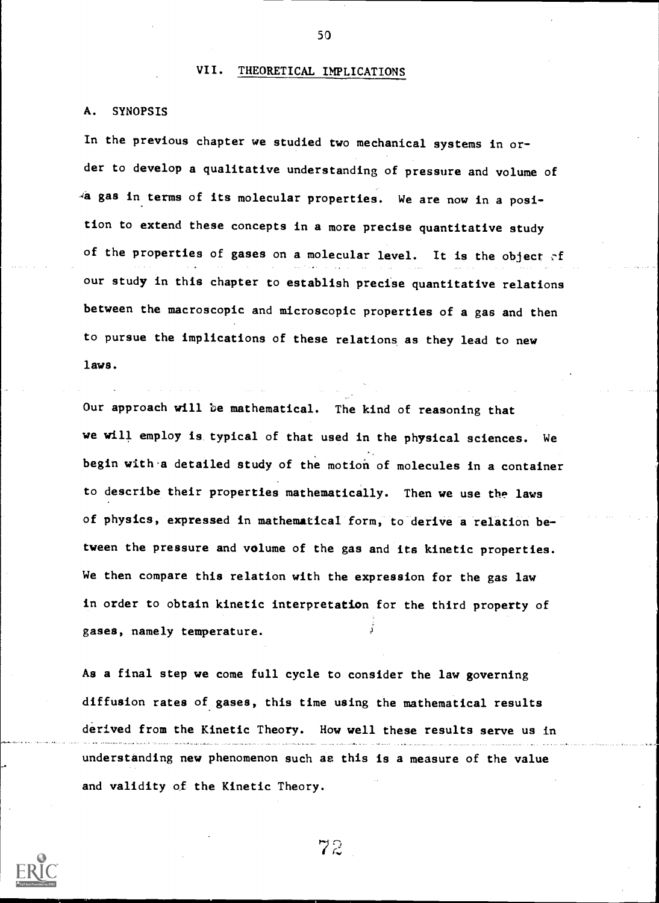## VII. THEORETICAL IMPLICATIONS

### A. SYNOPSIS

In the previous chapter we studied two mechanical systems in order to develop a qualitative understanding of pressure and volume of a gas in terms of its molecular properties. We are now in a position to extend these concepts in a more precise quantitative study of the properties of gases on a molecular level. It is the object of our study in this chapter to establish precise quantitative relations between the macroscopic and microscopic properties of a gas and then to pursue the implications of these relations as they lead to new laws.

Our approach will be mathematical. The kind of reasoning that we will employ is typical of that used in the physical sciences. We begin with a detailed study of the motion of molecules in a container to describe their properties mathematically. Then we use the laws of physics, expressed in mathematical form, to derive a relation between the pressure and volume of the gas and its kinetic properties. We then compare this relation with the expression for the gas law in order to obtain kinetic interpretation for the third property of gases, namely temperature.

As a final step we come full cycle to consider the law governing diffusion rates of gases, this time using the mathematical results derived from the Kinetic Theory. How well these results serve us in understanding new phenomenon such as this is a measure of the value and validity of the Kinetic Theory.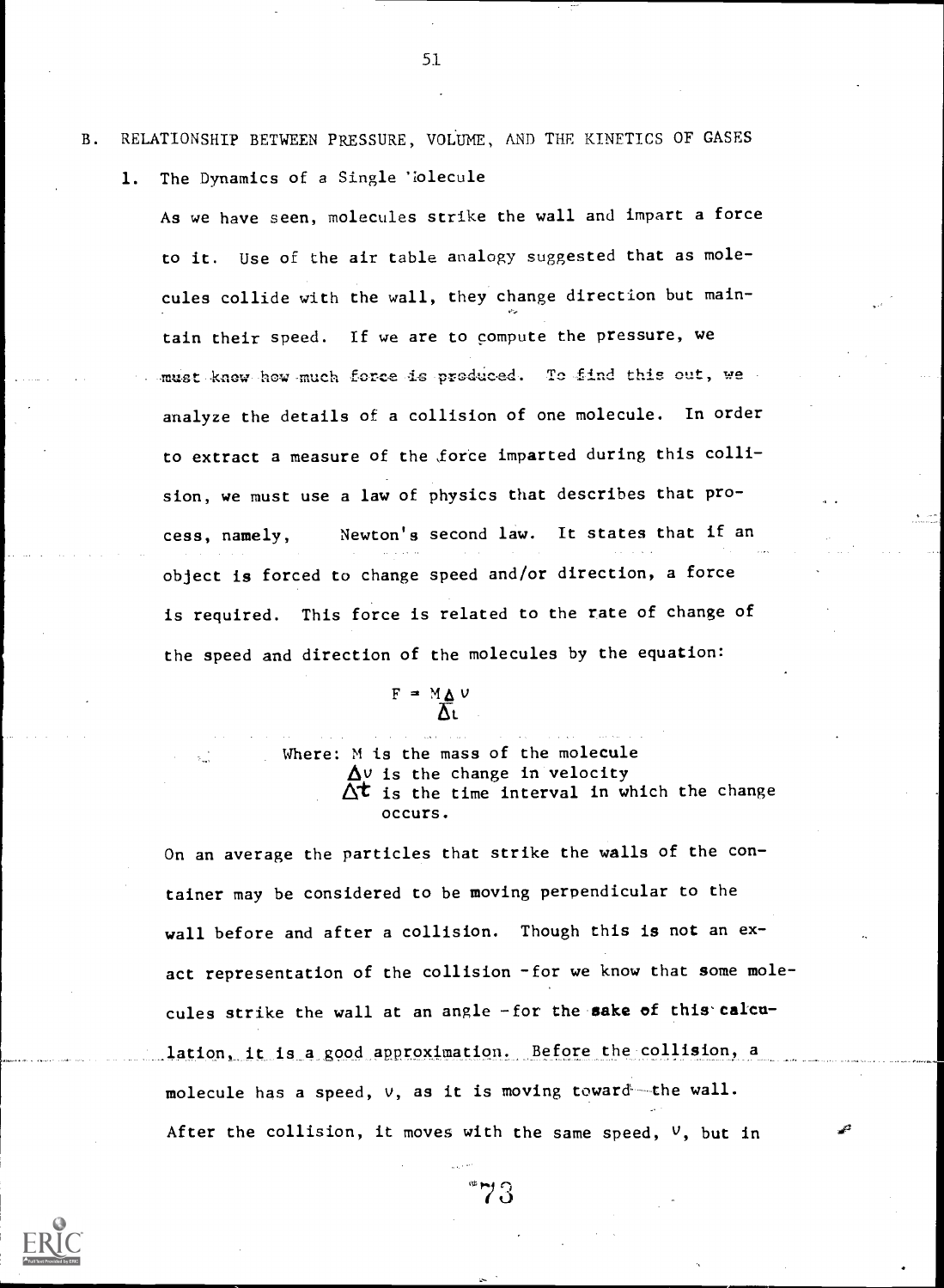B. RELATIONSHIP BETWEEN PRESSURE, VOLUME, AND THE KINETICS OF GASES

1. The Dynamics of a Single Molecule

As we have seen, molecules strike the wall and impart a force to it. Use of the air table analogy suggested that as molecules collide with the wall, they change direction but maintain their speed. If we are to compute the pressure, we must know how much force is produced. To find this out, we analyze the details of a collision of one molecule. In order to extract a measure of the force imparted during this collision, we must use a law of physics that describes that process, namely, Newton's second law. It states that if an object is forced to change speed and/or direction, a force is required. This force is related to the rate of change of the speed and direction of the molecules by the equation:

$$F = \frac{M \Delta v}{\Delta t}$$

Where: M is the mass of the molecule
$\Delta v$ is the change in velocity
$\Delta t$ is the time interval in which the change occurs.

On an average the particles that strike the walls of the container may be considered to be moving perpendicular to the wall before and after a collision. Though this is not an exact representation of the collision - for we know that some molecules strike the wall at an angle - for the sake of this calculation, it is a good approximation. Before the collision, a molecule has a speed, $v$, as it is moving toward the wall. After the collision, it moves with the same speed, $v$, but in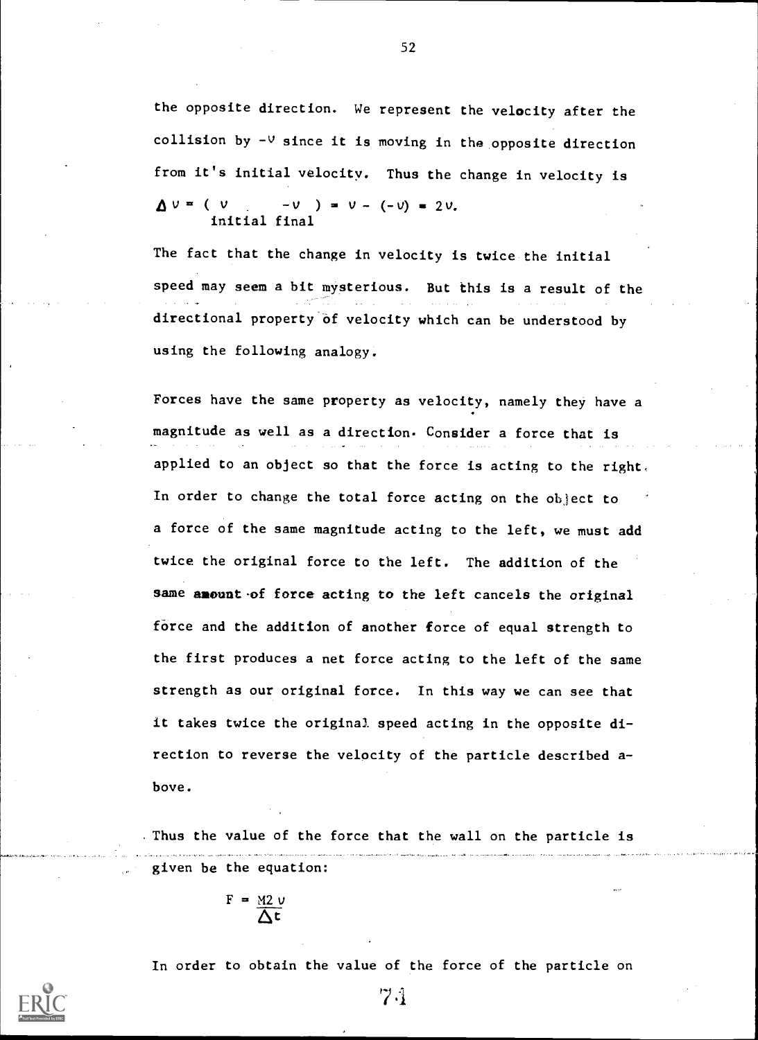the opposite direction. We represent the velocity after the collision by $-v$ since it is moving in the opposite direction from it's initial velocity. Thus the change in velocity is

$$\Delta v = (v_{\text{initial}} - v_{\text{final}}) = v - (-v) = 2v.$$

The fact that the change in velocity is twice the initial speed may seem a bit mysterious. But this is a result of the directional property of velocity which can be understood by using the following analogy.

Forces have the same property as velocity, namely they have a magnitude as well as a direction. Consider a force that is applied to an object so that the force is acting to the right. In order to change the total force acting on the object to a force of the same magnitude acting to the left, we must add twice the original force to the left. The addition of the same amount of force acting to the left cancels the original force and the addition of another force of equal strength to the first produces a net force acting to the left of the same strength as our original force. In this way we can see that it takes twice the original speed acting in the opposite direction to reverse the velocity of the particle described above.

Thus the value of the force that the wall on the particle is given be the equation:

$$F = \frac{M2v}{\Delta t}$$

In order to obtain the value of the force of the particle on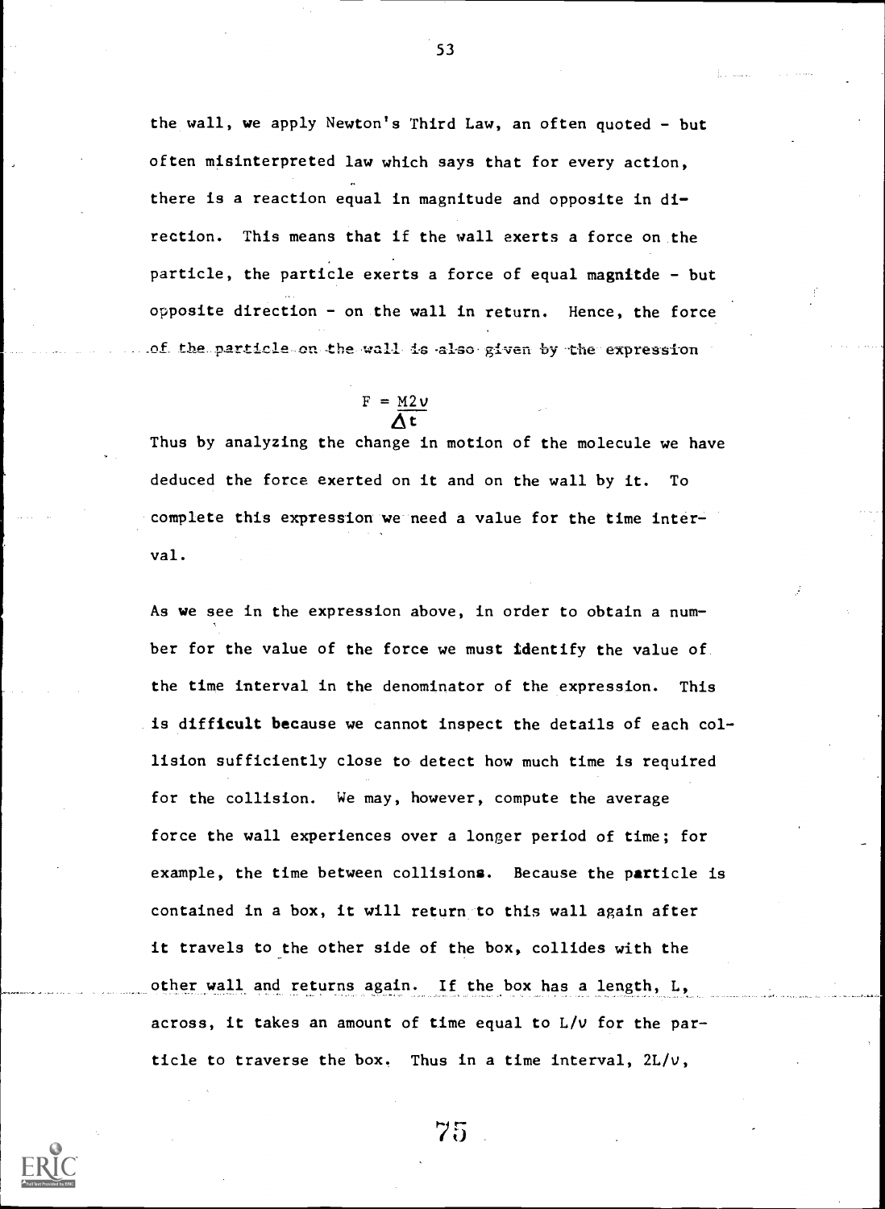the wall, we apply Newton's Third Law, an often quoted - but often misinterpreted law which says that for every action, there is a reaction equal in magnitude and opposite in direction. This means that if the wall exerts a force on the particle, the particle exerts a force of equal magnitde - but opposite direction - on the wall in return. Hence, the force of the particle on the wall is also given by the expression

$$F = \frac{M2v}{\Delta t}$$

Thus by analyzing the change in motion of the molecule we have deduced the force exerted on it and on the wall by it. To complete this expression we need a value for the time interval.

As we see in the expression above, in order to obtain a number for the value of the force we must identify the value of the time interval in the denominator of the expression. This is difficult because we cannot inspect the details of each collision sufficiently close to detect how much time is required for the collision. We may, however, compute the average force the wall experiences over a longer period of time; for example, the time between collisions. Because the particle is contained in a box, it will return to this wall again after it travels to the other side of the box, collides with the other wall and returns again. If the box has a length, L, across, it takes an amount of time equal to $L/v$ for the particle to traverse the box. Thus in a time interval, $2L/v$,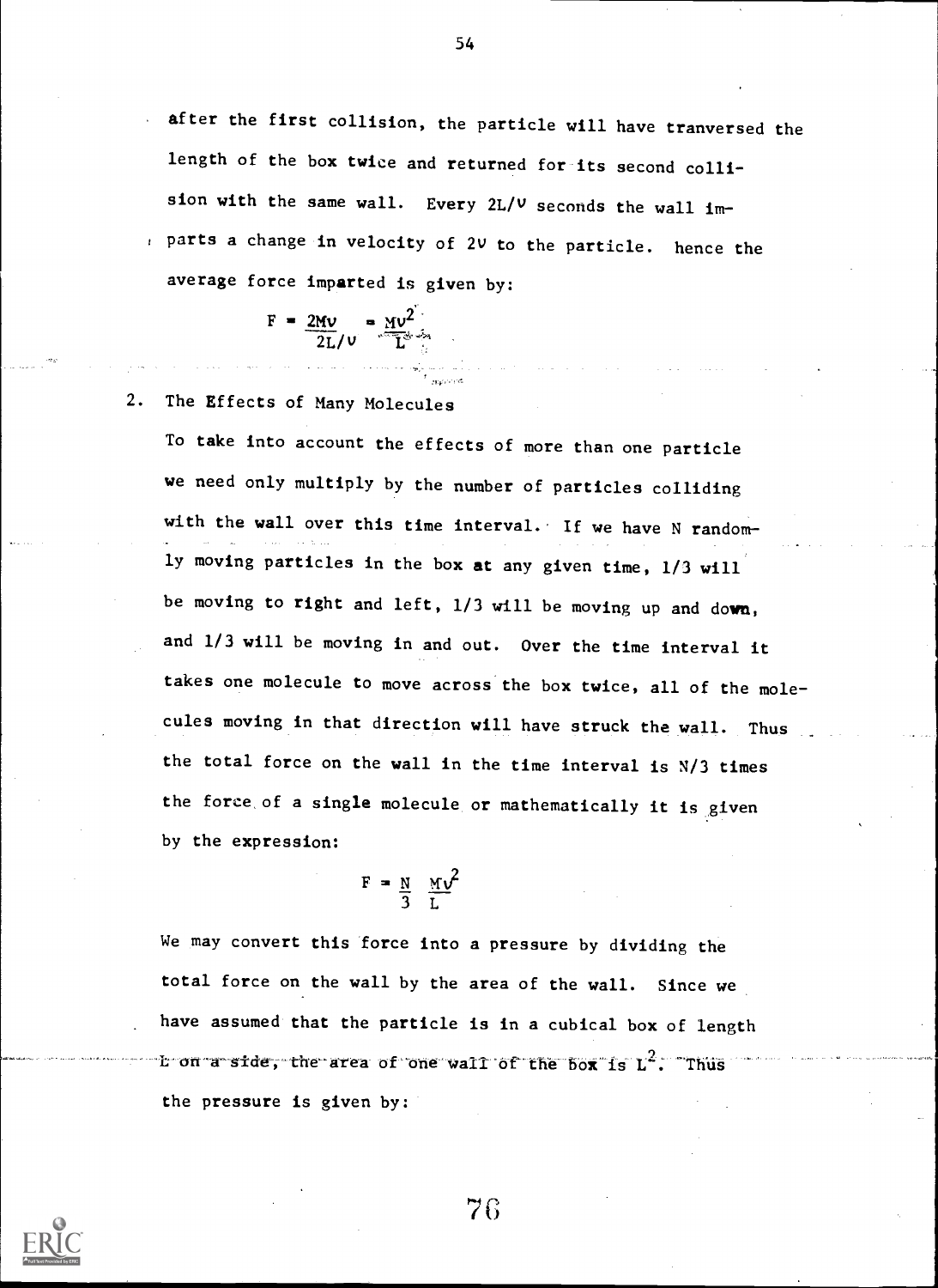after the first collision, the particle will have tranversed the length of the box twice and returned for its second collision with the same wall. Every $2L/v$ seconds the wall imparts a change in velocity of $2v$ to the particle. hence the average force imparted is given by:

$$F = \frac{2Mv}{2L/v} = \frac{Mv^2}{L}$$

2. The Effects of Many Molecules

To take into account the effects of more than one particle we need only multiply by the number of particles colliding with the wall over this time interval. If we have N randomly moving particles in the box at any given time, 1/3 will be moving to right and left, 1/3 will be moving up and down, and 1/3 will be moving in and out. Over the time interval it takes one molecule to move across the box twice, all of the molecules moving in that direction will have struck the wall. Thus the total force on the wall in the time interval is N/3 times the force of a single molecule or mathematically it is given by the expression:

$$F = \frac{N}{3} \frac{Mv^2}{L}$$

We may convert this force into a pressure by dividing the total force on the wall by the area of the wall. Since we have assumed that the particle is in a cubical box of length L on a side, the area of one wall of the box is $L^2$. Thus the pressure is given by: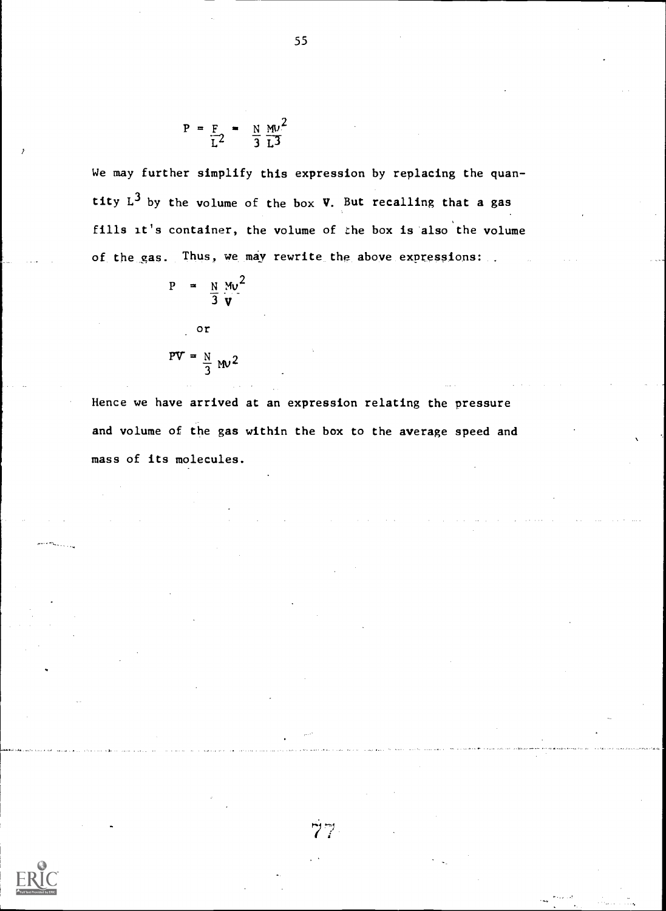$$P = \frac{F}{L^2} = \frac{N}{3}\frac{M\upsilon^2}{L^3}$$

We may further simplify this expression by replacing the quantity $L^3$ by the volume of the box **V**. But recalling that a gas fills it's container, the volume of the box is also the volume of the gas. Thus, we may rewrite the above expressions:

$$P = \frac{N}{3}\frac{M\upsilon^2}{V}$$

or

$$PV = \frac{N}{3} M\upsilon^2$$

Hence we have arrived at an expression relating the pressure and volume of the gas within the box to the average speed and mass of its molecules.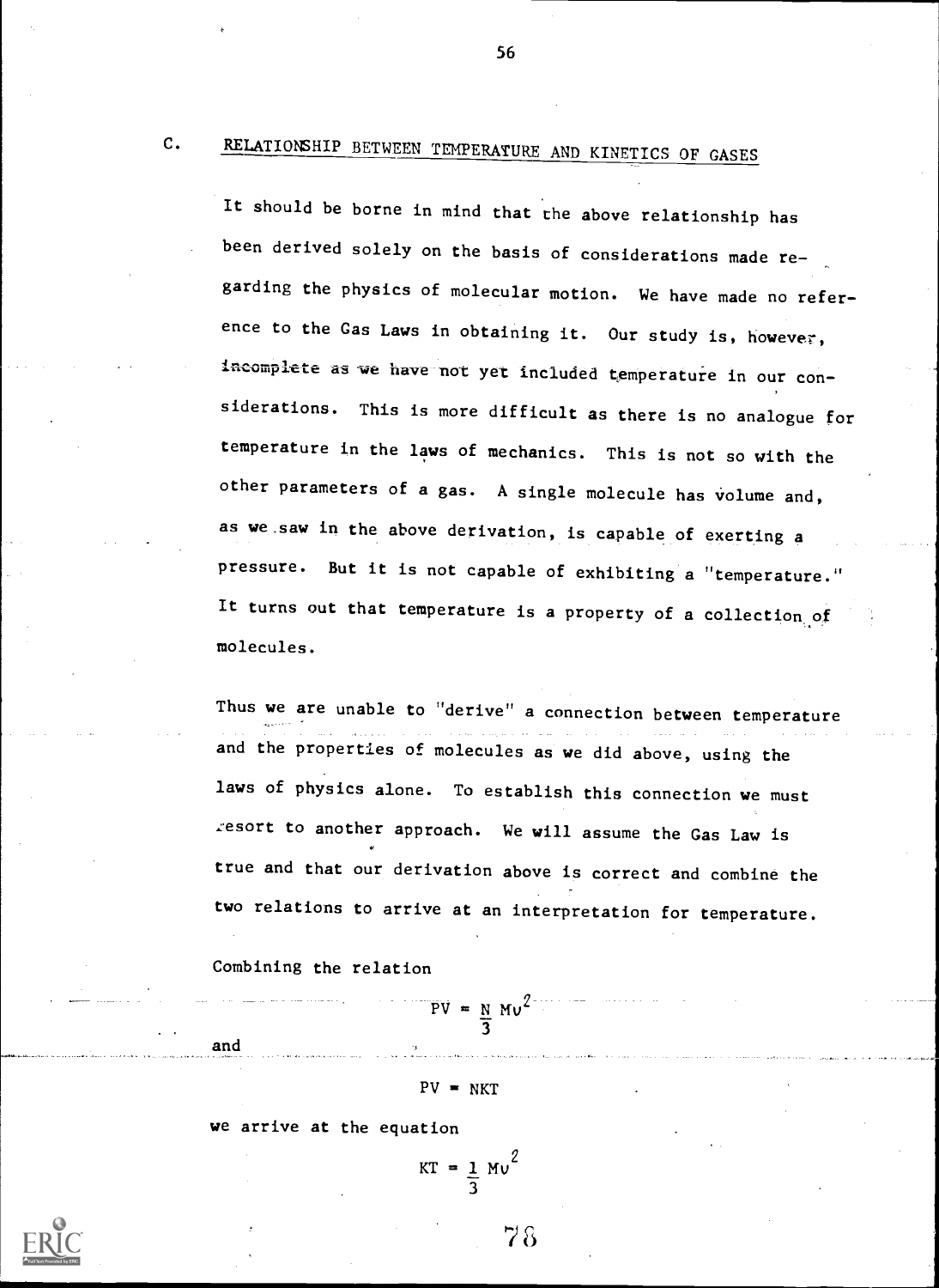## C. RELATIONSHIP BETWEEN TEMPERATURE AND KINETICS OF GASES

It should be borne in mind that the above relationship has been derived solely on the basis of considerations made regarding the physics of molecular motion. We have made no reference to the Gas Laws in obtaining it. Our study is, however, incomplete as we have not yet included temperature in our considerations. This is more difficult as there is no analogue for temperature in the laws of mechanics. This is not so with the other parameters of a gas. A single molecule has volume and, as we saw in the above derivation, is capable of exerting a pressure. But it is not capable of exhibiting a "temperature." It turns out that temperature is a property of a collection of molecules.

Thus we are unable to "derive" a connection between temperature and the properties of molecules as we did above, using the laws of physics alone. To establish this connection we must resort to another approach. We will assume the Gas Law is true and that our derivation above is correct and combine the two relations to arrive at an interpretation for temperature.

Combining the relation

$$PV = \frac{N}{3} Mv^2$$

and

$$PV = NKT$$

we arrive at the equation

$$KT = \frac{1}{3} Mv^2$$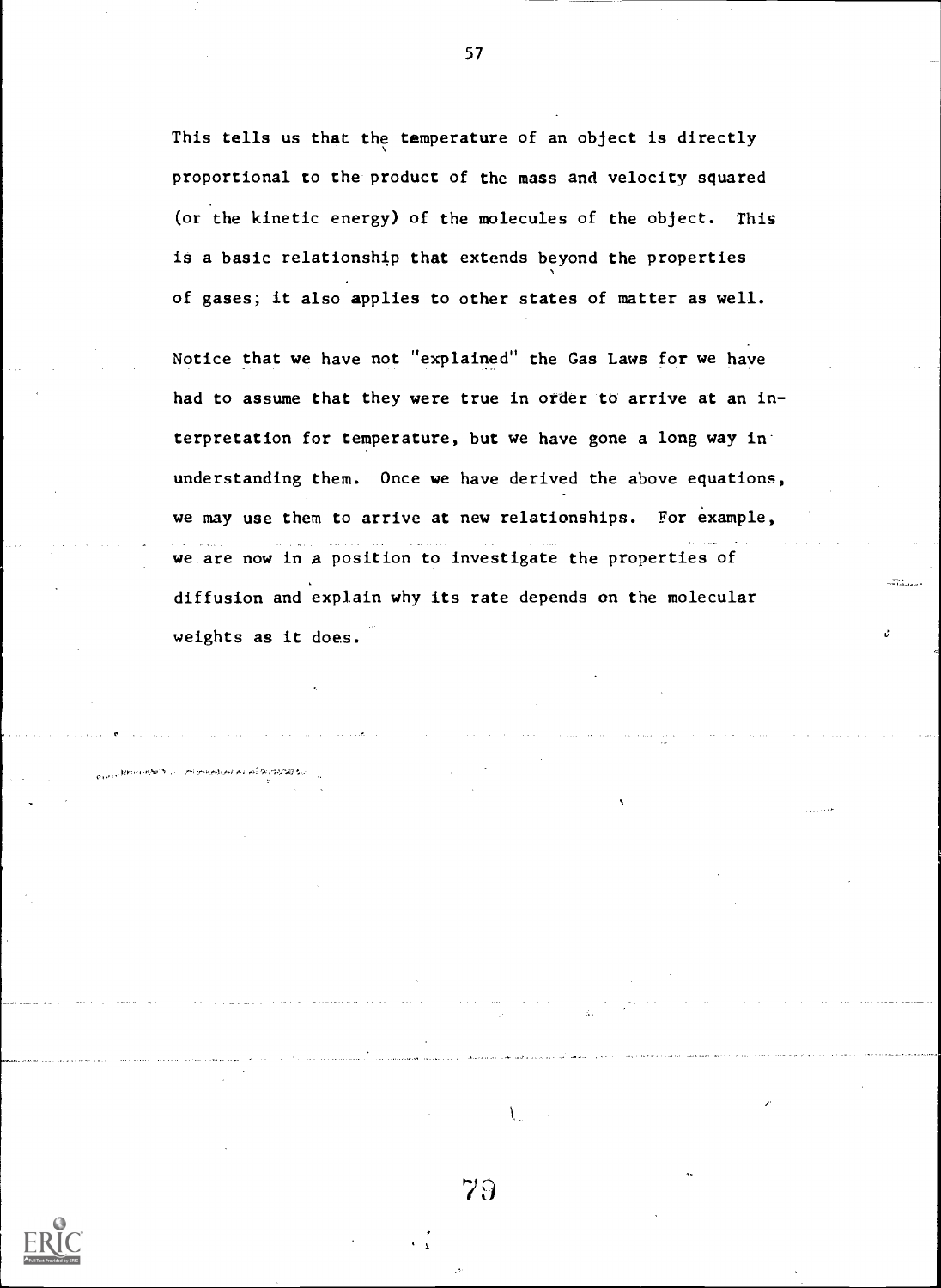This tells us that the temperature of an object is directly proportional to the product of the mass and velocity squared (or the kinetic energy) of the molecules of the object. This is a basic relationship that extends beyond the properties of gases; it also applies to other states of matter as well.

Notice that we have not "explained" the Gas Laws for we have had to assume that they were true in order to arrive at an interpretation for temperature, but we have gone a long way in understanding them. Once we have derived the above equations, we may use them to arrive at new relationships. For example, we are now in a position to investigate the properties of diffusion and explain why its rate depends on the molecular weights as it does.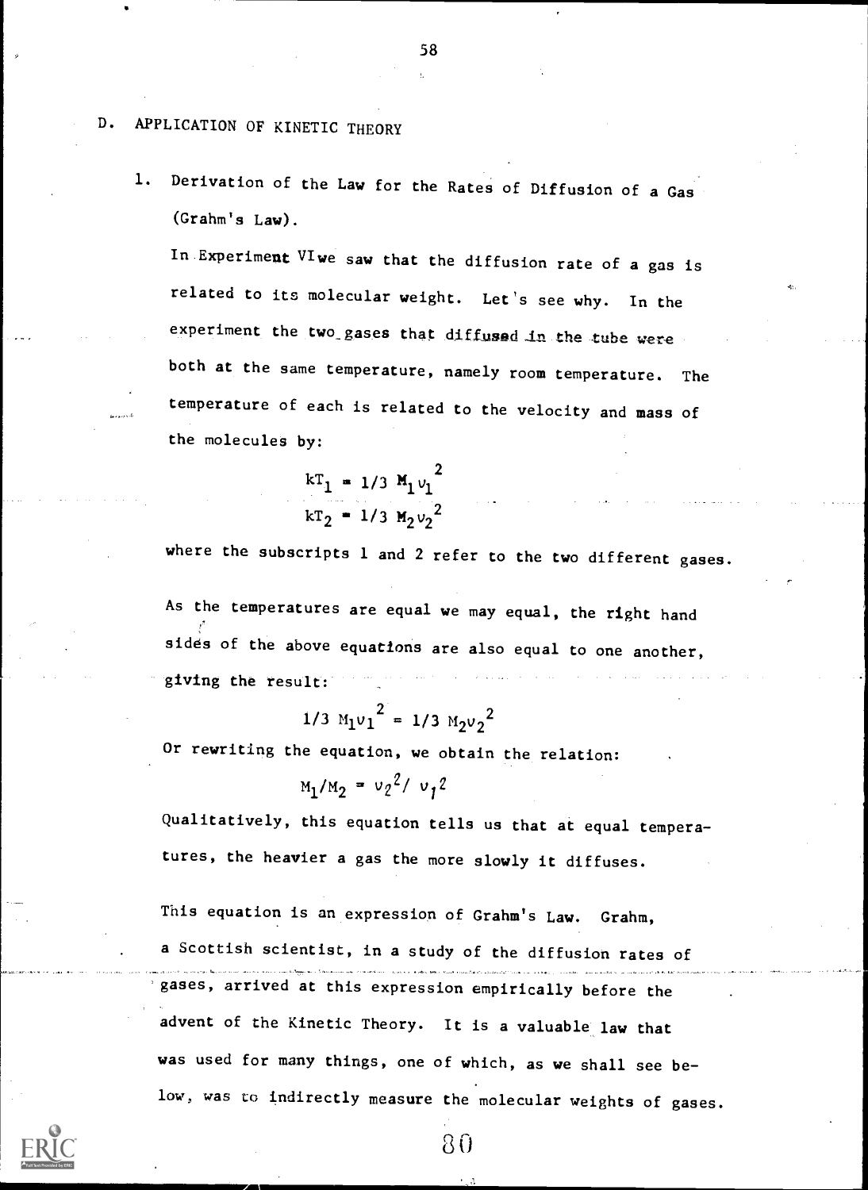## D. APPLICATION OF KINETIC THEORY

1. Derivation of the Law for the Rates of Diffusion of a Gas (Grahm's Law).

   In Experiment VI we saw that the diffusion rate of a gas is related to its molecular weight. Let's see why. In the experiment the two gases that diffused in the tube were both at the same temperature, namely room temperature. The temperature of each is related to the velocity and mass of the molecules by:

   $$kT_1 = 1/3\ M_1 v_1^2$$
   $$kT_2 = 1/3\ M_2 v_2^2$$

   where the subscripts 1 and 2 refer to the two different gases.

   As the temperatures are equal we may equal, the right hand sides of the above equations are also equal to one another, giving the result:

   $$1/3\ M_1 v_1^2 = 1/3\ M_2 v_2^2$$

   Or rewriting the equation, we obtain the relation:

   $$M_1/M_2 = v_2^2/\ v_1^2$$

   Qualitatively, this equation tells us that at equal temperatures, the heavier a gas the more slowly it diffuses.

   This equation is an expression of Grahm's Law. Grahm, a Scottish scientist, in a study of the diffusion rates of gases, arrived at this expression empirically before the advent of the Kinetic Theory. It is a valuable law that was used for many things, one of which, as we shall see below, was to indirectly measure the molecular weights of gases.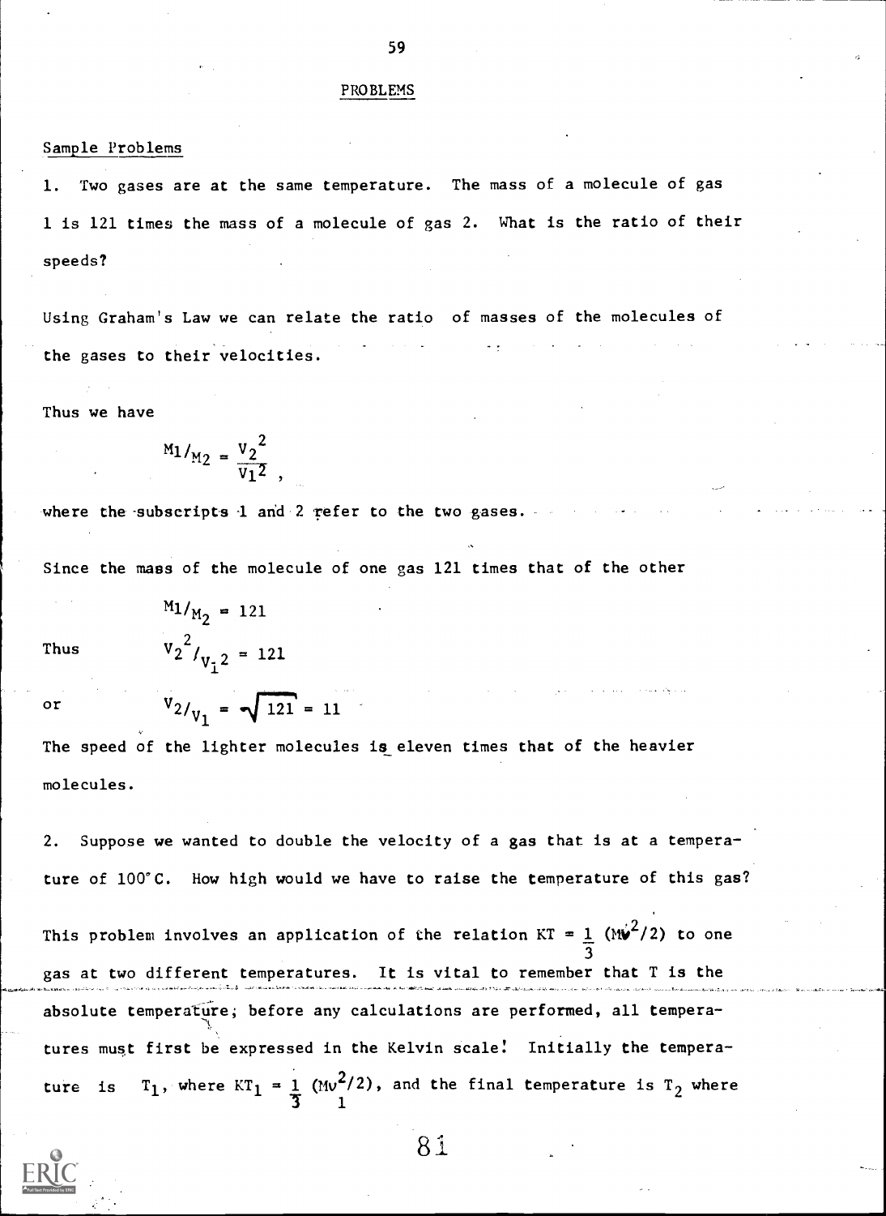## PROBLEMS

### Sample Problems

1. Two gases are at the same temperature. The mass of a molecule of gas 1 is 121 times the mass of a molecule of gas 2. What is the ratio of their speeds?

Using Graham's Law we can relate the ratio of masses of the molecules of the gases to their velocities.

Thus we have

$$M_1/M_2 = \frac{V_2^2}{V_1^2},$$

where the subscripts 1 and 2 refer to the two gases.

Since the mass of the molecule of one gas 121 times that of the other

$$M_1/M_2 = 121$$

Thus $$V_2^2/V_1^2 = 121$$

or $$V_2/V_1 = \sqrt{121} = 11$$

The speed of the lighter molecules is eleven times that of the heavier molecules.

2. Suppose we wanted to double the velocity of a gas that is at a temperature of 100°C. How high would we have to raise the temperature of this gas?

This problem involves an application of the relation $KT = \frac{1}{3}(Mv^2/2)$ to one gas at two different temperatures. It is vital to remember that T is the absolute temperature; before any calculations are performed, all temperatures must first be expressed in the Kelvin scale! Initially the temperature is $T_1$, where $KT_1 = \frac{1}{3}(Mv_1^2/2)$, and the final temperature is $T_2$ where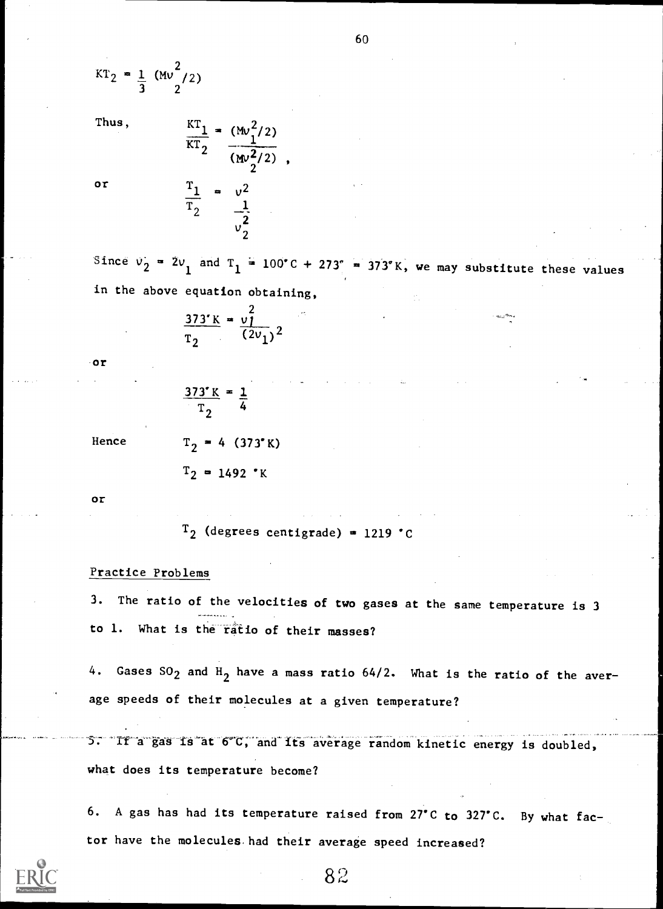$$KT_2 = \frac{1}{3} (Mv_2^2/2)$$

Thus,

$$\frac{KT_1}{KT_2} = \frac{(Mv_1^2/2)}{(Mv_2^2/2)},$$

or

$$\frac{T_1}{T_2} = \frac{v_1^2}{v_2^2}$$

Since $v_2 = 2v_1$ and $T_1 = 100°C + 273° = 373°K$, we may substitute these values in the above equation obtaining,

$$\frac{373°K}{T_2} = \frac{v_1^2}{(2v_1)^2}$$

or

$$\frac{373°K}{T_2} = \frac{1}{4}$$

Hence

$$T_2 = 4\ (373°K)$$

$$T_2 = 1492\ °K$$

or

$$T_2 \text{ (degrees centigrade)} = 1219\ °C$$

Practice Problems

3. The ratio of the velocities of two gases at the same temperature is 3 to 1. What is the ratio of their masses?

4. Gases $SO_2$ and $H_2$ have a mass ratio 64/2. What is the ratio of the average speeds of their molecules at a given temperature?

5. If a gas is at 6°C, and its average random kinetic energy is doubled, what does its temperature become?

6. A gas has had its temperature raised from 27°C to 327°C. By what factor have the molecules had their average speed increased?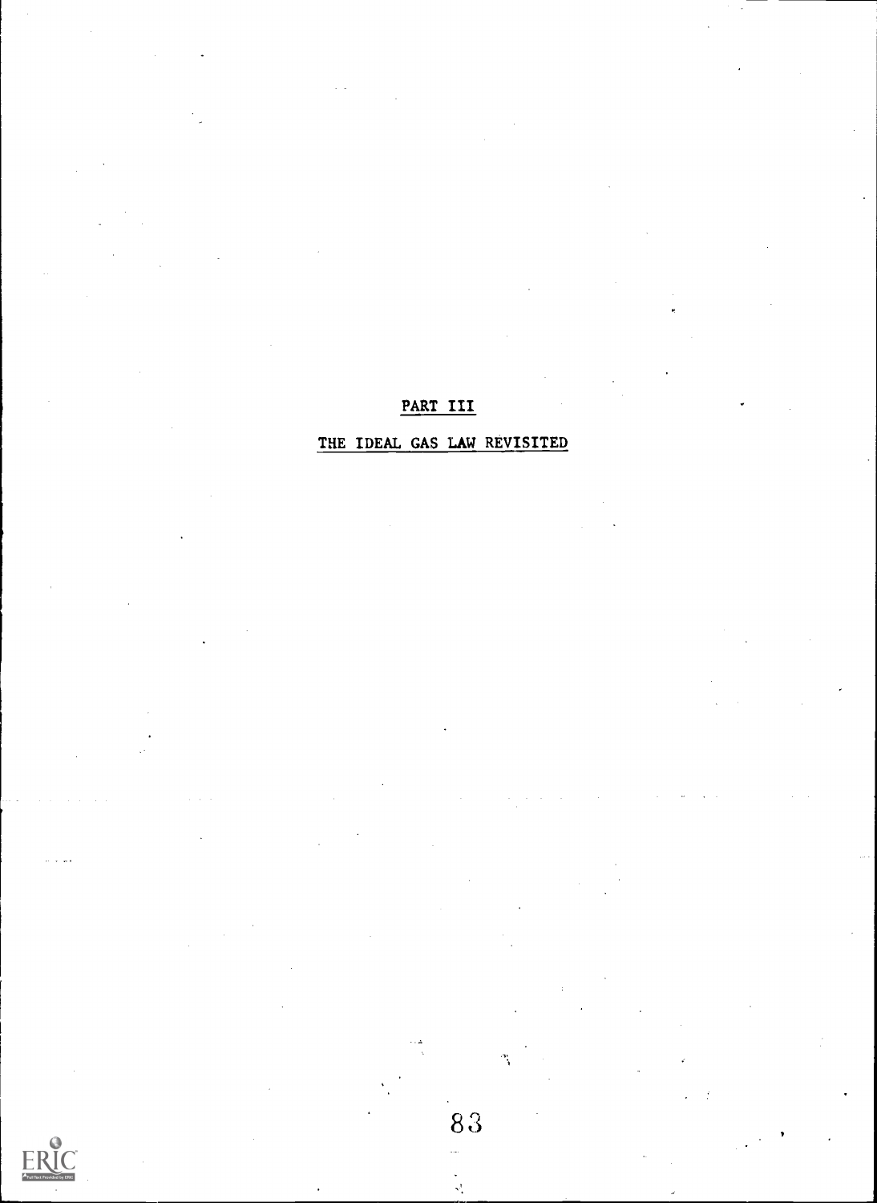# PART III

## THE IDEAL GAS LAW REVISITED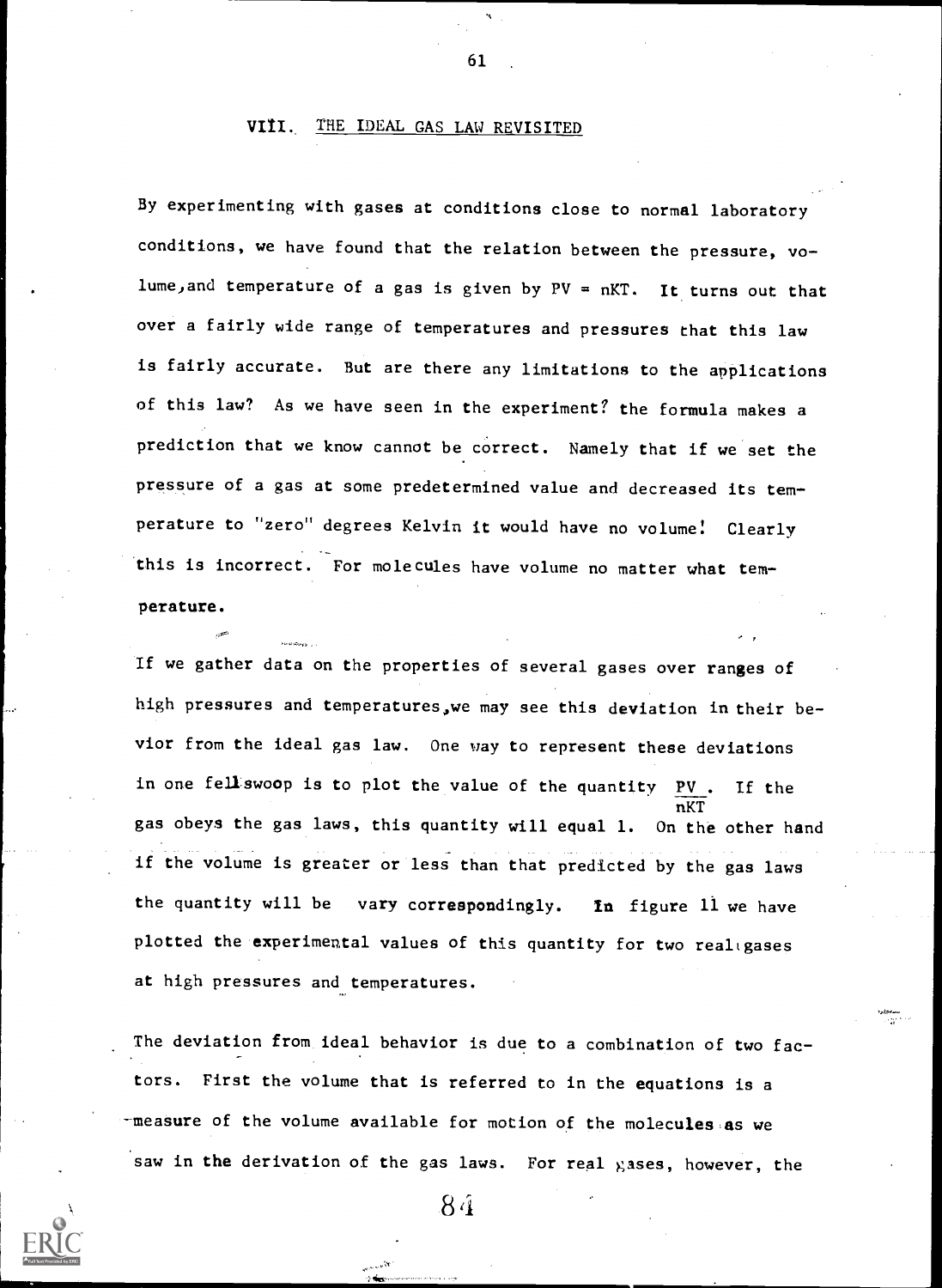## VIII. THE IDEAL GAS LAW REVISITED

By experimenting with gases at conditions close to normal laboratory conditions, we have found that the relation between the pressure, volume, and temperature of a gas is given by $PV = nKT$. It turns out that over a fairly wide range of temperatures and pressures that this law is fairly accurate. But are there any limitations to the applications of this law? As we have seen in the experiment? the formula makes a prediction that we know cannot be correct. Namely that if we set the pressure of a gas at some predetermined value and decreased its temperature to "zero" degrees Kelvin it would have no volume! Clearly this is incorrect. For molecules have volume no matter what temperature.

If we gather data on the properties of several gases over ranges of high pressures and temperatures, we may see this deviation in their bevior from the ideal gas law. One way to represent these deviations in one fell swoop is to plot the value of the quantity $\frac{PV}{nKT}$. If the gas obeys the gas laws, this quantity will equal 1. On the other hand if the volume is greater or less than that predicted by the gas laws the quantity will be vary correspondingly. In figure 11 we have plotted the experimental values of this quantity for two real gases at high pressures and temperatures.

The deviation from ideal behavior is due to a combination of two factors. First the volume that is referred to in the equations is a measure of the volume available for motion of the molecules as we saw in the derivation of the gas laws. For real gases, however, the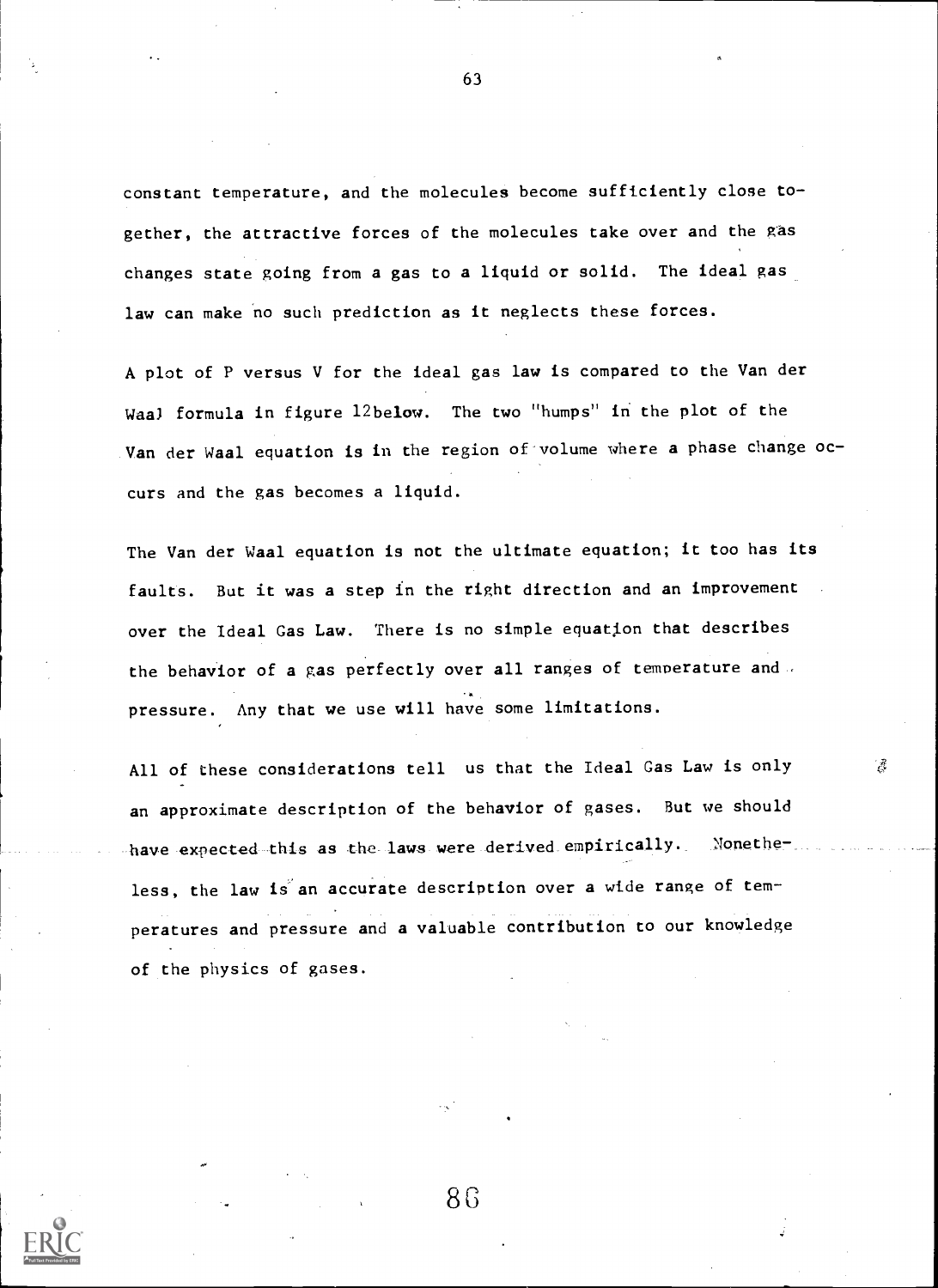constant temperature, and the molecules become sufficiently close together, the attractive forces of the molecules take over and the gas changes state going from a gas to a liquid or solid. The ideal gas law can make no such prediction as it neglects these forces.

A plot of P versus V for the ideal gas law is compared to the Van der Waal formula in figure 12below. The two "humps" in the plot of the Van der Waal equation is in the region of volume where a phase change occurs and the gas becomes a liquid.

The Van der Waal equation is not the ultimate equation; it too has its faults. But it was a step in the right direction and an improvement over the Ideal Gas Law. There is no simple equation that describes the behavior of a gas perfectly over all ranges of temperature and pressure. Any that we use will have some limitations.

All of these considerations tell us that the Ideal Gas Law is only an approximate description of the behavior of gases. But we should have expected this as the laws were derived empirically. Nonetheless, the law is an accurate description over a wide range of temperatures and pressure and a valuable contribution to our knowledge of the physics of gases.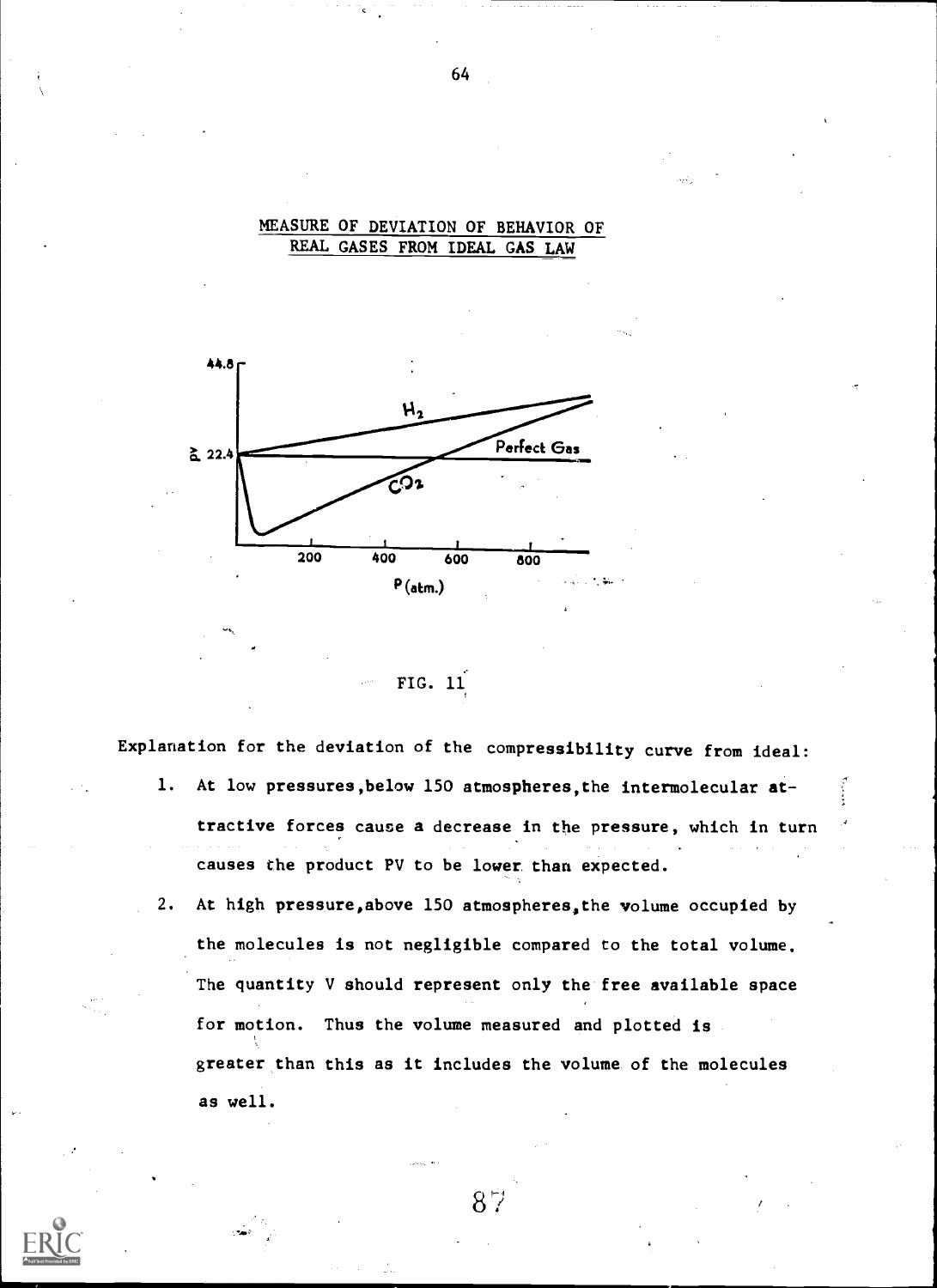## MEASURE OF DEVIATION OF BEHAVIOR OF REAL GASES FROM IDEAL GAS LAW

FIG. 11

Explanation for the deviation of the compressibility curve from ideal:

1. At low pressures, below 150 atmospheres, the intermolecular attractive forces cause a decrease in the pressure, which in turn causes the product PV to be lower than expected.
2. At high pressure, above 150 atmospheres, the volume occupied by the molecules is not negligible compared to the total volume. The quantity V should represent only the free available space for motion. Thus the volume measured and plotted is greater than this as it includes the volume of the molecules as well.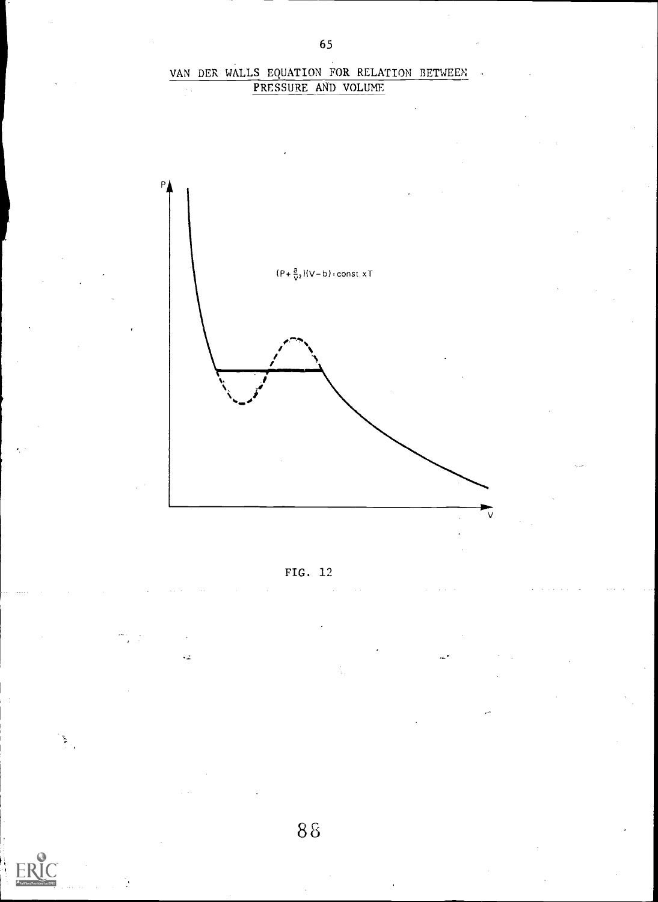## VAN DER WALLS EQUATION FOR RELATION BETWEEN PRESSURE AND VOLUME

P

$(P + \frac{a}{V^2})(V - b) = \text{const.} \times T$

V

FIG. 12